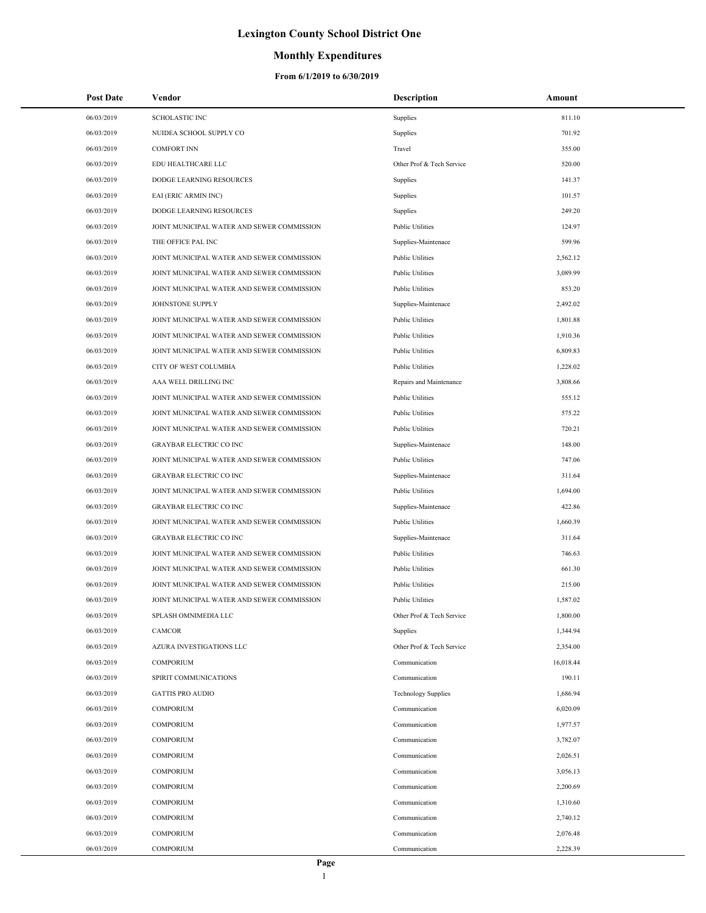# Lexington County School District One

## Monthly Expenditures

### From 6/1/2019 to 6/30/2019

| Post Date | Vendor | Description | Amount |
|---|---|---|---|
| 06/03/2019 | SCHOLASTIC INC | Supplies | 811.10 |
| 06/03/2019 | NUIDEA SCHOOL SUPPLY CO | Supplies | 701.92 |
| 06/03/2019 | COMFORT INN | Travel | 355.00 |
| 06/03/2019 | EDU HEALTHCARE LLC | Other Prof & Tech Service | 520.00 |
| 06/03/2019 | DODGE LEARNING RESOURCES | Supplies | 141.37 |
| 06/03/2019 | EAI (ERIC ARMIN INC) | Supplies | 101.57 |
| 06/03/2019 | DODGE LEARNING RESOURCES | Supplies | 249.20 |
| 06/03/2019 | JOINT MUNICIPAL WATER AND SEWER COMMISSION | Public Utilities | 124.97 |
| 06/03/2019 | THE OFFICE PAL INC | Supplies-Maintenace | 599.96 |
| 06/03/2019 | JOINT MUNICIPAL WATER AND SEWER COMMISSION | Public Utilities | 2,562.12 |
| 06/03/2019 | JOINT MUNICIPAL WATER AND SEWER COMMISSION | Public Utilities | 3,089.99 |
| 06/03/2019 | JOINT MUNICIPAL WATER AND SEWER COMMISSION | Public Utilities | 853.20 |
| 06/03/2019 | JOHNSTONE SUPPLY | Supplies-Maintenace | 2,492.02 |
| 06/03/2019 | JOINT MUNICIPAL WATER AND SEWER COMMISSION | Public Utilities | 1,801.88 |
| 06/03/2019 | JOINT MUNICIPAL WATER AND SEWER COMMISSION | Public Utilities | 1,910.36 |
| 06/03/2019 | JOINT MUNICIPAL WATER AND SEWER COMMISSION | Public Utilities | 6,809.83 |
| 06/03/2019 | CITY OF WEST COLUMBIA | Public Utilities | 1,228.02 |
| 06/03/2019 | AAA WELL DRILLING INC | Repairs and Maintenance | 3,808.66 |
| 06/03/2019 | JOINT MUNICIPAL WATER AND SEWER COMMISSION | Public Utilities | 555.12 |
| 06/03/2019 | JOINT MUNICIPAL WATER AND SEWER COMMISSION | Public Utilities | 575.22 |
| 06/03/2019 | JOINT MUNICIPAL WATER AND SEWER COMMISSION | Public Utilities | 720.21 |
| 06/03/2019 | GRAYBAR ELECTRIC CO INC | Supplies-Maintenace | 148.00 |
| 06/03/2019 | JOINT MUNICIPAL WATER AND SEWER COMMISSION | Public Utilities | 747.06 |
| 06/03/2019 | GRAYBAR ELECTRIC CO INC | Supplies-Maintenace | 311.64 |
| 06/03/2019 | JOINT MUNICIPAL WATER AND SEWER COMMISSION | Public Utilities | 1,694.00 |
| 06/03/2019 | GRAYBAR ELECTRIC CO INC | Supplies-Maintenace | 422.86 |
| 06/03/2019 | JOINT MUNICIPAL WATER AND SEWER COMMISSION | Public Utilities | 1,660.39 |
| 06/03/2019 | GRAYBAR ELECTRIC CO INC | Supplies-Maintenace | 311.64 |
| 06/03/2019 | JOINT MUNICIPAL WATER AND SEWER COMMISSION | Public Utilities | 746.63 |
| 06/03/2019 | JOINT MUNICIPAL WATER AND SEWER COMMISSION | Public Utilities | 661.30 |
| 06/03/2019 | JOINT MUNICIPAL WATER AND SEWER COMMISSION | Public Utilities | 215.00 |
| 06/03/2019 | JOINT MUNICIPAL WATER AND SEWER COMMISSION | Public Utilities | 1,587.02 |
| 06/03/2019 | SPLASH OMNIMEDIA LLC | Other Prof & Tech Service | 1,800.00 |
| 06/03/2019 | CAMCOR | Supplies | 1,344.94 |
| 06/03/2019 | AZURA INVESTIGATIONS LLC | Other Prof & Tech Service | 2,354.00 |
| 06/03/2019 | COMPORIUM | Communication | 16,018.44 |
| 06/03/2019 | SPIRIT COMMUNICATIONS | Communication | 190.11 |
| 06/03/2019 | GATTIS PRO AUDIO | Technology Supplies | 1,686.94 |
| 06/03/2019 | COMPORIUM | Communication | 6,020.09 |
| 06/03/2019 | COMPORIUM | Communication | 1,977.57 |
| 06/03/2019 | COMPORIUM | Communication | 3,782.07 |
| 06/03/2019 | COMPORIUM | Communication | 2,026.51 |
| 06/03/2019 | COMPORIUM | Communication | 3,056.13 |
| 06/03/2019 | COMPORIUM | Communication | 2,200.69 |
| 06/03/2019 | COMPORIUM | Communication | 1,310.60 |
| 06/03/2019 | COMPORIUM | Communication | 2,740.12 |
| 06/03/2019 | COMPORIUM | Communication | 2,076.48 |
| 06/03/2019 | COMPORIUM | Communication | 2,228.39 |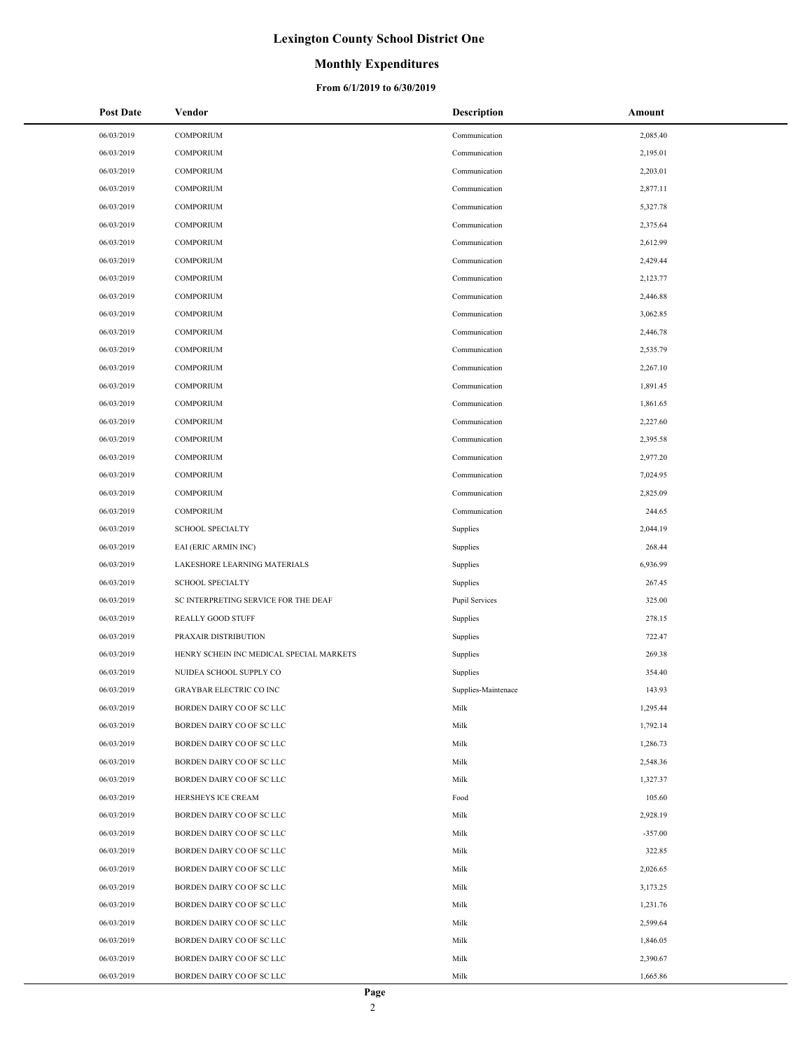# Lexington County School District One

## Monthly Expenditures

### From 6/1/2019 to 6/30/2019

| Post Date | Vendor | Description | Amount |
|---|---|---|---|
| 06/03/2019 | COMPORIUM | Communication | 2,085.40 |
| 06/03/2019 | COMPORIUM | Communication | 2,195.01 |
| 06/03/2019 | COMPORIUM | Communication | 2,203.01 |
| 06/03/2019 | COMPORIUM | Communication | 2,877.11 |
| 06/03/2019 | COMPORIUM | Communication | 5,327.78 |
| 06/03/2019 | COMPORIUM | Communication | 2,375.64 |
| 06/03/2019 | COMPORIUM | Communication | 2,612.99 |
| 06/03/2019 | COMPORIUM | Communication | 2,429.44 |
| 06/03/2019 | COMPORIUM | Communication | 2,123.77 |
| 06/03/2019 | COMPORIUM | Communication | 2,446.88 |
| 06/03/2019 | COMPORIUM | Communication | 3,062.85 |
| 06/03/2019 | COMPORIUM | Communication | 2,446.78 |
| 06/03/2019 | COMPORIUM | Communication | 2,535.79 |
| 06/03/2019 | COMPORIUM | Communication | 2,267.10 |
| 06/03/2019 | COMPORIUM | Communication | 1,891.45 |
| 06/03/2019 | COMPORIUM | Communication | 1,861.65 |
| 06/03/2019 | COMPORIUM | Communication | 2,227.60 |
| 06/03/2019 | COMPORIUM | Communication | 2,395.58 |
| 06/03/2019 | COMPORIUM | Communication | 2,977.20 |
| 06/03/2019 | COMPORIUM | Communication | 7,024.95 |
| 06/03/2019 | COMPORIUM | Communication | 2,825.09 |
| 06/03/2019 | COMPORIUM | Communication | 244.65 |
| 06/03/2019 | SCHOOL SPECIALTY | Supplies | 2,044.19 |
| 06/03/2019 | EAI (ERIC ARMIN INC) | Supplies | 268.44 |
| 06/03/2019 | LAKESHORE LEARNING MATERIALS | Supplies | 6,936.99 |
| 06/03/2019 | SCHOOL SPECIALTY | Supplies | 267.45 |
| 06/03/2019 | SC INTERPRETING SERVICE FOR THE DEAF | Pupil Services | 325.00 |
| 06/03/2019 | REALLY GOOD STUFF | Supplies | 278.15 |
| 06/03/2019 | PRAXAIR DISTRIBUTION | Supplies | 722.47 |
| 06/03/2019 | HENRY SCHEIN INC MEDICAL SPECIAL MARKETS | Supplies | 269.38 |
| 06/03/2019 | NUIDEA SCHOOL SUPPLY CO | Supplies | 354.40 |
| 06/03/2019 | GRAYBAR ELECTRIC CO INC | Supplies-Maintenace | 143.93 |
| 06/03/2019 | BORDEN DAIRY CO OF SC LLC | Milk | 1,295.44 |
| 06/03/2019 | BORDEN DAIRY CO OF SC LLC | Milk | 1,792.14 |
| 06/03/2019 | BORDEN DAIRY CO OF SC LLC | Milk | 1,286.73 |
| 06/03/2019 | BORDEN DAIRY CO OF SC LLC | Milk | 2,548.36 |
| 06/03/2019 | BORDEN DAIRY CO OF SC LLC | Milk | 1,327.37 |
| 06/03/2019 | HERSHEYS ICE CREAM | Food | 105.60 |
| 06/03/2019 | BORDEN DAIRY CO OF SC LLC | Milk | 2,928.19 |
| 06/03/2019 | BORDEN DAIRY CO OF SC LLC | Milk | -357.00 |
| 06/03/2019 | BORDEN DAIRY CO OF SC LLC | Milk | 322.85 |
| 06/03/2019 | BORDEN DAIRY CO OF SC LLC | Milk | 2,026.65 |
| 06/03/2019 | BORDEN DAIRY CO OF SC LLC | Milk | 3,173.25 |
| 06/03/2019 | BORDEN DAIRY CO OF SC LLC | Milk | 1,231.76 |
| 06/03/2019 | BORDEN DAIRY CO OF SC LLC | Milk | 2,599.64 |
| 06/03/2019 | BORDEN DAIRY CO OF SC LLC | Milk | 1,846.05 |
| 06/03/2019 | BORDEN DAIRY CO OF SC LLC | Milk | 2,390.67 |
| 06/03/2019 | BORDEN DAIRY CO OF SC LLC | Milk | 1,665.86 |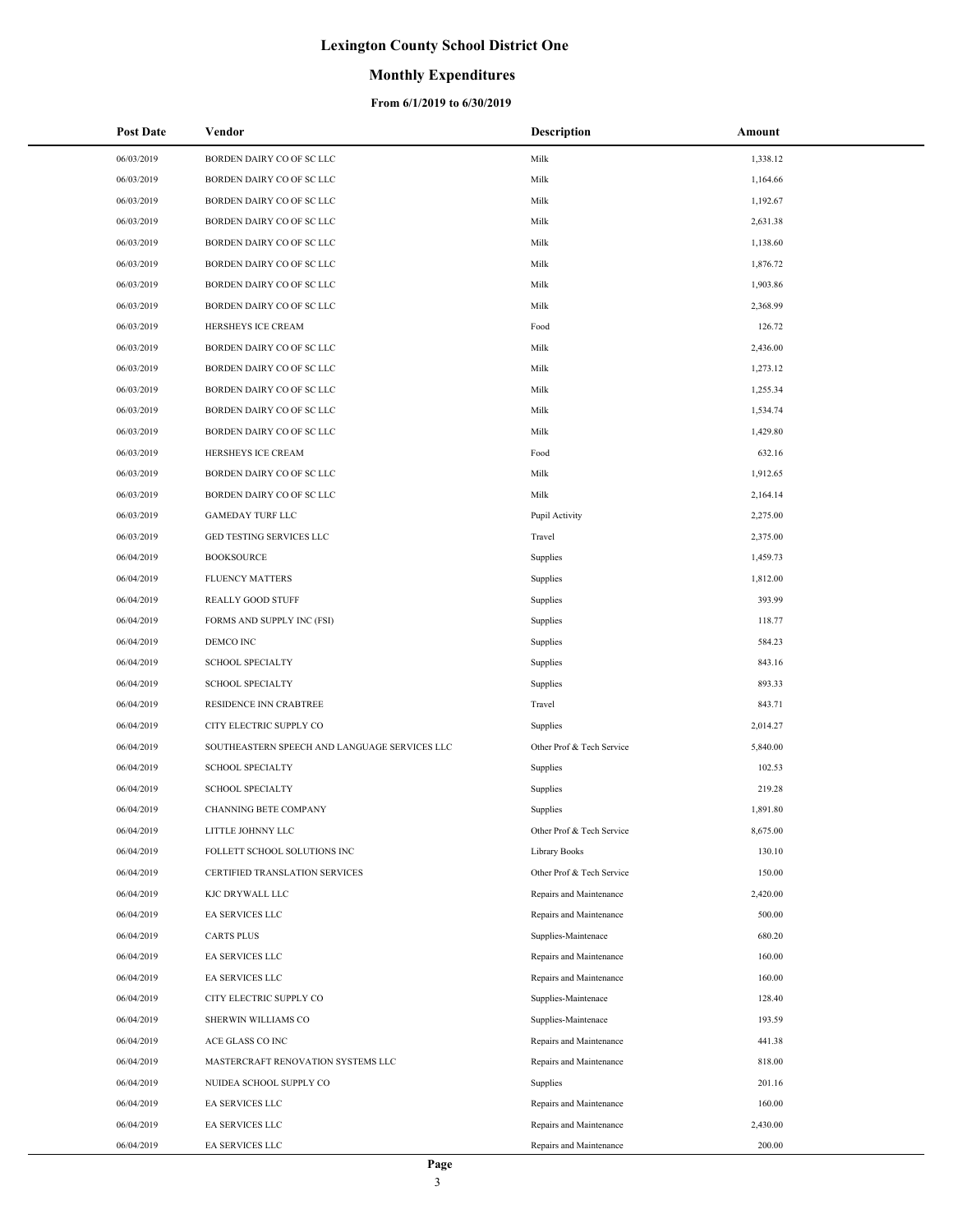# Lexington County School District One

## Monthly Expenditures

### From 6/1/2019 to 6/30/2019

| Post Date | Vendor | Description | Amount |
|---|---|---|---|
| 06/03/2019 | BORDEN DAIRY CO OF SC LLC | Milk | 1,338.12 |
| 06/03/2019 | BORDEN DAIRY CO OF SC LLC | Milk | 1,164.66 |
| 06/03/2019 | BORDEN DAIRY CO OF SC LLC | Milk | 1,192.67 |
| 06/03/2019 | BORDEN DAIRY CO OF SC LLC | Milk | 2,631.38 |
| 06/03/2019 | BORDEN DAIRY CO OF SC LLC | Milk | 1,138.60 |
| 06/03/2019 | BORDEN DAIRY CO OF SC LLC | Milk | 1,876.72 |
| 06/03/2019 | BORDEN DAIRY CO OF SC LLC | Milk | 1,903.86 |
| 06/03/2019 | BORDEN DAIRY CO OF SC LLC | Milk | 2,368.99 |
| 06/03/2019 | HERSHEYS ICE CREAM | Food | 126.72 |
| 06/03/2019 | BORDEN DAIRY CO OF SC LLC | Milk | 2,436.00 |
| 06/03/2019 | BORDEN DAIRY CO OF SC LLC | Milk | 1,273.12 |
| 06/03/2019 | BORDEN DAIRY CO OF SC LLC | Milk | 1,255.34 |
| 06/03/2019 | BORDEN DAIRY CO OF SC LLC | Milk | 1,534.74 |
| 06/03/2019 | BORDEN DAIRY CO OF SC LLC | Milk | 1,429.80 |
| 06/03/2019 | HERSHEYS ICE CREAM | Food | 632.16 |
| 06/03/2019 | BORDEN DAIRY CO OF SC LLC | Milk | 1,912.65 |
| 06/03/2019 | BORDEN DAIRY CO OF SC LLC | Milk | 2,164.14 |
| 06/03/2019 | GAMEDAY TURF LLC | Pupil Activity | 2,275.00 |
| 06/03/2019 | GED TESTING SERVICES LLC | Travel | 2,375.00 |
| 06/04/2019 | BOOKSOURCE | Supplies | 1,459.73 |
| 06/04/2019 | FLUENCY MATTERS | Supplies | 1,812.00 |
| 06/04/2019 | REALLY GOOD STUFF | Supplies | 393.99 |
| 06/04/2019 | FORMS AND SUPPLY INC (FSI) | Supplies | 118.77 |
| 06/04/2019 | DEMCO INC | Supplies | 584.23 |
| 06/04/2019 | SCHOOL SPECIALTY | Supplies | 843.16 |
| 06/04/2019 | SCHOOL SPECIALTY | Supplies | 893.33 |
| 06/04/2019 | RESIDENCE INN CRABTREE | Travel | 843.71 |
| 06/04/2019 | CITY ELECTRIC SUPPLY CO | Supplies | 2,014.27 |
| 06/04/2019 | SOUTHEASTERN SPEECH AND LANGUAGE SERVICES LLC | Other Prof & Tech Service | 5,840.00 |
| 06/04/2019 | SCHOOL SPECIALTY | Supplies | 102.53 |
| 06/04/2019 | SCHOOL SPECIALTY | Supplies | 219.28 |
| 06/04/2019 | CHANNING BETE COMPANY | Supplies | 1,891.80 |
| 06/04/2019 | LITTLE JOHNNY LLC | Other Prof & Tech Service | 8,675.00 |
| 06/04/2019 | FOLLETT SCHOOL SOLUTIONS INC | Library Books | 130.10 |
| 06/04/2019 | CERTIFIED TRANSLATION SERVICES | Other Prof & Tech Service | 150.00 |
| 06/04/2019 | KJC DRYWALL LLC | Repairs and Maintenance | 2,420.00 |
| 06/04/2019 | EA SERVICES LLC | Repairs and Maintenance | 500.00 |
| 06/04/2019 | CARTS PLUS | Supplies-Maintenace | 680.20 |
| 06/04/2019 | EA SERVICES LLC | Repairs and Maintenance | 160.00 |
| 06/04/2019 | EA SERVICES LLC | Repairs and Maintenance | 160.00 |
| 06/04/2019 | CITY ELECTRIC SUPPLY CO | Supplies-Maintenace | 128.40 |
| 06/04/2019 | SHERWIN WILLIAMS CO | Supplies-Maintenace | 193.59 |
| 06/04/2019 | ACE GLASS CO INC | Repairs and Maintenance | 441.38 |
| 06/04/2019 | MASTERCRAFT RENOVATION SYSTEMS LLC | Repairs and Maintenance | 818.00 |
| 06/04/2019 | NUIDEA SCHOOL SUPPLY CO | Supplies | 201.16 |
| 06/04/2019 | EA SERVICES LLC | Repairs and Maintenance | 160.00 |
| 06/04/2019 | EA SERVICES LLC | Repairs and Maintenance | 2,430.00 |
| 06/04/2019 | EA SERVICES LLC | Repairs and Maintenance | 200.00 |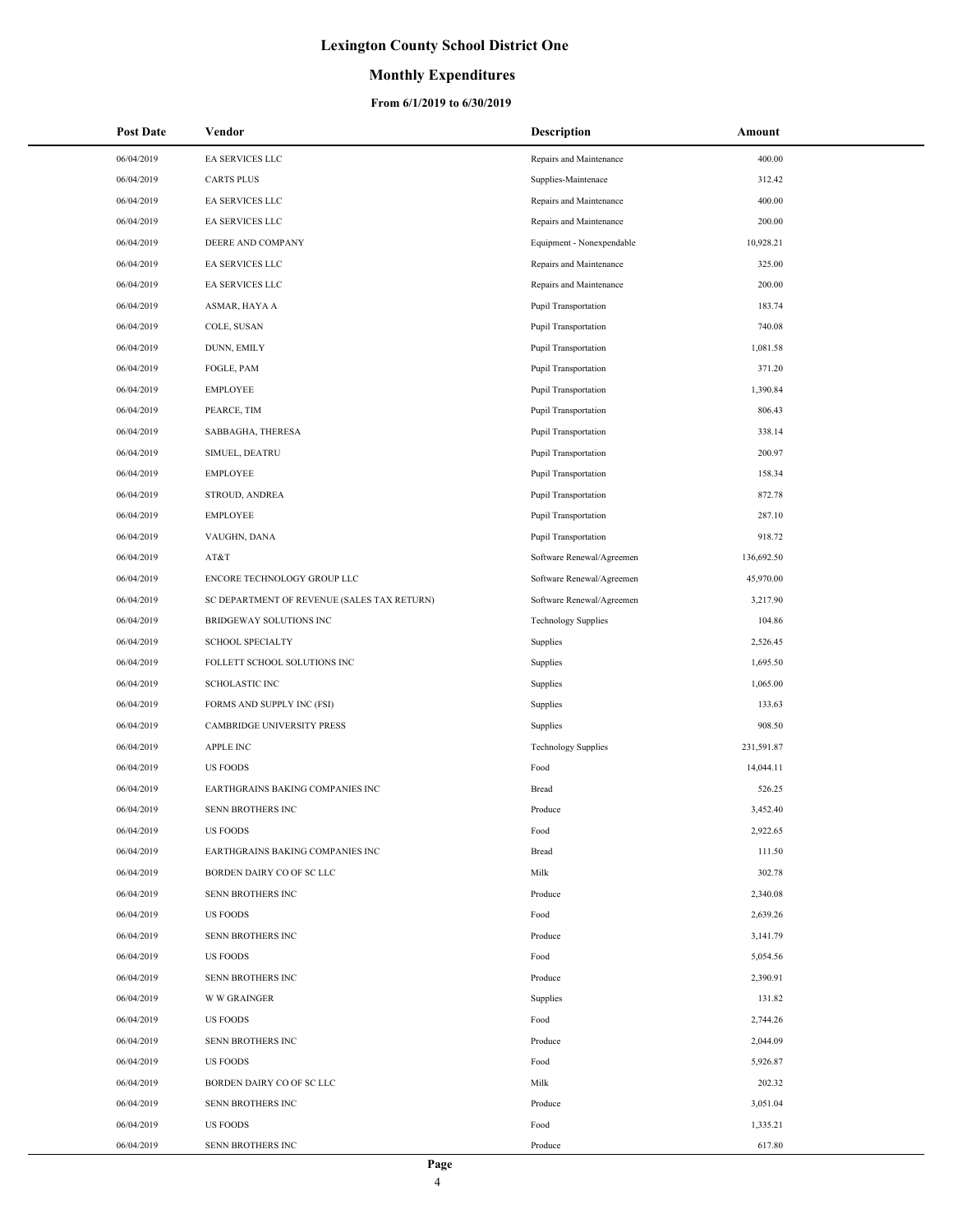# Lexington County School District One

## Monthly Expenditures

### From 6/1/2019 to 6/30/2019

| Post Date | Vendor | Description | Amount |
|---|---|---|---|
| 06/04/2019 | EA SERVICES LLC | Repairs and Maintenance | 400.00 |
| 06/04/2019 | CARTS PLUS | Supplies-Maintenace | 312.42 |
| 06/04/2019 | EA SERVICES LLC | Repairs and Maintenance | 400.00 |
| 06/04/2019 | EA SERVICES LLC | Repairs and Maintenance | 200.00 |
| 06/04/2019 | DEERE AND COMPANY | Equipment - Nonexpendable | 10,928.21 |
| 06/04/2019 | EA SERVICES LLC | Repairs and Maintenance | 325.00 |
| 06/04/2019 | EA SERVICES LLC | Repairs and Maintenance | 200.00 |
| 06/04/2019 | ASMAR, HAYA A | Pupil Transportation | 183.74 |
| 06/04/2019 | COLE, SUSAN | Pupil Transportation | 740.08 |
| 06/04/2019 | DUNN, EMILY | Pupil Transportation | 1,081.58 |
| 06/04/2019 | FOGLE, PAM | Pupil Transportation | 371.20 |
| 06/04/2019 | EMPLOYEE | Pupil Transportation | 1,390.84 |
| 06/04/2019 | PEARCE, TIM | Pupil Transportation | 806.43 |
| 06/04/2019 | SABBAGHA, THERESA | Pupil Transportation | 338.14 |
| 06/04/2019 | SIMUEL, DEATRU | Pupil Transportation | 200.97 |
| 06/04/2019 | EMPLOYEE | Pupil Transportation | 158.34 |
| 06/04/2019 | STROUD, ANDREA | Pupil Transportation | 872.78 |
| 06/04/2019 | EMPLOYEE | Pupil Transportation | 287.10 |
| 06/04/2019 | VAUGHN, DANA | Pupil Transportation | 918.72 |
| 06/04/2019 | AT&T | Software Renewal/Agreemen | 136,692.50 |
| 06/04/2019 | ENCORE TECHNOLOGY GROUP LLC | Software Renewal/Agreemen | 45,970.00 |
| 06/04/2019 | SC DEPARTMENT OF REVENUE (SALES TAX RETURN) | Software Renewal/Agreemen | 3,217.90 |
| 06/04/2019 | BRIDGEWAY SOLUTIONS INC | Technology Supplies | 104.86 |
| 06/04/2019 | SCHOOL SPECIALTY | Supplies | 2,526.45 |
| 06/04/2019 | FOLLETT SCHOOL SOLUTIONS INC | Supplies | 1,695.50 |
| 06/04/2019 | SCHOLASTIC INC | Supplies | 1,065.00 |
| 06/04/2019 | FORMS AND SUPPLY INC (FSI) | Supplies | 133.63 |
| 06/04/2019 | CAMBRIDGE UNIVERSITY PRESS | Supplies | 908.50 |
| 06/04/2019 | APPLE INC | Technology Supplies | 231,591.87 |
| 06/04/2019 | US FOODS | Food | 14,044.11 |
| 06/04/2019 | EARTHGRAINS BAKING COMPANIES INC | Bread | 526.25 |
| 06/04/2019 | SENN BROTHERS INC | Produce | 3,452.40 |
| 06/04/2019 | US FOODS | Food | 2,922.65 |
| 06/04/2019 | EARTHGRAINS BAKING COMPANIES INC | Bread | 111.50 |
| 06/04/2019 | BORDEN DAIRY CO OF SC LLC | Milk | 302.78 |
| 06/04/2019 | SENN BROTHERS INC | Produce | 2,340.08 |
| 06/04/2019 | US FOODS | Food | 2,639.26 |
| 06/04/2019 | SENN BROTHERS INC | Produce | 3,141.79 |
| 06/04/2019 | US FOODS | Food | 5,054.56 |
| 06/04/2019 | SENN BROTHERS INC | Produce | 2,390.91 |
| 06/04/2019 | W W GRAINGER | Supplies | 131.82 |
| 06/04/2019 | US FOODS | Food | 2,744.26 |
| 06/04/2019 | SENN BROTHERS INC | Produce | 2,044.09 |
| 06/04/2019 | US FOODS | Food | 5,926.87 |
| 06/04/2019 | BORDEN DAIRY CO OF SC LLC | Milk | 202.32 |
| 06/04/2019 | SENN BROTHERS INC | Produce | 3,051.04 |
| 06/04/2019 | US FOODS | Food | 1,335.21 |
| 06/04/2019 | SENN BROTHERS INC | Produce | 617.80 |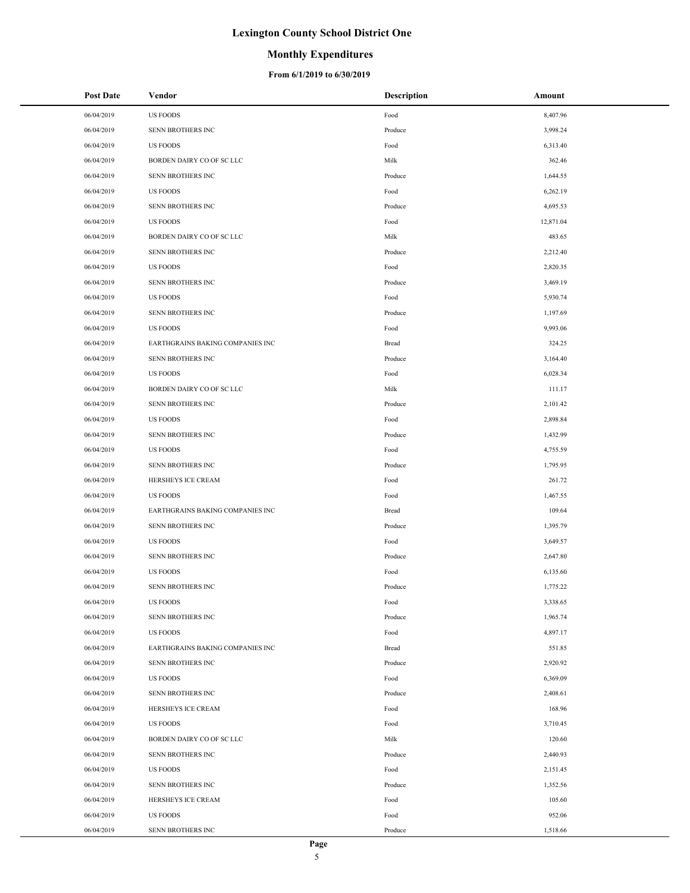# Lexington County School District One

## Monthly Expenditures

### From 6/1/2019 to 6/30/2019

| Post Date | Vendor | Description | Amount |
|---|---|---|---|
| 06/04/2019 | US FOODS | Food | 8,407.96 |
| 06/04/2019 | SENN BROTHERS INC | Produce | 3,998.24 |
| 06/04/2019 | US FOODS | Food | 6,313.40 |
| 06/04/2019 | BORDEN DAIRY CO OF SC LLC | Milk | 362.46 |
| 06/04/2019 | SENN BROTHERS INC | Produce | 1,644.55 |
| 06/04/2019 | US FOODS | Food | 6,262.19 |
| 06/04/2019 | SENN BROTHERS INC | Produce | 4,695.53 |
| 06/04/2019 | US FOODS | Food | 12,871.04 |
| 06/04/2019 | BORDEN DAIRY CO OF SC LLC | Milk | 483.65 |
| 06/04/2019 | SENN BROTHERS INC | Produce | 2,212.40 |
| 06/04/2019 | US FOODS | Food | 2,820.35 |
| 06/04/2019 | SENN BROTHERS INC | Produce | 3,469.19 |
| 06/04/2019 | US FOODS | Food | 5,930.74 |
| 06/04/2019 | SENN BROTHERS INC | Produce | 1,197.69 |
| 06/04/2019 | US FOODS | Food | 9,993.06 |
| 06/04/2019 | EARTHGRAINS BAKING COMPANIES INC | Bread | 324.25 |
| 06/04/2019 | SENN BROTHERS INC | Produce | 3,164.40 |
| 06/04/2019 | US FOODS | Food | 6,028.34 |
| 06/04/2019 | BORDEN DAIRY CO OF SC LLC | Milk | 111.17 |
| 06/04/2019 | SENN BROTHERS INC | Produce | 2,101.42 |
| 06/04/2019 | US FOODS | Food | 2,898.84 |
| 06/04/2019 | SENN BROTHERS INC | Produce | 1,432.99 |
| 06/04/2019 | US FOODS | Food | 4,755.59 |
| 06/04/2019 | SENN BROTHERS INC | Produce | 1,795.95 |
| 06/04/2019 | HERSHEYS ICE CREAM | Food | 261.72 |
| 06/04/2019 | US FOODS | Food | 1,467.55 |
| 06/04/2019 | EARTHGRAINS BAKING COMPANIES INC | Bread | 109.64 |
| 06/04/2019 | SENN BROTHERS INC | Produce | 1,395.79 |
| 06/04/2019 | US FOODS | Food | 3,649.57 |
| 06/04/2019 | SENN BROTHERS INC | Produce | 2,647.80 |
| 06/04/2019 | US FOODS | Food | 6,135.60 |
| 06/04/2019 | SENN BROTHERS INC | Produce | 1,775.22 |
| 06/04/2019 | US FOODS | Food | 3,338.65 |
| 06/04/2019 | SENN BROTHERS INC | Produce | 1,965.74 |
| 06/04/2019 | US FOODS | Food | 4,897.17 |
| 06/04/2019 | EARTHGRAINS BAKING COMPANIES INC | Bread | 551.85 |
| 06/04/2019 | SENN BROTHERS INC | Produce | 2,920.92 |
| 06/04/2019 | US FOODS | Food | 6,369.09 |
| 06/04/2019 | SENN BROTHERS INC | Produce | 2,408.61 |
| 06/04/2019 | HERSHEYS ICE CREAM | Food | 168.96 |
| 06/04/2019 | US FOODS | Food | 3,710.45 |
| 06/04/2019 | BORDEN DAIRY CO OF SC LLC | Milk | 120.60 |
| 06/04/2019 | SENN BROTHERS INC | Produce | 2,440.93 |
| 06/04/2019 | US FOODS | Food | 2,151.45 |
| 06/04/2019 | SENN BROTHERS INC | Produce | 1,352.56 |
| 06/04/2019 | HERSHEYS ICE CREAM | Food | 105.60 |
| 06/04/2019 | US FOODS | Food | 952.06 |
| 06/04/2019 | SENN BROTHERS INC | Produce | 1,518.66 |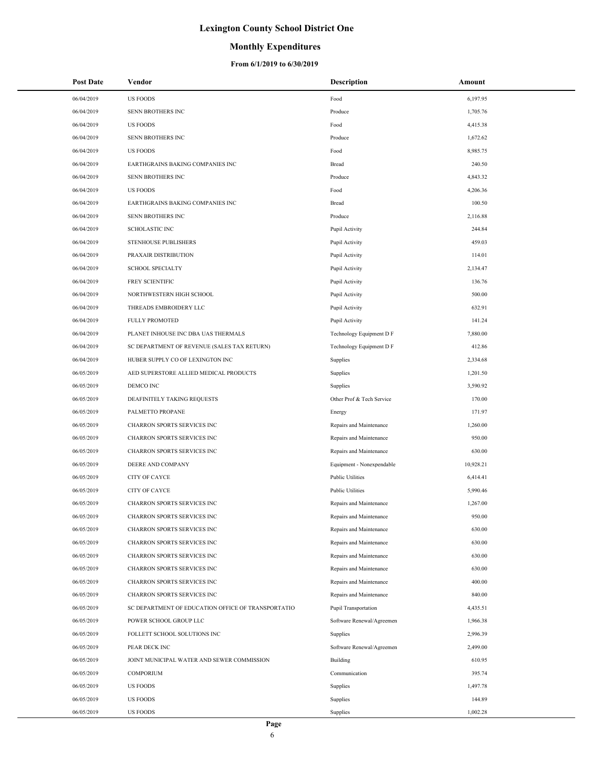# Lexington County School District One

## Monthly Expenditures

### From 6/1/2019 to 6/30/2019

| Post Date | Vendor | Description | Amount |
|---|---|---|---|
| 06/04/2019 | US FOODS | Food | 6,197.95 |
| 06/04/2019 | SENN BROTHERS INC | Produce | 1,705.76 |
| 06/04/2019 | US FOODS | Food | 4,415.38 |
| 06/04/2019 | SENN BROTHERS INC | Produce | 1,672.62 |
| 06/04/2019 | US FOODS | Food | 8,985.75 |
| 06/04/2019 | EARTHGRAINS BAKING COMPANIES INC | Bread | 240.50 |
| 06/04/2019 | SENN BROTHERS INC | Produce | 4,843.32 |
| 06/04/2019 | US FOODS | Food | 4,206.36 |
| 06/04/2019 | EARTHGRAINS BAKING COMPANIES INC | Bread | 100.50 |
| 06/04/2019 | SENN BROTHERS INC | Produce | 2,116.88 |
| 06/04/2019 | SCHOLASTIC INC | Pupil Activity | 244.84 |
| 06/04/2019 | STENHOUSE PUBLISHERS | Pupil Activity | 459.03 |
| 06/04/2019 | PRAXAIR DISTRIBUTION | Pupil Activity | 114.01 |
| 06/04/2019 | SCHOOL SPECIALTY | Pupil Activity | 2,134.47 |
| 06/04/2019 | FREY SCIENTIFIC | Pupil Activity | 136.76 |
| 06/04/2019 | NORTHWESTERN HIGH SCHOOL | Pupil Activity | 500.00 |
| 06/04/2019 | THREADS EMBROIDERY LLC | Pupil Activity | 632.91 |
| 06/04/2019 | FULLY PROMOTED | Pupil Activity | 141.24 |
| 06/04/2019 | PLANET INHOUSE INC DBA UAS THERMALS | Technology Equipment D F | 7,880.00 |
| 06/04/2019 | SC DEPARTMENT OF REVENUE (SALES TAX RETURN) | Technology Equipment D F | 412.86 |
| 06/04/2019 | HUBER SUPPLY CO OF LEXINGTON INC | Supplies | 2,334.68 |
| 06/05/2019 | AED SUPERSTORE ALLIED MEDICAL PRODUCTS | Supplies | 1,201.50 |
| 06/05/2019 | DEMCO INC | Supplies | 3,590.92 |
| 06/05/2019 | DEAFINITELY TAKING REQUESTS | Other Prof & Tech Service | 170.00 |
| 06/05/2019 | PALMETTO PROPANE | Energy | 171.97 |
| 06/05/2019 | CHARRON SPORTS SERVICES INC | Repairs and Maintenance | 1,260.00 |
| 06/05/2019 | CHARRON SPORTS SERVICES INC | Repairs and Maintenance | 950.00 |
| 06/05/2019 | CHARRON SPORTS SERVICES INC | Repairs and Maintenance | 630.00 |
| 06/05/2019 | DEERE AND COMPANY | Equipment - Nonexpendable | 10,928.21 |
| 06/05/2019 | CITY OF CAYCE | Public Utilities | 6,414.41 |
| 06/05/2019 | CITY OF CAYCE | Public Utilities | 5,990.46 |
| 06/05/2019 | CHARRON SPORTS SERVICES INC | Repairs and Maintenance | 1,267.00 |
| 06/05/2019 | CHARRON SPORTS SERVICES INC | Repairs and Maintenance | 950.00 |
| 06/05/2019 | CHARRON SPORTS SERVICES INC | Repairs and Maintenance | 630.00 |
| 06/05/2019 | CHARRON SPORTS SERVICES INC | Repairs and Maintenance | 630.00 |
| 06/05/2019 | CHARRON SPORTS SERVICES INC | Repairs and Maintenance | 630.00 |
| 06/05/2019 | CHARRON SPORTS SERVICES INC | Repairs and Maintenance | 630.00 |
| 06/05/2019 | CHARRON SPORTS SERVICES INC | Repairs and Maintenance | 400.00 |
| 06/05/2019 | CHARRON SPORTS SERVICES INC | Repairs and Maintenance | 840.00 |
| 06/05/2019 | SC DEPARTMENT OF EDUCATION OFFICE OF TRANSPORTATIO | Pupil Transportation | 4,435.51 |
| 06/05/2019 | POWER SCHOOL GROUP LLC | Software Renewal/Agreemen | 1,966.38 |
| 06/05/2019 | FOLLETT SCHOOL SOLUTIONS INC | Supplies | 2,996.39 |
| 06/05/2019 | PEAR DECK INC | Software Renewal/Agreemen | 2,499.00 |
| 06/05/2019 | JOINT MUNICIPAL WATER AND SEWER COMMISSION | Building | 610.95 |
| 06/05/2019 | COMPORIUM | Communication | 395.74 |
| 06/05/2019 | US FOODS | Supplies | 1,497.78 |
| 06/05/2019 | US FOODS | Supplies | 144.89 |
| 06/05/2019 | US FOODS | Supplies | 1,002.28 |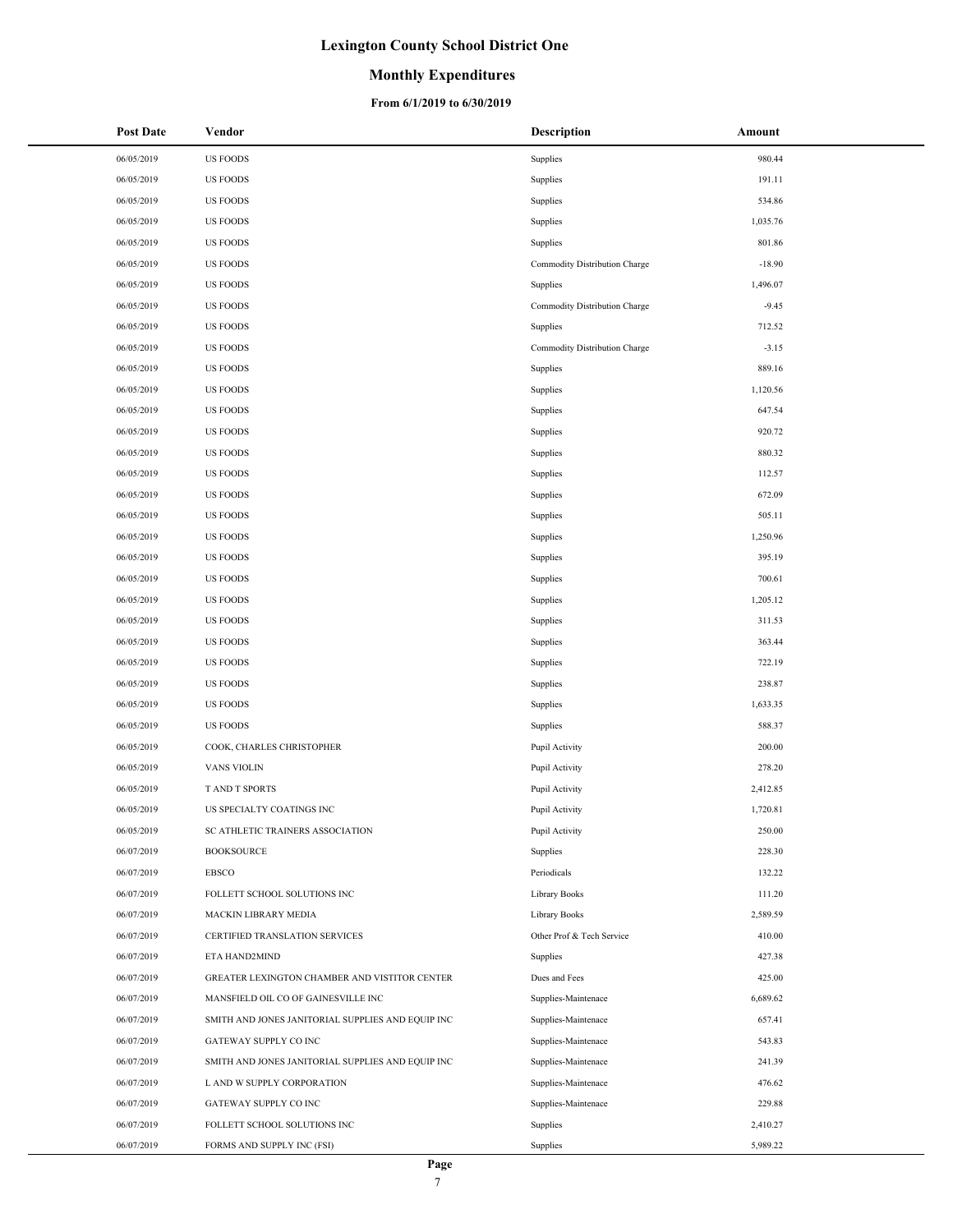# Lexington County School District One

## Monthly Expenditures

### From 6/1/2019 to 6/30/2019

| Post Date | Vendor | Description | Amount |
|---|---|---|---|
| 06/05/2019 | US FOODS | Supplies | 980.44 |
| 06/05/2019 | US FOODS | Supplies | 191.11 |
| 06/05/2019 | US FOODS | Supplies | 534.86 |
| 06/05/2019 | US FOODS | Supplies | 1,035.76 |
| 06/05/2019 | US FOODS | Supplies | 801.86 |
| 06/05/2019 | US FOODS | Commodity Distribution Charge | -18.90 |
| 06/05/2019 | US FOODS | Supplies | 1,496.07 |
| 06/05/2019 | US FOODS | Commodity Distribution Charge | -9.45 |
| 06/05/2019 | US FOODS | Supplies | 712.52 |
| 06/05/2019 | US FOODS | Commodity Distribution Charge | -3.15 |
| 06/05/2019 | US FOODS | Supplies | 889.16 |
| 06/05/2019 | US FOODS | Supplies | 1,120.56 |
| 06/05/2019 | US FOODS | Supplies | 647.54 |
| 06/05/2019 | US FOODS | Supplies | 920.72 |
| 06/05/2019 | US FOODS | Supplies | 880.32 |
| 06/05/2019 | US FOODS | Supplies | 112.57 |
| 06/05/2019 | US FOODS | Supplies | 672.09 |
| 06/05/2019 | US FOODS | Supplies | 505.11 |
| 06/05/2019 | US FOODS | Supplies | 1,250.96 |
| 06/05/2019 | US FOODS | Supplies | 395.19 |
| 06/05/2019 | US FOODS | Supplies | 700.61 |
| 06/05/2019 | US FOODS | Supplies | 1,205.12 |
| 06/05/2019 | US FOODS | Supplies | 311.53 |
| 06/05/2019 | US FOODS | Supplies | 363.44 |
| 06/05/2019 | US FOODS | Supplies | 722.19 |
| 06/05/2019 | US FOODS | Supplies | 238.87 |
| 06/05/2019 | US FOODS | Supplies | 1,633.35 |
| 06/05/2019 | US FOODS | Supplies | 588.37 |
| 06/05/2019 | COOK, CHARLES CHRISTOPHER | Pupil Activity | 200.00 |
| 06/05/2019 | VANS VIOLIN | Pupil Activity | 278.20 |
| 06/05/2019 | T AND T SPORTS | Pupil Activity | 2,412.85 |
| 06/05/2019 | US SPECIALTY COATINGS INC | Pupil Activity | 1,720.81 |
| 06/05/2019 | SC ATHLETIC TRAINERS ASSOCIATION | Pupil Activity | 250.00 |
| 06/07/2019 | BOOKSOURCE | Supplies | 228.30 |
| 06/07/2019 | EBSCO | Periodicals | 132.22 |
| 06/07/2019 | FOLLETT SCHOOL SOLUTIONS INC | Library Books | 111.20 |
| 06/07/2019 | MACKIN LIBRARY MEDIA | Library Books | 2,589.59 |
| 06/07/2019 | CERTIFIED TRANSLATION SERVICES | Other Prof & Tech Service | 410.00 |
| 06/07/2019 | ETA HAND2MIND | Supplies | 427.38 |
| 06/07/2019 | GREATER LEXINGTON CHAMBER AND VISTITOR CENTER | Dues and Fees | 425.00 |
| 06/07/2019 | MANSFIELD OIL CO OF GAINESVILLE INC | Supplies-Maintenace | 6,689.62 |
| 06/07/2019 | SMITH AND JONES JANITORIAL SUPPLIES AND EQUIP INC | Supplies-Maintenace | 657.41 |
| 06/07/2019 | GATEWAY SUPPLY CO INC | Supplies-Maintenace | 543.83 |
| 06/07/2019 | SMITH AND JONES JANITORIAL SUPPLIES AND EQUIP INC | Supplies-Maintenace | 241.39 |
| 06/07/2019 | L AND W SUPPLY CORPORATION | Supplies-Maintenace | 476.62 |
| 06/07/2019 | GATEWAY SUPPLY CO INC | Supplies-Maintenace | 229.88 |
| 06/07/2019 | FOLLETT SCHOOL SOLUTIONS INC | Supplies | 2,410.27 |
| 06/07/2019 | FORMS AND SUPPLY INC (FSI) | Supplies | 5,989.22 |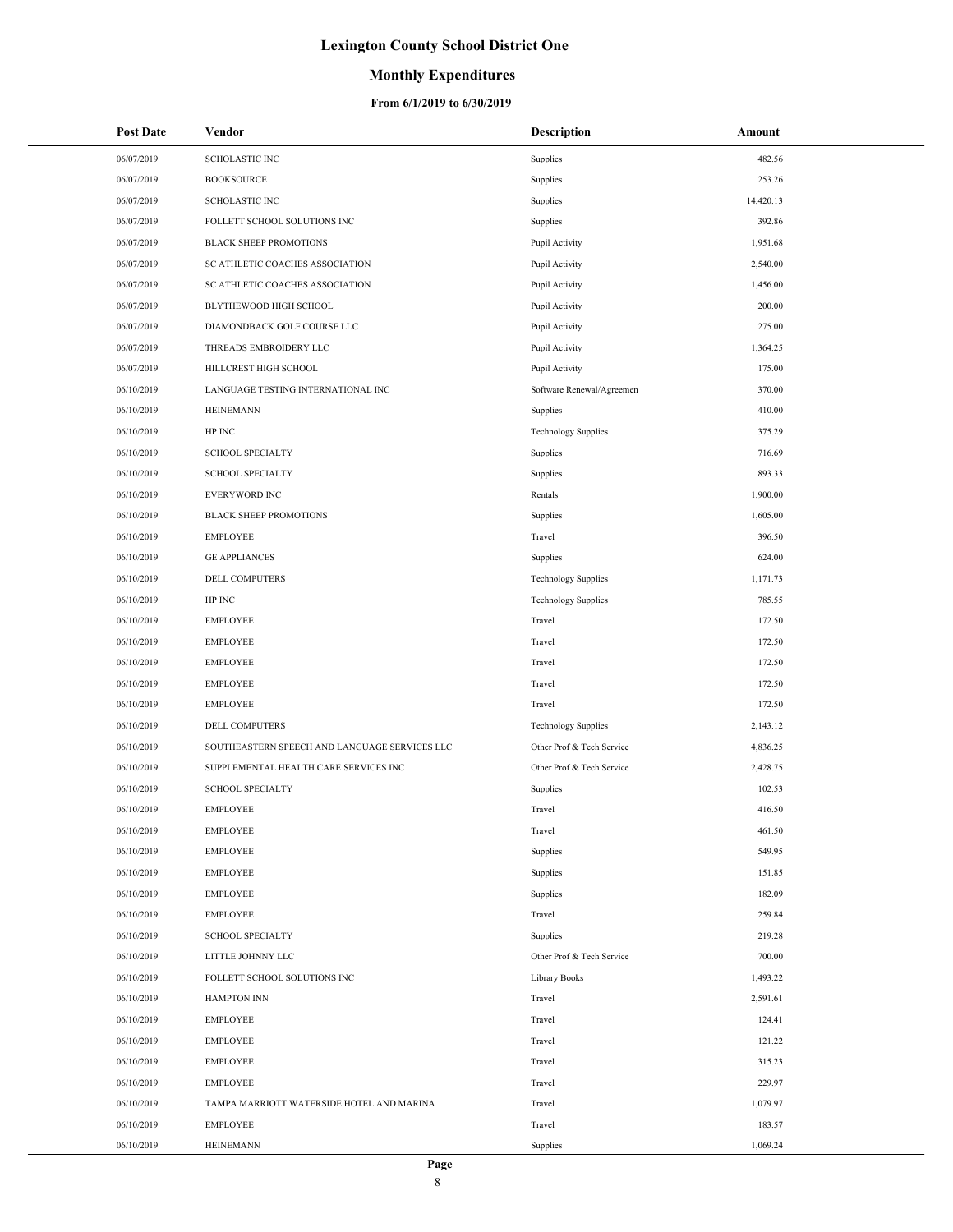# Lexington County School District One

## Monthly Expenditures

### From 6/1/2019 to 6/30/2019

| Post Date | Vendor | Description | Amount |
|---|---|---|---|
| 06/07/2019 | SCHOLASTIC INC | Supplies | 482.56 |
| 06/07/2019 | BOOKSOURCE | Supplies | 253.26 |
| 06/07/2019 | SCHOLASTIC INC | Supplies | 14,420.13 |
| 06/07/2019 | FOLLETT SCHOOL SOLUTIONS INC | Supplies | 392.86 |
| 06/07/2019 | BLACK SHEEP PROMOTIONS | Pupil Activity | 1,951.68 |
| 06/07/2019 | SC ATHLETIC COACHES ASSOCIATION | Pupil Activity | 2,540.00 |
| 06/07/2019 | SC ATHLETIC COACHES ASSOCIATION | Pupil Activity | 1,456.00 |
| 06/07/2019 | BLYTHEWOOD HIGH SCHOOL | Pupil Activity | 200.00 |
| 06/07/2019 | DIAMONDBACK GOLF COURSE LLC | Pupil Activity | 275.00 |
| 06/07/2019 | THREADS EMBROIDERY LLC | Pupil Activity | 1,364.25 |
| 06/07/2019 | HILLCREST HIGH SCHOOL | Pupil Activity | 175.00 |
| 06/10/2019 | LANGUAGE TESTING INTERNATIONAL INC | Software Renewal/Agreemen | 370.00 |
| 06/10/2019 | HEINEMANN | Supplies | 410.00 |
| 06/10/2019 | HP INC | Technology Supplies | 375.29 |
| 06/10/2019 | SCHOOL SPECIALTY | Supplies | 716.69 |
| 06/10/2019 | SCHOOL SPECIALTY | Supplies | 893.33 |
| 06/10/2019 | EVERYWORD INC | Rentals | 1,900.00 |
| 06/10/2019 | BLACK SHEEP PROMOTIONS | Supplies | 1,605.00 |
| 06/10/2019 | EMPLOYEE | Travel | 396.50 |
| 06/10/2019 | GE APPLIANCES | Supplies | 624.00 |
| 06/10/2019 | DELL COMPUTERS | Technology Supplies | 1,171.73 |
| 06/10/2019 | HP INC | Technology Supplies | 785.55 |
| 06/10/2019 | EMPLOYEE | Travel | 172.50 |
| 06/10/2019 | EMPLOYEE | Travel | 172.50 |
| 06/10/2019 | EMPLOYEE | Travel | 172.50 |
| 06/10/2019 | EMPLOYEE | Travel | 172.50 |
| 06/10/2019 | EMPLOYEE | Travel | 172.50 |
| 06/10/2019 | DELL COMPUTERS | Technology Supplies | 2,143.12 |
| 06/10/2019 | SOUTHEASTERN SPEECH AND LANGUAGE SERVICES LLC | Other Prof & Tech Service | 4,836.25 |
| 06/10/2019 | SUPPLEMENTAL HEALTH CARE SERVICES INC | Other Prof & Tech Service | 2,428.75 |
| 06/10/2019 | SCHOOL SPECIALTY | Supplies | 102.53 |
| 06/10/2019 | EMPLOYEE | Travel | 416.50 |
| 06/10/2019 | EMPLOYEE | Travel | 461.50 |
| 06/10/2019 | EMPLOYEE | Supplies | 549.95 |
| 06/10/2019 | EMPLOYEE | Supplies | 151.85 |
| 06/10/2019 | EMPLOYEE | Supplies | 182.09 |
| 06/10/2019 | EMPLOYEE | Travel | 259.84 |
| 06/10/2019 | SCHOOL SPECIALTY | Supplies | 219.28 |
| 06/10/2019 | LITTLE JOHNNY LLC | Other Prof & Tech Service | 700.00 |
| 06/10/2019 | FOLLETT SCHOOL SOLUTIONS INC | Library Books | 1,493.22 |
| 06/10/2019 | HAMPTON INN | Travel | 2,591.61 |
| 06/10/2019 | EMPLOYEE | Travel | 124.41 |
| 06/10/2019 | EMPLOYEE | Travel | 121.22 |
| 06/10/2019 | EMPLOYEE | Travel | 315.23 |
| 06/10/2019 | EMPLOYEE | Travel | 229.97 |
| 06/10/2019 | TAMPA MARRIOTT WATERSIDE HOTEL AND MARINA | Travel | 1,079.97 |
| 06/10/2019 | EMPLOYEE | Travel | 183.57 |
| 06/10/2019 | HEINEMANN | Supplies | 1,069.24 |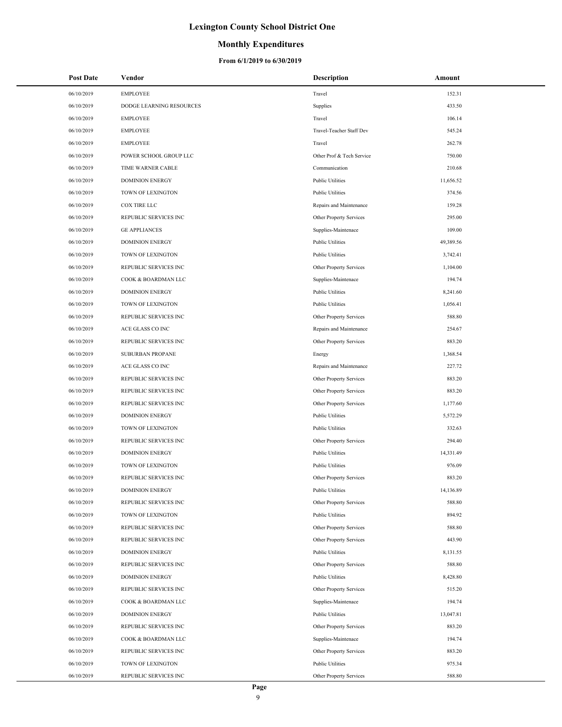# Lexington County School District One

## Monthly Expenditures

### From 6/1/2019 to 6/30/2019

| Post Date | Vendor | Description | Amount |
|---|---|---|---|
| 06/10/2019 | EMPLOYEE | Travel | 152.31 |
| 06/10/2019 | DODGE LEARNING RESOURCES | Supplies | 433.50 |
| 06/10/2019 | EMPLOYEE | Travel | 106.14 |
| 06/10/2019 | EMPLOYEE | Travel-Teacher Staff Dev | 545.24 |
| 06/10/2019 | EMPLOYEE | Travel | 262.78 |
| 06/10/2019 | POWER SCHOOL GROUP LLC | Other Prof & Tech Service | 750.00 |
| 06/10/2019 | TIME WARNER CABLE | Communication | 210.68 |
| 06/10/2019 | DOMINION ENERGY | Public Utilities | 11,656.52 |
| 06/10/2019 | TOWN OF LEXINGTON | Public Utilities | 374.56 |
| 06/10/2019 | COX TIRE LLC | Repairs and Maintenance | 159.28 |
| 06/10/2019 | REPUBLIC SERVICES INC | Other Property Services | 295.00 |
| 06/10/2019 | GE APPLIANCES | Supplies-Maintenace | 109.00 |
| 06/10/2019 | DOMINION ENERGY | Public Utilities | 49,389.56 |
| 06/10/2019 | TOWN OF LEXINGTON | Public Utilities | 3,742.41 |
| 06/10/2019 | REPUBLIC SERVICES INC | Other Property Services | 1,104.00 |
| 06/10/2019 | COOK & BOARDMAN LLC | Supplies-Maintenace | 194.74 |
| 06/10/2019 | DOMINION ENERGY | Public Utilities | 8,241.60 |
| 06/10/2019 | TOWN OF LEXINGTON | Public Utilities | 1,056.41 |
| 06/10/2019 | REPUBLIC SERVICES INC | Other Property Services | 588.80 |
| 06/10/2019 | ACE GLASS CO INC | Repairs and Maintenance | 254.67 |
| 06/10/2019 | REPUBLIC SERVICES INC | Other Property Services | 883.20 |
| 06/10/2019 | SUBURBAN PROPANE | Energy | 1,368.54 |
| 06/10/2019 | ACE GLASS CO INC | Repairs and Maintenance | 227.72 |
| 06/10/2019 | REPUBLIC SERVICES INC | Other Property Services | 883.20 |
| 06/10/2019 | REPUBLIC SERVICES INC | Other Property Services | 883.20 |
| 06/10/2019 | REPUBLIC SERVICES INC | Other Property Services | 1,177.60 |
| 06/10/2019 | DOMINION ENERGY | Public Utilities | 5,572.29 |
| 06/10/2019 | TOWN OF LEXINGTON | Public Utilities | 332.63 |
| 06/10/2019 | REPUBLIC SERVICES INC | Other Property Services | 294.40 |
| 06/10/2019 | DOMINION ENERGY | Public Utilities | 14,331.49 |
| 06/10/2019 | TOWN OF LEXINGTON | Public Utilities | 976.09 |
| 06/10/2019 | REPUBLIC SERVICES INC | Other Property Services | 883.20 |
| 06/10/2019 | DOMINION ENERGY | Public Utilities | 14,136.89 |
| 06/10/2019 | REPUBLIC SERVICES INC | Other Property Services | 588.80 |
| 06/10/2019 | TOWN OF LEXINGTON | Public Utilities | 894.92 |
| 06/10/2019 | REPUBLIC SERVICES INC | Other Property Services | 588.80 |
| 06/10/2019 | REPUBLIC SERVICES INC | Other Property Services | 443.90 |
| 06/10/2019 | DOMINION ENERGY | Public Utilities | 8,131.55 |
| 06/10/2019 | REPUBLIC SERVICES INC | Other Property Services | 588.80 |
| 06/10/2019 | DOMINION ENERGY | Public Utilities | 8,428.80 |
| 06/10/2019 | REPUBLIC SERVICES INC | Other Property Services | 515.20 |
| 06/10/2019 | COOK & BOARDMAN LLC | Supplies-Maintenace | 194.74 |
| 06/10/2019 | DOMINION ENERGY | Public Utilities | 13,047.81 |
| 06/10/2019 | REPUBLIC SERVICES INC | Other Property Services | 883.20 |
| 06/10/2019 | COOK & BOARDMAN LLC | Supplies-Maintenace | 194.74 |
| 06/10/2019 | REPUBLIC SERVICES INC | Other Property Services | 883.20 |
| 06/10/2019 | TOWN OF LEXINGTON | Public Utilities | 975.34 |
| 06/10/2019 | REPUBLIC SERVICES INC | Other Property Services | 588.80 |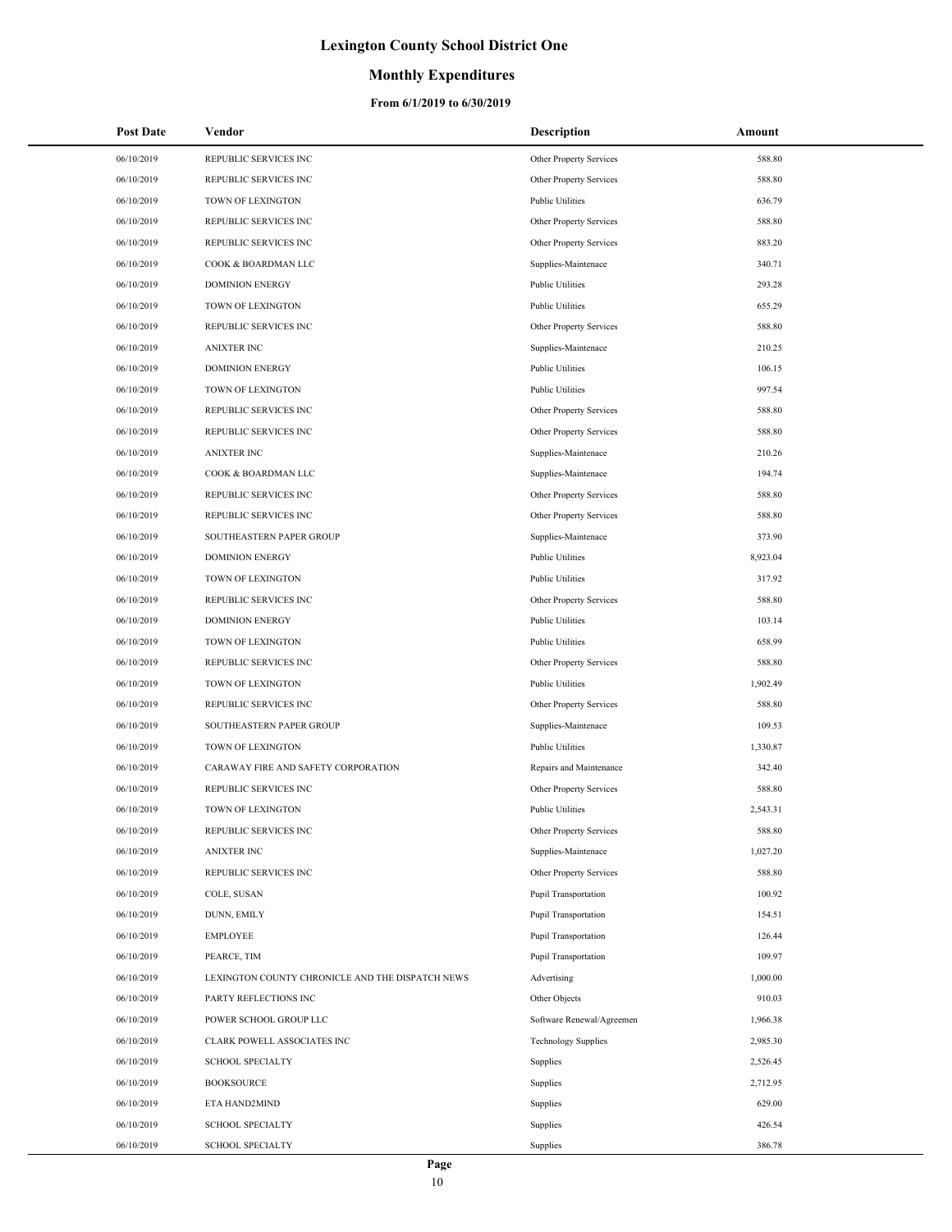# Lexington County School District One

## Monthly Expenditures

### From 6/1/2019 to 6/30/2019

| Post Date | Vendor | Description | Amount |
|---|---|---|---|
| 06/10/2019 | REPUBLIC SERVICES INC | Other Property Services | 588.80 |
| 06/10/2019 | REPUBLIC SERVICES INC | Other Property Services | 588.80 |
| 06/10/2019 | TOWN OF LEXINGTON | Public Utilities | 636.79 |
| 06/10/2019 | REPUBLIC SERVICES INC | Other Property Services | 588.80 |
| 06/10/2019 | REPUBLIC SERVICES INC | Other Property Services | 883.20 |
| 06/10/2019 | COOK & BOARDMAN LLC | Supplies-Maintenace | 340.71 |
| 06/10/2019 | DOMINION ENERGY | Public Utilities | 293.28 |
| 06/10/2019 | TOWN OF LEXINGTON | Public Utilities | 655.29 |
| 06/10/2019 | REPUBLIC SERVICES INC | Other Property Services | 588.80 |
| 06/10/2019 | ANIXTER INC | Supplies-Maintenace | 210.25 |
| 06/10/2019 | DOMINION ENERGY | Public Utilities | 106.15 |
| 06/10/2019 | TOWN OF LEXINGTON | Public Utilities | 997.54 |
| 06/10/2019 | REPUBLIC SERVICES INC | Other Property Services | 588.80 |
| 06/10/2019 | REPUBLIC SERVICES INC | Other Property Services | 588.80 |
| 06/10/2019 | ANIXTER INC | Supplies-Maintenace | 210.26 |
| 06/10/2019 | COOK & BOARDMAN LLC | Supplies-Maintenace | 194.74 |
| 06/10/2019 | REPUBLIC SERVICES INC | Other Property Services | 588.80 |
| 06/10/2019 | REPUBLIC SERVICES INC | Other Property Services | 588.80 |
| 06/10/2019 | SOUTHEASTERN PAPER GROUP | Supplies-Maintenace | 373.90 |
| 06/10/2019 | DOMINION ENERGY | Public Utilities | 8,923.04 |
| 06/10/2019 | TOWN OF LEXINGTON | Public Utilities | 317.92 |
| 06/10/2019 | REPUBLIC SERVICES INC | Other Property Services | 588.80 |
| 06/10/2019 | DOMINION ENERGY | Public Utilities | 103.14 |
| 06/10/2019 | TOWN OF LEXINGTON | Public Utilities | 658.99 |
| 06/10/2019 | REPUBLIC SERVICES INC | Other Property Services | 588.80 |
| 06/10/2019 | TOWN OF LEXINGTON | Public Utilities | 1,902.49 |
| 06/10/2019 | REPUBLIC SERVICES INC | Other Property Services | 588.80 |
| 06/10/2019 | SOUTHEASTERN PAPER GROUP | Supplies-Maintenace | 109.53 |
| 06/10/2019 | TOWN OF LEXINGTON | Public Utilities | 1,330.87 |
| 06/10/2019 | CARAWAY FIRE AND SAFETY CORPORATION | Repairs and Maintenance | 342.40 |
| 06/10/2019 | REPUBLIC SERVICES INC | Other Property Services | 588.80 |
| 06/10/2019 | TOWN OF LEXINGTON | Public Utilities | 2,543.31 |
| 06/10/2019 | REPUBLIC SERVICES INC | Other Property Services | 588.80 |
| 06/10/2019 | ANIXTER INC | Supplies-Maintenace | 1,027.20 |
| 06/10/2019 | REPUBLIC SERVICES INC | Other Property Services | 588.80 |
| 06/10/2019 | COLE, SUSAN | Pupil Transportation | 100.92 |
| 06/10/2019 | DUNN, EMILY | Pupil Transportation | 154.51 |
| 06/10/2019 | EMPLOYEE | Pupil Transportation | 126.44 |
| 06/10/2019 | PEARCE, TIM | Pupil Transportation | 109.97 |
| 06/10/2019 | LEXINGTON COUNTY CHRONICLE AND THE DISPATCH NEWS | Advertising | 1,000.00 |
| 06/10/2019 | PARTY REFLECTIONS INC | Other Objects | 910.03 |
| 06/10/2019 | POWER SCHOOL GROUP LLC | Software Renewal/Agreemen | 1,966.38 |
| 06/10/2019 | CLARK POWELL ASSOCIATES INC | Technology Supplies | 2,985.30 |
| 06/10/2019 | SCHOOL SPECIALTY | Supplies | 2,526.45 |
| 06/10/2019 | BOOKSOURCE | Supplies | 2,712.95 |
| 06/10/2019 | ETA HAND2MIND | Supplies | 629.00 |
| 06/10/2019 | SCHOOL SPECIALTY | Supplies | 426.54 |
| 06/10/2019 | SCHOOL SPECIALTY | Supplies | 386.78 |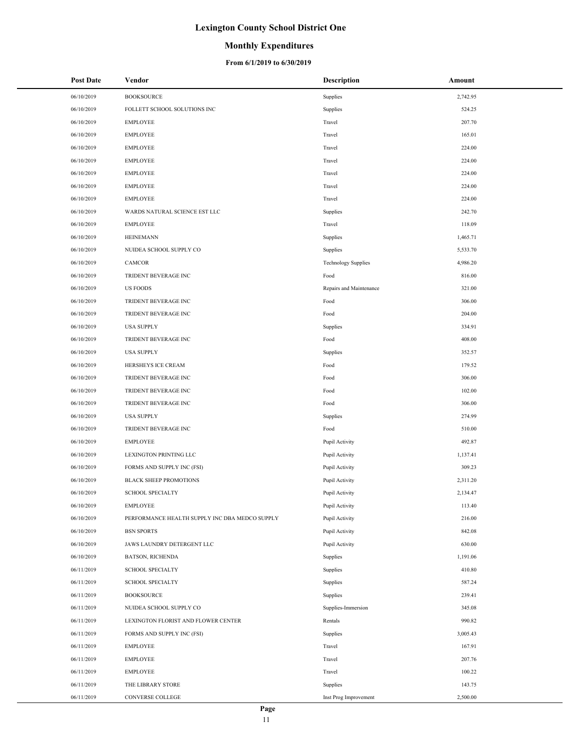# Lexington County School District One

## Monthly Expenditures

### From 6/1/2019 to 6/30/2019

| Post Date | Vendor | Description | Amount |
|---|---|---|---|
| 06/10/2019 | BOOKSOURCE | Supplies | 2,742.95 |
| 06/10/2019 | FOLLETT SCHOOL SOLUTIONS INC | Supplies | 524.25 |
| 06/10/2019 | EMPLOYEE | Travel | 207.70 |
| 06/10/2019 | EMPLOYEE | Travel | 165.01 |
| 06/10/2019 | EMPLOYEE | Travel | 224.00 |
| 06/10/2019 | EMPLOYEE | Travel | 224.00 |
| 06/10/2019 | EMPLOYEE | Travel | 224.00 |
| 06/10/2019 | EMPLOYEE | Travel | 224.00 |
| 06/10/2019 | EMPLOYEE | Travel | 224.00 |
| 06/10/2019 | WARDS NATURAL SCIENCE EST LLC | Supplies | 242.70 |
| 06/10/2019 | EMPLOYEE | Travel | 118.09 |
| 06/10/2019 | HEINEMANN | Supplies | 1,465.71 |
| 06/10/2019 | NUIDEA SCHOOL SUPPLY CO | Supplies | 5,533.70 |
| 06/10/2019 | CAMCOR | Technology Supplies | 4,986.20 |
| 06/10/2019 | TRIDENT BEVERAGE INC | Food | 816.00 |
| 06/10/2019 | US FOODS | Repairs and Maintenance | 321.00 |
| 06/10/2019 | TRIDENT BEVERAGE INC | Food | 306.00 |
| 06/10/2019 | TRIDENT BEVERAGE INC | Food | 204.00 |
| 06/10/2019 | USA SUPPLY | Supplies | 334.91 |
| 06/10/2019 | TRIDENT BEVERAGE INC | Food | 408.00 |
| 06/10/2019 | USA SUPPLY | Supplies | 352.57 |
| 06/10/2019 | HERSHEYS ICE CREAM | Food | 179.52 |
| 06/10/2019 | TRIDENT BEVERAGE INC | Food | 306.00 |
| 06/10/2019 | TRIDENT BEVERAGE INC | Food | 102.00 |
| 06/10/2019 | TRIDENT BEVERAGE INC | Food | 306.00 |
| 06/10/2019 | USA SUPPLY | Supplies | 274.99 |
| 06/10/2019 | TRIDENT BEVERAGE INC | Food | 510.00 |
| 06/10/2019 | EMPLOYEE | Pupil Activity | 492.87 |
| 06/10/2019 | LEXINGTON PRINTING LLC | Pupil Activity | 1,137.41 |
| 06/10/2019 | FORMS AND SUPPLY INC (FSI) | Pupil Activity | 309.23 |
| 06/10/2019 | BLACK SHEEP PROMOTIONS | Pupil Activity | 2,311.20 |
| 06/10/2019 | SCHOOL SPECIALTY | Pupil Activity | 2,134.47 |
| 06/10/2019 | EMPLOYEE | Pupil Activity | 113.40 |
| 06/10/2019 | PERFORMANCE HEALTH SUPPLY INC DBA MEDCO SUPPLY | Pupil Activity | 216.00 |
| 06/10/2019 | BSN SPORTS | Pupil Activity | 842.08 |
| 06/10/2019 | JAWS LAUNDRY DETERGENT LLC | Pupil Activity | 630.00 |
| 06/10/2019 | BATSON, RICHENDA | Supplies | 1,191.06 |
| 06/11/2019 | SCHOOL SPECIALTY | Supplies | 410.80 |
| 06/11/2019 | SCHOOL SPECIALTY | Supplies | 587.24 |
| 06/11/2019 | BOOKSOURCE | Supplies | 239.41 |
| 06/11/2019 | NUIDEA SCHOOL SUPPLY CO | Supplies-Immersion | 345.08 |
| 06/11/2019 | LEXINGTON FLORIST AND FLOWER CENTER | Rentals | 990.82 |
| 06/11/2019 | FORMS AND SUPPLY INC (FSI) | Supplies | 3,005.43 |
| 06/11/2019 | EMPLOYEE | Travel | 167.91 |
| 06/11/2019 | EMPLOYEE | Travel | 207.76 |
| 06/11/2019 | EMPLOYEE | Travel | 100.22 |
| 06/11/2019 | THE LIBRARY STORE | Supplies | 143.75 |
| 06/11/2019 | CONVERSE COLLEGE | Inst Prog Improvement | 2,500.00 |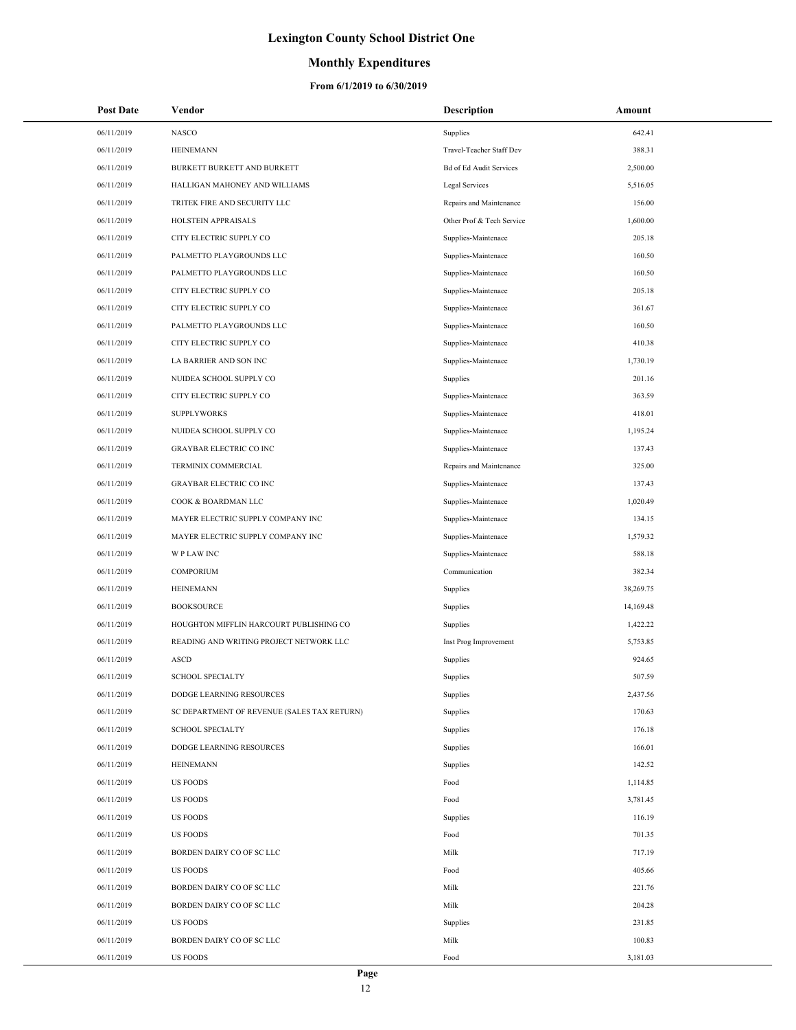# Lexington County School District One

## Monthly Expenditures

### From 6/1/2019 to 6/30/2019

| Post Date | Vendor | Description | Amount |
|---|---|---|---|
| 06/11/2019 | NASCO | Supplies | 642.41 |
| 06/11/2019 | HEINEMANN | Travel-Teacher Staff Dev | 388.31 |
| 06/11/2019 | BURKETT BURKETT AND BURKETT | Bd of Ed Audit Services | 2,500.00 |
| 06/11/2019 | HALLIGAN MAHONEY AND WILLIAMS | Legal Services | 5,516.05 |
| 06/11/2019 | TRITEK FIRE AND SECURITY LLC | Repairs and Maintenance | 156.00 |
| 06/11/2019 | HOLSTEIN APPRAISALS | Other Prof & Tech Service | 1,600.00 |
| 06/11/2019 | CITY ELECTRIC SUPPLY CO | Supplies-Maintenace | 205.18 |
| 06/11/2019 | PALMETTO PLAYGROUNDS LLC | Supplies-Maintenace | 160.50 |
| 06/11/2019 | PALMETTO PLAYGROUNDS LLC | Supplies-Maintenace | 160.50 |
| 06/11/2019 | CITY ELECTRIC SUPPLY CO | Supplies-Maintenace | 205.18 |
| 06/11/2019 | CITY ELECTRIC SUPPLY CO | Supplies-Maintenace | 361.67 |
| 06/11/2019 | PALMETTO PLAYGROUNDS LLC | Supplies-Maintenace | 160.50 |
| 06/11/2019 | CITY ELECTRIC SUPPLY CO | Supplies-Maintenace | 410.38 |
| 06/11/2019 | LA BARRIER AND SON INC | Supplies-Maintenace | 1,730.19 |
| 06/11/2019 | NUIDEA SCHOOL SUPPLY CO | Supplies | 201.16 |
| 06/11/2019 | CITY ELECTRIC SUPPLY CO | Supplies-Maintenace | 363.59 |
| 06/11/2019 | SUPPLYWORKS | Supplies-Maintenace | 418.01 |
| 06/11/2019 | NUIDEA SCHOOL SUPPLY CO | Supplies-Maintenace | 1,195.24 |
| 06/11/2019 | GRAYBAR ELECTRIC CO INC | Supplies-Maintenace | 137.43 |
| 06/11/2019 | TERMINIX COMMERCIAL | Repairs and Maintenance | 325.00 |
| 06/11/2019 | GRAYBAR ELECTRIC CO INC | Supplies-Maintenace | 137.43 |
| 06/11/2019 | COOK & BOARDMAN LLC | Supplies-Maintenace | 1,020.49 |
| 06/11/2019 | MAYER ELECTRIC SUPPLY COMPANY INC | Supplies-Maintenace | 134.15 |
| 06/11/2019 | MAYER ELECTRIC SUPPLY COMPANY INC | Supplies-Maintenace | 1,579.32 |
| 06/11/2019 | W P LAW INC | Supplies-Maintenace | 588.18 |
| 06/11/2019 | COMPORIUM | Communication | 382.34 |
| 06/11/2019 | HEINEMANN | Supplies | 38,269.75 |
| 06/11/2019 | BOOKSOURCE | Supplies | 14,169.48 |
| 06/11/2019 | HOUGHTON MIFFLIN HARCOURT PUBLISHING CO | Supplies | 1,422.22 |
| 06/11/2019 | READING AND WRITING PROJECT NETWORK LLC | Inst Prog Improvement | 5,753.85 |
| 06/11/2019 | ASCD | Supplies | 924.65 |
| 06/11/2019 | SCHOOL SPECIALTY | Supplies | 507.59 |
| 06/11/2019 | DODGE LEARNING RESOURCES | Supplies | 2,437.56 |
| 06/11/2019 | SC DEPARTMENT OF REVENUE (SALES TAX RETURN) | Supplies | 170.63 |
| 06/11/2019 | SCHOOL SPECIALTY | Supplies | 176.18 |
| 06/11/2019 | DODGE LEARNING RESOURCES | Supplies | 166.01 |
| 06/11/2019 | HEINEMANN | Supplies | 142.52 |
| 06/11/2019 | US FOODS | Food | 1,114.85 |
| 06/11/2019 | US FOODS | Food | 3,781.45 |
| 06/11/2019 | US FOODS | Supplies | 116.19 |
| 06/11/2019 | US FOODS | Food | 701.35 |
| 06/11/2019 | BORDEN DAIRY CO OF SC LLC | Milk | 717.19 |
| 06/11/2019 | US FOODS | Food | 405.66 |
| 06/11/2019 | BORDEN DAIRY CO OF SC LLC | Milk | 221.76 |
| 06/11/2019 | BORDEN DAIRY CO OF SC LLC | Milk | 204.28 |
| 06/11/2019 | US FOODS | Supplies | 231.85 |
| 06/11/2019 | BORDEN DAIRY CO OF SC LLC | Milk | 100.83 |
| 06/11/2019 | US FOODS | Food | 3,181.03 |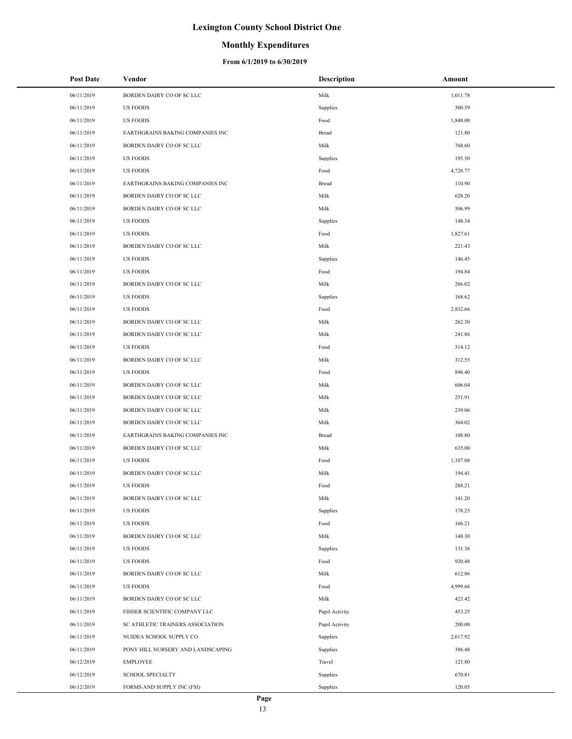# Lexington County School District One

## Monthly Expenditures

### From 6/1/2019 to 6/30/2019

| Post Date | Vendor | Description | Amount |
|---|---|---|---|
| 06/11/2019 | BORDEN DAIRY CO OF SC LLC | Milk | 1,011.78 |
| 06/11/2019 | US FOODS | Supplies | 300.59 |
| 06/11/2019 | US FOODS | Food | 1,848.00 |
| 06/11/2019 | EARTHGRAINS BAKING COMPANIES INC | Bread | 121.80 |
| 06/11/2019 | BORDEN DAIRY CO OF SC LLC | Milk | 768.60 |
| 06/11/2019 | US FOODS | Supplies | 195.50 |
| 06/11/2019 | US FOODS | Food | 4,728.77 |
| 06/11/2019 | EARTHGRAINS BAKING COMPANIES INC | Bread | 110.90 |
| 06/11/2019 | BORDEN DAIRY CO OF SC LLC | Milk | 628.20 |
| 06/11/2019 | BORDEN DAIRY CO OF SC LLC | Milk | 506.99 |
| 06/11/2019 | US FOODS | Supplies | 148.34 |
| 06/11/2019 | US FOODS | Food | 1,827.61 |
| 06/11/2019 | BORDEN DAIRY CO OF SC LLC | Milk | 221.43 |
| 06/11/2019 | US FOODS | Supplies | 146.45 |
| 06/11/2019 | US FOODS | Food | 194.84 |
| 06/11/2019 | BORDEN DAIRY CO OF SC LLC | Milk | 266.02 |
| 06/11/2019 | US FOODS | Supplies | 168.62 |
| 06/11/2019 | US FOODS | Food | 2,832.66 |
| 06/11/2019 | BORDEN DAIRY CO OF SC LLC | Milk | 262.30 |
| 06/11/2019 | BORDEN DAIRY CO OF SC LLC | Milk | 241.86 |
| 06/11/2019 | US FOODS | Food | 314.12 |
| 06/11/2019 | BORDEN DAIRY CO OF SC LLC | Milk | 312.55 |
| 06/11/2019 | US FOODS | Food | 896.40 |
| 06/11/2019 | BORDEN DAIRY CO OF SC LLC | Milk | 606.04 |
| 06/11/2019 | BORDEN DAIRY CO OF SC LLC | Milk | 251.91 |
| 06/11/2019 | BORDEN DAIRY CO OF SC LLC | Milk | 239.06 |
| 06/11/2019 | BORDEN DAIRY CO OF SC LLC | Milk | 364.02 |
| 06/11/2019 | EARTHGRAINS BAKING COMPANIES INC | Bread | 108.80 |
| 06/11/2019 | BORDEN DAIRY CO OF SC LLC | Milk | 635.00 |
| 06/11/2019 | US FOODS | Food | 1,107.08 |
| 06/11/2019 | BORDEN DAIRY CO OF SC LLC | Milk | 194.41 |
| 06/11/2019 | US FOODS | Food | 288.21 |
| 06/11/2019 | BORDEN DAIRY CO OF SC LLC | Milk | 141.20 |
| 06/11/2019 | US FOODS | Supplies | 178.25 |
| 06/11/2019 | US FOODS | Food | 166.21 |
| 06/11/2019 | BORDEN DAIRY CO OF SC LLC | Milk | 148.30 |
| 06/11/2019 | US FOODS | Supplies | 131.36 |
| 06/11/2019 | US FOODS | Food | 920.48 |
| 06/11/2019 | BORDEN DAIRY CO OF SC LLC | Milk | 612.86 |
| 06/11/2019 | US FOODS | Food | 4,999.66 |
| 06/11/2019 | BORDEN DAIRY CO OF SC LLC | Milk | 423.42 |
| 06/11/2019 | FISHER SCIENTIFIC COMPANY LLC | Pupil Activity | 453.25 |
| 06/11/2019 | SC ATHLETIC TRAINERS ASSOCIATION | Pupil Activity | 200.00 |
| 06/11/2019 | NUIDEA SCHOOL SUPPLY CO | Supplies | 2,617.92 |
| 06/11/2019 | PONY HILL NURSERY AND LANDSCAPING | Supplies | 386.48 |
| 06/12/2019 | EMPLOYEE | Travel | 121.80 |
| 06/12/2019 | SCHOOL SPECIALTY | Supplies | 670.81 |
| 06/12/2019 | FORMS AND SUPPLY INC (FSI) | Supplies | 120.05 |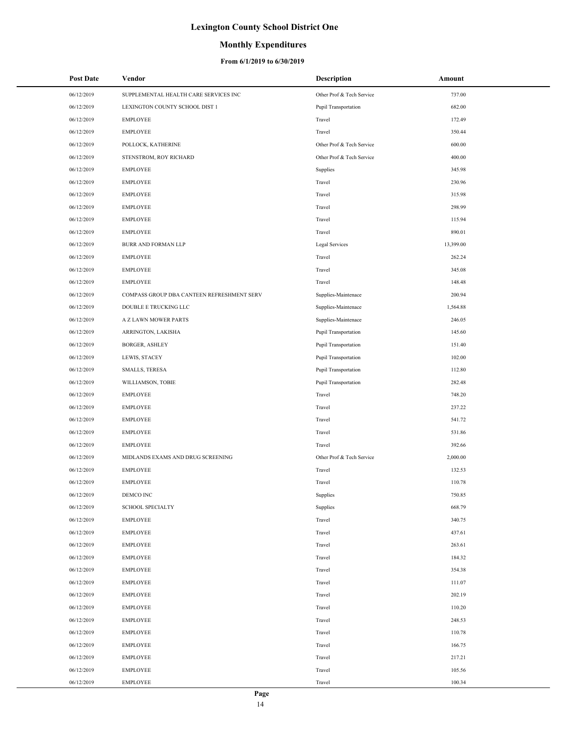# Lexington County School District One

## Monthly Expenditures

### From 6/1/2019 to 6/30/2019

| Post Date | Vendor | Description | Amount |
|---|---|---|---|
| 06/12/2019 | SUPPLEMENTAL HEALTH CARE SERVICES INC | Other Prof & Tech Service | 737.00 |
| 06/12/2019 | LEXINGTON COUNTY SCHOOL DIST 1 | Pupil Transportation | 682.00 |
| 06/12/2019 | EMPLOYEE | Travel | 172.49 |
| 06/12/2019 | EMPLOYEE | Travel | 350.44 |
| 06/12/2019 | POLLOCK, KATHERINE | Other Prof & Tech Service | 600.00 |
| 06/12/2019 | STENSTROM, ROY RICHARD | Other Prof & Tech Service | 400.00 |
| 06/12/2019 | EMPLOYEE | Supplies | 345.98 |
| 06/12/2019 | EMPLOYEE | Travel | 230.96 |
| 06/12/2019 | EMPLOYEE | Travel | 315.98 |
| 06/12/2019 | EMPLOYEE | Travel | 298.99 |
| 06/12/2019 | EMPLOYEE | Travel | 115.94 |
| 06/12/2019 | EMPLOYEE | Travel | 890.01 |
| 06/12/2019 | BURR AND FORMAN LLP | Legal Services | 13,399.00 |
| 06/12/2019 | EMPLOYEE | Travel | 262.24 |
| 06/12/2019 | EMPLOYEE | Travel | 345.08 |
| 06/12/2019 | EMPLOYEE | Travel | 148.48 |
| 06/12/2019 | COMPASS GROUP DBA CANTEEN REFRESHMENT SERV | Supplies-Maintenace | 200.94 |
| 06/12/2019 | DOUBLE E TRUCKING LLC | Supplies-Maintenace | 1,564.88 |
| 06/12/2019 | A Z LAWN MOWER PARTS | Supplies-Maintenace | 246.05 |
| 06/12/2019 | ARRINGTON, LAKISHA | Pupil Transportation | 145.60 |
| 06/12/2019 | BORGER, ASHLEY | Pupil Transportation | 151.40 |
| 06/12/2019 | LEWIS, STACEY | Pupil Transportation | 102.00 |
| 06/12/2019 | SMALLS, TERESA | Pupil Transportation | 112.80 |
| 06/12/2019 | WILLIAMSON, TOBIE | Pupil Transportation | 282.48 |
| 06/12/2019 | EMPLOYEE | Travel | 748.20 |
| 06/12/2019 | EMPLOYEE | Travel | 237.22 |
| 06/12/2019 | EMPLOYEE | Travel | 541.72 |
| 06/12/2019 | EMPLOYEE | Travel | 531.86 |
| 06/12/2019 | EMPLOYEE | Travel | 392.66 |
| 06/12/2019 | MIDLANDS EXAMS AND DRUG SCREENING | Other Prof & Tech Service | 2,000.00 |
| 06/12/2019 | EMPLOYEE | Travel | 132.53 |
| 06/12/2019 | EMPLOYEE | Travel | 110.78 |
| 06/12/2019 | DEMCO INC | Supplies | 750.85 |
| 06/12/2019 | SCHOOL SPECIALTY | Supplies | 668.79 |
| 06/12/2019 | EMPLOYEE | Travel | 340.75 |
| 06/12/2019 | EMPLOYEE | Travel | 437.61 |
| 06/12/2019 | EMPLOYEE | Travel | 263.61 |
| 06/12/2019 | EMPLOYEE | Travel | 184.32 |
| 06/12/2019 | EMPLOYEE | Travel | 354.38 |
| 06/12/2019 | EMPLOYEE | Travel | 111.07 |
| 06/12/2019 | EMPLOYEE | Travel | 202.19 |
| 06/12/2019 | EMPLOYEE | Travel | 110.20 |
| 06/12/2019 | EMPLOYEE | Travel | 248.53 |
| 06/12/2019 | EMPLOYEE | Travel | 110.78 |
| 06/12/2019 | EMPLOYEE | Travel | 166.75 |
| 06/12/2019 | EMPLOYEE | Travel | 217.21 |
| 06/12/2019 | EMPLOYEE | Travel | 105.56 |
| 06/12/2019 | EMPLOYEE | Travel | 100.34 |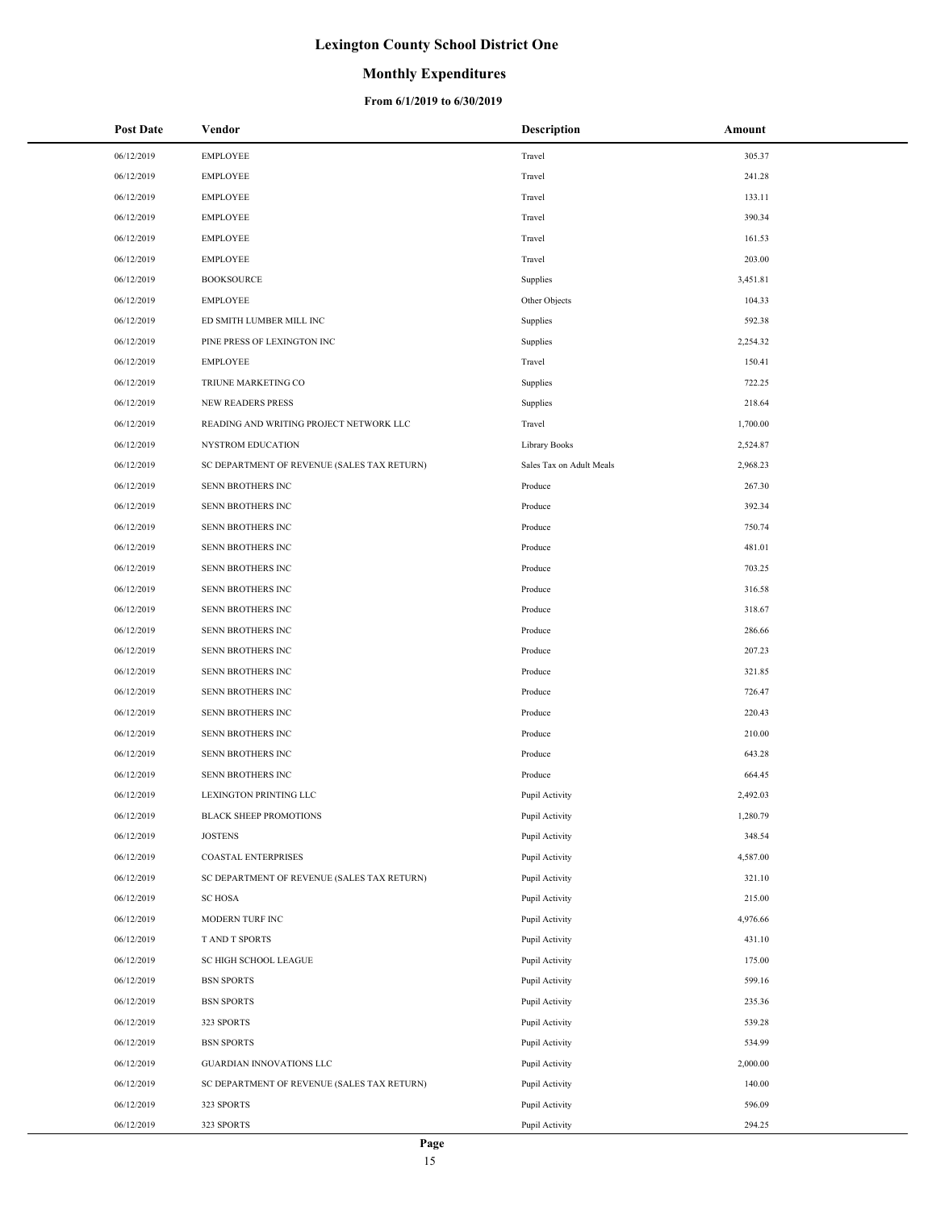# Lexington County School District One

## Monthly Expenditures

### From 6/1/2019 to 6/30/2019

| Post Date | Vendor | Description | Amount |
|---|---|---|---|
| 06/12/2019 | EMPLOYEE | Travel | 305.37 |
| 06/12/2019 | EMPLOYEE | Travel | 241.28 |
| 06/12/2019 | EMPLOYEE | Travel | 133.11 |
| 06/12/2019 | EMPLOYEE | Travel | 390.34 |
| 06/12/2019 | EMPLOYEE | Travel | 161.53 |
| 06/12/2019 | EMPLOYEE | Travel | 203.00 |
| 06/12/2019 | BOOKSOURCE | Supplies | 3,451.81 |
| 06/12/2019 | EMPLOYEE | Other Objects | 104.33 |
| 06/12/2019 | ED SMITH LUMBER MILL INC | Supplies | 592.38 |
| 06/12/2019 | PINE PRESS OF LEXINGTON INC | Supplies | 2,254.32 |
| 06/12/2019 | EMPLOYEE | Travel | 150.41 |
| 06/12/2019 | TRIUNE MARKETING CO | Supplies | 722.25 |
| 06/12/2019 | NEW READERS PRESS | Supplies | 218.64 |
| 06/12/2019 | READING AND WRITING PROJECT NETWORK LLC | Travel | 1,700.00 |
| 06/12/2019 | NYSTROM EDUCATION | Library Books | 2,524.87 |
| 06/12/2019 | SC DEPARTMENT OF REVENUE (SALES TAX RETURN) | Sales Tax on Adult Meals | 2,968.23 |
| 06/12/2019 | SENN BROTHERS INC | Produce | 267.30 |
| 06/12/2019 | SENN BROTHERS INC | Produce | 392.34 |
| 06/12/2019 | SENN BROTHERS INC | Produce | 750.74 |
| 06/12/2019 | SENN BROTHERS INC | Produce | 481.01 |
| 06/12/2019 | SENN BROTHERS INC | Produce | 703.25 |
| 06/12/2019 | SENN BROTHERS INC | Produce | 316.58 |
| 06/12/2019 | SENN BROTHERS INC | Produce | 318.67 |
| 06/12/2019 | SENN BROTHERS INC | Produce | 286.66 |
| 06/12/2019 | SENN BROTHERS INC | Produce | 207.23 |
| 06/12/2019 | SENN BROTHERS INC | Produce | 321.85 |
| 06/12/2019 | SENN BROTHERS INC | Produce | 726.47 |
| 06/12/2019 | SENN BROTHERS INC | Produce | 220.43 |
| 06/12/2019 | SENN BROTHERS INC | Produce | 210.00 |
| 06/12/2019 | SENN BROTHERS INC | Produce | 643.28 |
| 06/12/2019 | SENN BROTHERS INC | Produce | 664.45 |
| 06/12/2019 | LEXINGTON PRINTING LLC | Pupil Activity | 2,492.03 |
| 06/12/2019 | BLACK SHEEP PROMOTIONS | Pupil Activity | 1,280.79 |
| 06/12/2019 | JOSTENS | Pupil Activity | 348.54 |
| 06/12/2019 | COASTAL ENTERPRISES | Pupil Activity | 4,587.00 |
| 06/12/2019 | SC DEPARTMENT OF REVENUE (SALES TAX RETURN) | Pupil Activity | 321.10 |
| 06/12/2019 | SC HOSA | Pupil Activity | 215.00 |
| 06/12/2019 | MODERN TURF INC | Pupil Activity | 4,976.66 |
| 06/12/2019 | T AND T SPORTS | Pupil Activity | 431.10 |
| 06/12/2019 | SC HIGH SCHOOL LEAGUE | Pupil Activity | 175.00 |
| 06/12/2019 | BSN SPORTS | Pupil Activity | 599.16 |
| 06/12/2019 | BSN SPORTS | Pupil Activity | 235.36 |
| 06/12/2019 | 323 SPORTS | Pupil Activity | 539.28 |
| 06/12/2019 | BSN SPORTS | Pupil Activity | 534.99 |
| 06/12/2019 | GUARDIAN INNOVATIONS LLC | Pupil Activity | 2,000.00 |
| 06/12/2019 | SC DEPARTMENT OF REVENUE (SALES TAX RETURN) | Pupil Activity | 140.00 |
| 06/12/2019 | 323 SPORTS | Pupil Activity | 596.09 |
| 06/12/2019 | 323 SPORTS | Pupil Activity | 294.25 |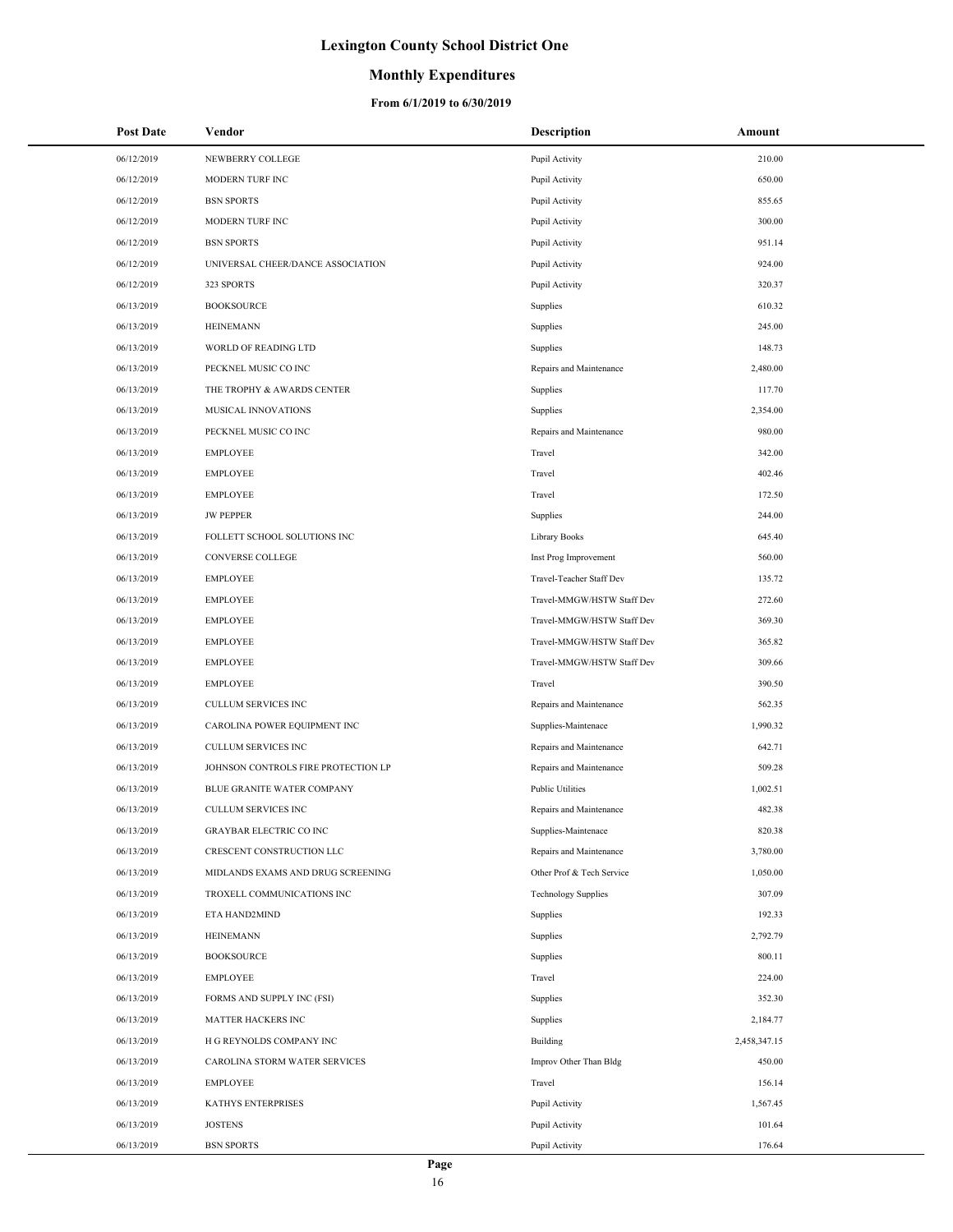# Lexington County School District One

## Monthly Expenditures

### From 6/1/2019 to 6/30/2019

| Post Date | Vendor | Description | Amount |
|---|---|---|---|
| 06/12/2019 | NEWBERRY COLLEGE | Pupil Activity | 210.00 |
| 06/12/2019 | MODERN TURF INC | Pupil Activity | 650.00 |
| 06/12/2019 | BSN SPORTS | Pupil Activity | 855.65 |
| 06/12/2019 | MODERN TURF INC | Pupil Activity | 300.00 |
| 06/12/2019 | BSN SPORTS | Pupil Activity | 951.14 |
| 06/12/2019 | UNIVERSAL CHEER/DANCE ASSOCIATION | Pupil Activity | 924.00 |
| 06/12/2019 | 323 SPORTS | Pupil Activity | 320.37 |
| 06/13/2019 | BOOKSOURCE | Supplies | 610.32 |
| 06/13/2019 | HEINEMANN | Supplies | 245.00 |
| 06/13/2019 | WORLD OF READING LTD | Supplies | 148.73 |
| 06/13/2019 | PECKNEL MUSIC CO INC | Repairs and Maintenance | 2,480.00 |
| 06/13/2019 | THE TROPHY & AWARDS CENTER | Supplies | 117.70 |
| 06/13/2019 | MUSICAL INNOVATIONS | Supplies | 2,354.00 |
| 06/13/2019 | PECKNEL MUSIC CO INC | Repairs and Maintenance | 980.00 |
| 06/13/2019 | EMPLOYEE | Travel | 342.00 |
| 06/13/2019 | EMPLOYEE | Travel | 402.46 |
| 06/13/2019 | EMPLOYEE | Travel | 172.50 |
| 06/13/2019 | JW PEPPER | Supplies | 244.00 |
| 06/13/2019 | FOLLETT SCHOOL SOLUTIONS INC | Library Books | 645.40 |
| 06/13/2019 | CONVERSE COLLEGE | Inst Prog Improvement | 560.00 |
| 06/13/2019 | EMPLOYEE | Travel-Teacher Staff Dev | 135.72 |
| 06/13/2019 | EMPLOYEE | Travel-MMGW/HSTW Staff Dev | 272.60 |
| 06/13/2019 | EMPLOYEE | Travel-MMGW/HSTW Staff Dev | 369.30 |
| 06/13/2019 | EMPLOYEE | Travel-MMGW/HSTW Staff Dev | 365.82 |
| 06/13/2019 | EMPLOYEE | Travel-MMGW/HSTW Staff Dev | 309.66 |
| 06/13/2019 | EMPLOYEE | Travel | 390.50 |
| 06/13/2019 | CULLUM SERVICES INC | Repairs and Maintenance | 562.35 |
| 06/13/2019 | CAROLINA POWER EQUIPMENT INC | Supplies-Maintenace | 1,990.32 |
| 06/13/2019 | CULLUM SERVICES INC | Repairs and Maintenance | 642.71 |
| 06/13/2019 | JOHNSON CONTROLS FIRE PROTECTION LP | Repairs and Maintenance | 509.28 |
| 06/13/2019 | BLUE GRANITE WATER COMPANY | Public Utilities | 1,002.51 |
| 06/13/2019 | CULLUM SERVICES INC | Repairs and Maintenance | 482.38 |
| 06/13/2019 | GRAYBAR ELECTRIC CO INC | Supplies-Maintenace | 820.38 |
| 06/13/2019 | CRESCENT CONSTRUCTION LLC | Repairs and Maintenance | 3,780.00 |
| 06/13/2019 | MIDLANDS EXAMS AND DRUG SCREENING | Other Prof & Tech Service | 1,050.00 |
| 06/13/2019 | TROXELL COMMUNICATIONS INC | Technology Supplies | 307.09 |
| 06/13/2019 | ETA HAND2MIND | Supplies | 192.33 |
| 06/13/2019 | HEINEMANN | Supplies | 2,792.79 |
| 06/13/2019 | BOOKSOURCE | Supplies | 800.11 |
| 06/13/2019 | EMPLOYEE | Travel | 224.00 |
| 06/13/2019 | FORMS AND SUPPLY INC (FSI) | Supplies | 352.30 |
| 06/13/2019 | MATTER HACKERS INC | Supplies | 2,184.77 |
| 06/13/2019 | H G REYNOLDS COMPANY INC | Building | 2,458,347.15 |
| 06/13/2019 | CAROLINA STORM WATER SERVICES | Improv Other Than Bldg | 450.00 |
| 06/13/2019 | EMPLOYEE | Travel | 156.14 |
| 06/13/2019 | KATHYS ENTERPRISES | Pupil Activity | 1,567.45 |
| 06/13/2019 | JOSTENS | Pupil Activity | 101.64 |
| 06/13/2019 | BSN SPORTS | Pupil Activity | 176.64 |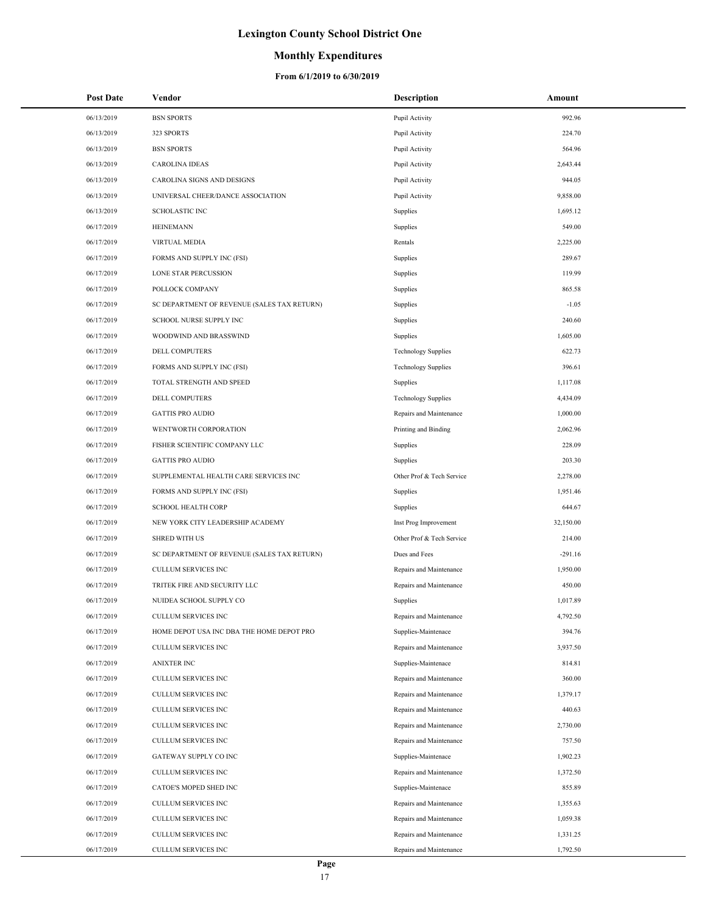# Lexington County School District One

## Monthly Expenditures

### From 6/1/2019 to 6/30/2019

| Post Date | Vendor | Description | Amount |
|---|---|---|---|
| 06/13/2019 | BSN SPORTS | Pupil Activity | 992.96 |
| 06/13/2019 | 323 SPORTS | Pupil Activity | 224.70 |
| 06/13/2019 | BSN SPORTS | Pupil Activity | 564.96 |
| 06/13/2019 | CAROLINA IDEAS | Pupil Activity | 2,643.44 |
| 06/13/2019 | CAROLINA SIGNS AND DESIGNS | Pupil Activity | 944.05 |
| 06/13/2019 | UNIVERSAL CHEER/DANCE ASSOCIATION | Pupil Activity | 9,858.00 |
| 06/13/2019 | SCHOLASTIC INC | Supplies | 1,695.12 |
| 06/17/2019 | HEINEMANN | Supplies | 549.00 |
| 06/17/2019 | VIRTUAL MEDIA | Rentals | 2,225.00 |
| 06/17/2019 | FORMS AND SUPPLY INC (FSI) | Supplies | 289.67 |
| 06/17/2019 | LONE STAR PERCUSSION | Supplies | 119.99 |
| 06/17/2019 | POLLOCK COMPANY | Supplies | 865.58 |
| 06/17/2019 | SC DEPARTMENT OF REVENUE (SALES TAX RETURN) | Supplies | -1.05 |
| 06/17/2019 | SCHOOL NURSE SUPPLY INC | Supplies | 240.60 |
| 06/17/2019 | WOODWIND AND BRASSWIND | Supplies | 1,605.00 |
| 06/17/2019 | DELL COMPUTERS | Technology Supplies | 622.73 |
| 06/17/2019 | FORMS AND SUPPLY INC (FSI) | Technology Supplies | 396.61 |
| 06/17/2019 | TOTAL STRENGTH AND SPEED | Supplies | 1,117.08 |
| 06/17/2019 | DELL COMPUTERS | Technology Supplies | 4,434.09 |
| 06/17/2019 | GATTIS PRO AUDIO | Repairs and Maintenance | 1,000.00 |
| 06/17/2019 | WENTWORTH CORPORATION | Printing and Binding | 2,062.96 |
| 06/17/2019 | FISHER SCIENTIFIC COMPANY LLC | Supplies | 228.09 |
| 06/17/2019 | GATTIS PRO AUDIO | Supplies | 203.30 |
| 06/17/2019 | SUPPLEMENTAL HEALTH CARE SERVICES INC | Other Prof & Tech Service | 2,278.00 |
| 06/17/2019 | FORMS AND SUPPLY INC (FSI) | Supplies | 1,951.46 |
| 06/17/2019 | SCHOOL HEALTH CORP | Supplies | 644.67 |
| 06/17/2019 | NEW YORK CITY LEADERSHIP ACADEMY | Inst Prog Improvement | 32,150.00 |
| 06/17/2019 | SHRED WITH US | Other Prof & Tech Service | 214.00 |
| 06/17/2019 | SC DEPARTMENT OF REVENUE (SALES TAX RETURN) | Dues and Fees | -291.16 |
| 06/17/2019 | CULLUM SERVICES INC | Repairs and Maintenance | 1,950.00 |
| 06/17/2019 | TRITEK FIRE AND SECURITY LLC | Repairs and Maintenance | 450.00 |
| 06/17/2019 | NUIDEA SCHOOL SUPPLY CO | Supplies | 1,017.89 |
| 06/17/2019 | CULLUM SERVICES INC | Repairs and Maintenance | 4,792.50 |
| 06/17/2019 | HOME DEPOT USA INC DBA THE HOME DEPOT PRO | Supplies-Maintenace | 394.76 |
| 06/17/2019 | CULLUM SERVICES INC | Repairs and Maintenance | 3,937.50 |
| 06/17/2019 | ANIXTER INC | Supplies-Maintenace | 814.81 |
| 06/17/2019 | CULLUM SERVICES INC | Repairs and Maintenance | 360.00 |
| 06/17/2019 | CULLUM SERVICES INC | Repairs and Maintenance | 1,379.17 |
| 06/17/2019 | CULLUM SERVICES INC | Repairs and Maintenance | 440.63 |
| 06/17/2019 | CULLUM SERVICES INC | Repairs and Maintenance | 2,730.00 |
| 06/17/2019 | CULLUM SERVICES INC | Repairs and Maintenance | 757.50 |
| 06/17/2019 | GATEWAY SUPPLY CO INC | Supplies-Maintenace | 1,902.23 |
| 06/17/2019 | CULLUM SERVICES INC | Repairs and Maintenance | 1,372.50 |
| 06/17/2019 | CATOE'S MOPED SHED INC | Supplies-Maintenace | 855.89 |
| 06/17/2019 | CULLUM SERVICES INC | Repairs and Maintenance | 1,355.63 |
| 06/17/2019 | CULLUM SERVICES INC | Repairs and Maintenance | 1,059.38 |
| 06/17/2019 | CULLUM SERVICES INC | Repairs and Maintenance | 1,331.25 |
| 06/17/2019 | CULLUM SERVICES INC | Repairs and Maintenance | 1,792.50 |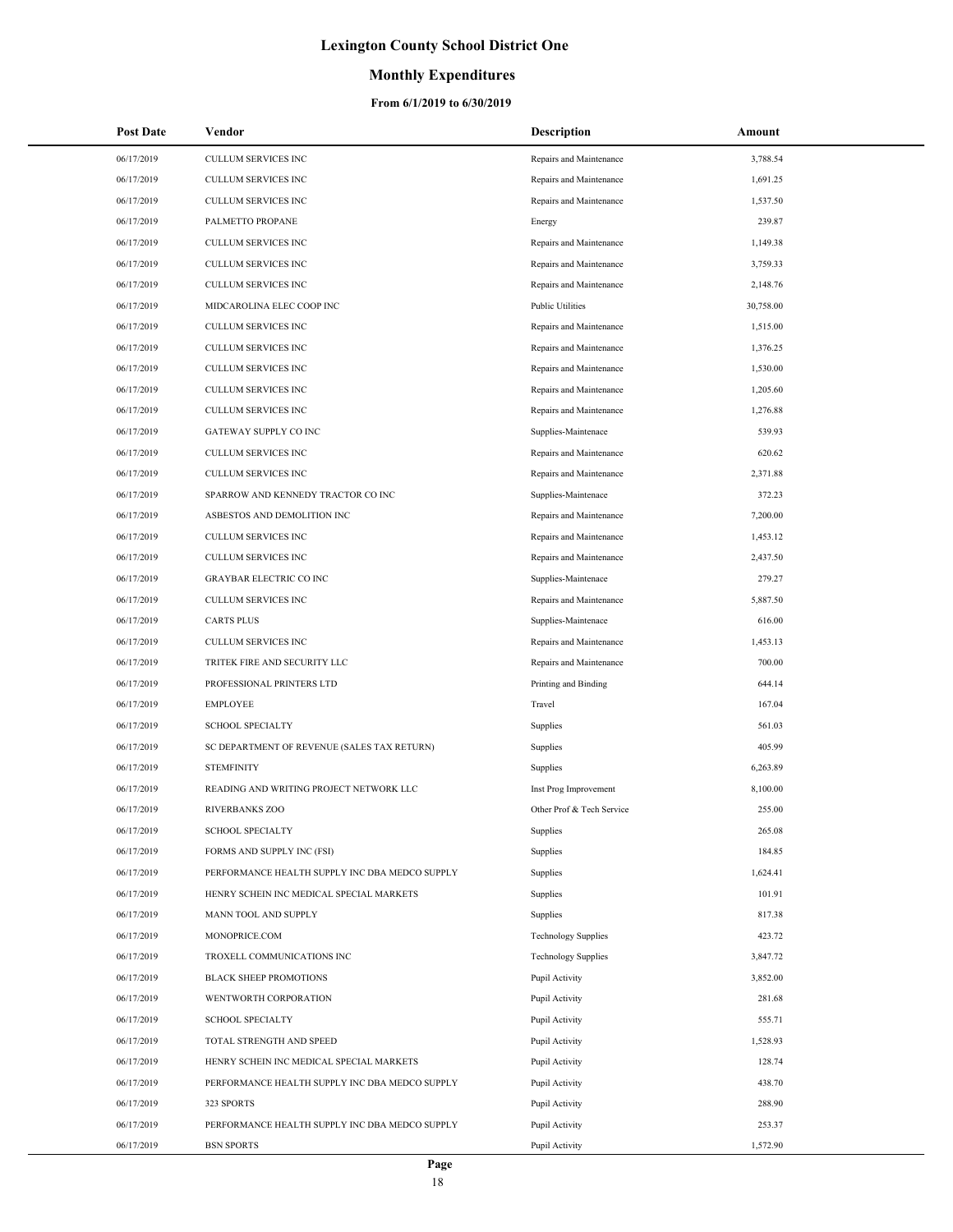# Lexington County School District One

## Monthly Expenditures

### From 6/1/2019 to 6/30/2019

| Post Date | Vendor | Description | Amount |
|---|---|---|---|
| 06/17/2019 | CULLUM SERVICES INC | Repairs and Maintenance | 3,788.54 |
| 06/17/2019 | CULLUM SERVICES INC | Repairs and Maintenance | 1,691.25 |
| 06/17/2019 | CULLUM SERVICES INC | Repairs and Maintenance | 1,537.50 |
| 06/17/2019 | PALMETTO PROPANE | Energy | 239.87 |
| 06/17/2019 | CULLUM SERVICES INC | Repairs and Maintenance | 1,149.38 |
| 06/17/2019 | CULLUM SERVICES INC | Repairs and Maintenance | 3,759.33 |
| 06/17/2019 | CULLUM SERVICES INC | Repairs and Maintenance | 2,148.76 |
| 06/17/2019 | MIDCAROLINA ELEC COOP INC | Public Utilities | 30,758.00 |
| 06/17/2019 | CULLUM SERVICES INC | Repairs and Maintenance | 1,515.00 |
| 06/17/2019 | CULLUM SERVICES INC | Repairs and Maintenance | 1,376.25 |
| 06/17/2019 | CULLUM SERVICES INC | Repairs and Maintenance | 1,530.00 |
| 06/17/2019 | CULLUM SERVICES INC | Repairs and Maintenance | 1,205.60 |
| 06/17/2019 | CULLUM SERVICES INC | Repairs and Maintenance | 1,276.88 |
| 06/17/2019 | GATEWAY SUPPLY CO INC | Supplies-Maintenace | 539.93 |
| 06/17/2019 | CULLUM SERVICES INC | Repairs and Maintenance | 620.62 |
| 06/17/2019 | CULLUM SERVICES INC | Repairs and Maintenance | 2,371.88 |
| 06/17/2019 | SPARROW AND KENNEDY TRACTOR CO INC | Supplies-Maintenace | 372.23 |
| 06/17/2019 | ASBESTOS AND DEMOLITION INC | Repairs and Maintenance | 7,200.00 |
| 06/17/2019 | CULLUM SERVICES INC | Repairs and Maintenance | 1,453.12 |
| 06/17/2019 | CULLUM SERVICES INC | Repairs and Maintenance | 2,437.50 |
| 06/17/2019 | GRAYBAR ELECTRIC CO INC | Supplies-Maintenace | 279.27 |
| 06/17/2019 | CULLUM SERVICES INC | Repairs and Maintenance | 5,887.50 |
| 06/17/2019 | CARTS PLUS | Supplies-Maintenace | 616.00 |
| 06/17/2019 | CULLUM SERVICES INC | Repairs and Maintenance | 1,453.13 |
| 06/17/2019 | TRITEK FIRE AND SECURITY LLC | Repairs and Maintenance | 700.00 |
| 06/17/2019 | PROFESSIONAL PRINTERS LTD | Printing and Binding | 644.14 |
| 06/17/2019 | EMPLOYEE | Travel | 167.04 |
| 06/17/2019 | SCHOOL SPECIALTY | Supplies | 561.03 |
| 06/17/2019 | SC DEPARTMENT OF REVENUE (SALES TAX RETURN) | Supplies | 405.99 |
| 06/17/2019 | STEMFINITY | Supplies | 6,263.89 |
| 06/17/2019 | READING AND WRITING PROJECT NETWORK LLC | Inst Prog Improvement | 8,100.00 |
| 06/17/2019 | RIVERBANKS ZOO | Other Prof & Tech Service | 255.00 |
| 06/17/2019 | SCHOOL SPECIALTY | Supplies | 265.08 |
| 06/17/2019 | FORMS AND SUPPLY INC (FSI) | Supplies | 184.85 |
| 06/17/2019 | PERFORMANCE HEALTH SUPPLY INC DBA MEDCO SUPPLY | Supplies | 1,624.41 |
| 06/17/2019 | HENRY SCHEIN INC MEDICAL SPECIAL MARKETS | Supplies | 101.91 |
| 06/17/2019 | MANN TOOL AND SUPPLY | Supplies | 817.38 |
| 06/17/2019 | MONOPRICE.COM | Technology Supplies | 423.72 |
| 06/17/2019 | TROXELL COMMUNICATIONS INC | Technology Supplies | 3,847.72 |
| 06/17/2019 | BLACK SHEEP PROMOTIONS | Pupil Activity | 3,852.00 |
| 06/17/2019 | WENTWORTH CORPORATION | Pupil Activity | 281.68 |
| 06/17/2019 | SCHOOL SPECIALTY | Pupil Activity | 555.71 |
| 06/17/2019 | TOTAL STRENGTH AND SPEED | Pupil Activity | 1,528.93 |
| 06/17/2019 | HENRY SCHEIN INC MEDICAL SPECIAL MARKETS | Pupil Activity | 128.74 |
| 06/17/2019 | PERFORMANCE HEALTH SUPPLY INC DBA MEDCO SUPPLY | Pupil Activity | 438.70 |
| 06/17/2019 | 323 SPORTS | Pupil Activity | 288.90 |
| 06/17/2019 | PERFORMANCE HEALTH SUPPLY INC DBA MEDCO SUPPLY | Pupil Activity | 253.37 |
| 06/17/2019 | BSN SPORTS | Pupil Activity | 1,572.90 |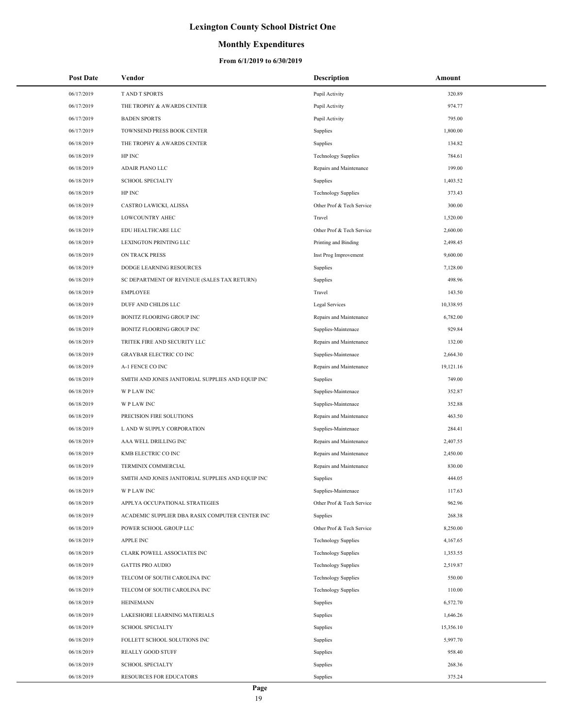# Lexington County School District One

## Monthly Expenditures

### From 6/1/2019 to 6/30/2019

| Post Date | Vendor | Description | Amount |
|---|---|---|---|
| 06/17/2019 | T AND T SPORTS | Pupil Activity | 320.89 |
| 06/17/2019 | THE TROPHY & AWARDS CENTER | Pupil Activity | 974.77 |
| 06/17/2019 | BADEN SPORTS | Pupil Activity | 795.00 |
| 06/17/2019 | TOWNSEND PRESS BOOK CENTER | Supplies | 1,800.00 |
| 06/18/2019 | THE TROPHY & AWARDS CENTER | Supplies | 134.82 |
| 06/18/2019 | HP INC | Technology Supplies | 784.61 |
| 06/18/2019 | ADAIR PIANO LLC | Repairs and Maintenance | 199.00 |
| 06/18/2019 | SCHOOL SPECIALTY | Supplies | 1,403.52 |
| 06/18/2019 | HP INC | Technology Supplies | 373.43 |
| 06/18/2019 | CASTRO LAWICKI, ALISSA | Other Prof & Tech Service | 300.00 |
| 06/18/2019 | LOWCOUNTRY AHEC | Travel | 1,520.00 |
| 06/18/2019 | EDU HEALTHCARE LLC | Other Prof & Tech Service | 2,600.00 |
| 06/18/2019 | LEXINGTON PRINTING LLC | Printing and Binding | 2,498.45 |
| 06/18/2019 | ON TRACK PRESS | Inst Prog Improvement | 9,600.00 |
| 06/18/2019 | DODGE LEARNING RESOURCES | Supplies | 7,128.00 |
| 06/18/2019 | SC DEPARTMENT OF REVENUE (SALES TAX RETURN) | Supplies | 498.96 |
| 06/18/2019 | EMPLOYEE | Travel | 143.50 |
| 06/18/2019 | DUFF AND CHILDS LLC | Legal Services | 10,338.95 |
| 06/18/2019 | BONITZ FLOORING GROUP INC | Repairs and Maintenance | 6,782.00 |
| 06/18/2019 | BONITZ FLOORING GROUP INC | Supplies-Maintenace | 929.84 |
| 06/18/2019 | TRITEK FIRE AND SECURITY LLC | Repairs and Maintenance | 132.00 |
| 06/18/2019 | GRAYBAR ELECTRIC CO INC | Supplies-Maintenace | 2,664.30 |
| 06/18/2019 | A-1 FENCE CO INC | Repairs and Maintenance | 19,121.16 |
| 06/18/2019 | SMITH AND JONES JANITORIAL SUPPLIES AND EQUIP INC | Supplies | 749.00 |
| 06/18/2019 | W P LAW INC | Supplies-Maintenace | 352.87 |
| 06/18/2019 | W P LAW INC | Supplies-Maintenace | 352.88 |
| 06/18/2019 | PRECISION FIRE SOLUTIONS | Repairs and Maintenance | 463.50 |
| 06/18/2019 | L AND W SUPPLY CORPORATION | Supplies-Maintenace | 284.41 |
| 06/18/2019 | AAA WELL DRILLING INC | Repairs and Maintenance | 2,407.55 |
| 06/18/2019 | KMB ELECTRIC CO INC | Repairs and Maintenance | 2,450.00 |
| 06/18/2019 | TERMINIX COMMERCIAL | Repairs and Maintenance | 830.00 |
| 06/18/2019 | SMITH AND JONES JANITORIAL SUPPLIES AND EQUIP INC | Supplies | 444.05 |
| 06/18/2019 | W P LAW INC | Supplies-Maintenace | 117.63 |
| 06/18/2019 | APPLYA OCCUPATIONAL STRATEGIES | Other Prof & Tech Service | 962.96 |
| 06/18/2019 | ACADEMIC SUPPLIER DBA RASIX COMPUTER CENTER INC | Supplies | 268.38 |
| 06/18/2019 | POWER SCHOOL GROUP LLC | Other Prof & Tech Service | 8,250.00 |
| 06/18/2019 | APPLE INC | Technology Supplies | 4,167.65 |
| 06/18/2019 | CLARK POWELL ASSOCIATES INC | Technology Supplies | 1,353.55 |
| 06/18/2019 | GATTIS PRO AUDIO | Technology Supplies | 2,519.87 |
| 06/18/2019 | TELCOM OF SOUTH CAROLINA INC | Technology Supplies | 550.00 |
| 06/18/2019 | TELCOM OF SOUTH CAROLINA INC | Technology Supplies | 110.00 |
| 06/18/2019 | HEINEMANN | Supplies | 6,572.70 |
| 06/18/2019 | LAKESHORE LEARNING MATERIALS | Supplies | 1,646.26 |
| 06/18/2019 | SCHOOL SPECIALTY | Supplies | 15,356.10 |
| 06/18/2019 | FOLLETT SCHOOL SOLUTIONS INC | Supplies | 5,997.70 |
| 06/18/2019 | REALLY GOOD STUFF | Supplies | 958.40 |
| 06/18/2019 | SCHOOL SPECIALTY | Supplies | 268.36 |
| 06/18/2019 | RESOURCES FOR EDUCATORS | Supplies | 375.24 |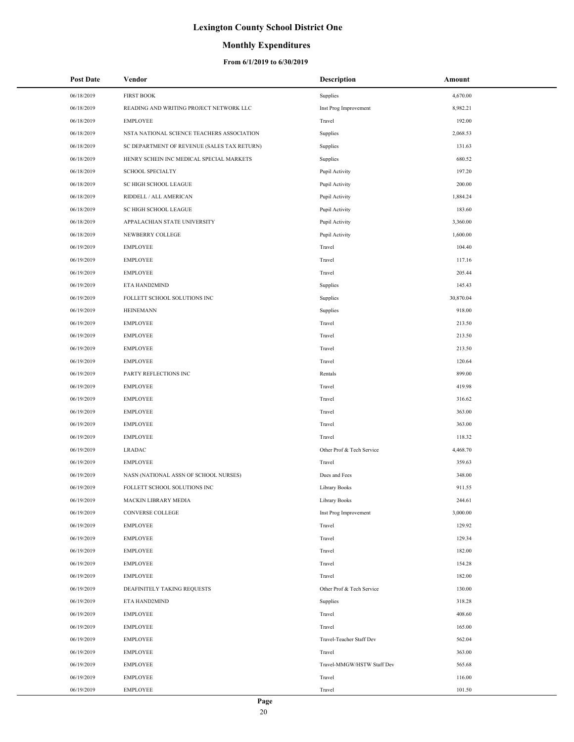# Lexington County School District One

## Monthly Expenditures

### From 6/1/2019 to 6/30/2019

| Post Date | Vendor | Description | Amount |
|---|---|---|---|
| 06/18/2019 | FIRST BOOK | Supplies | 4,670.00 |
| 06/18/2019 | READING AND WRITING PROJECT NETWORK LLC | Inst Prog Improvement | 8,982.21 |
| 06/18/2019 | EMPLOYEE | Travel | 192.00 |
| 06/18/2019 | NSTA NATIONAL SCIENCE TEACHERS ASSOCIATION | Supplies | 2,068.53 |
| 06/18/2019 | SC DEPARTMENT OF REVENUE (SALES TAX RETURN) | Supplies | 131.63 |
| 06/18/2019 | HENRY SCHEIN INC MEDICAL SPECIAL MARKETS | Supplies | 680.52 |
| 06/18/2019 | SCHOOL SPECIALTY | Pupil Activity | 197.20 |
| 06/18/2019 | SC HIGH SCHOOL LEAGUE | Pupil Activity | 200.00 |
| 06/18/2019 | RIDDELL / ALL AMERICAN | Pupil Activity | 1,884.24 |
| 06/18/2019 | SC HIGH SCHOOL LEAGUE | Pupil Activity | 183.60 |
| 06/18/2019 | APPALACHIAN STATE UNIVERSITY | Pupil Activity | 3,360.00 |
| 06/18/2019 | NEWBERRY COLLEGE | Pupil Activity | 1,600.00 |
| 06/19/2019 | EMPLOYEE | Travel | 104.40 |
| 06/19/2019 | EMPLOYEE | Travel | 117.16 |
| 06/19/2019 | EMPLOYEE | Travel | 205.44 |
| 06/19/2019 | ETA HAND2MIND | Supplies | 145.43 |
| 06/19/2019 | FOLLETT SCHOOL SOLUTIONS INC | Supplies | 30,870.04 |
| 06/19/2019 | HEINEMANN | Supplies | 918.00 |
| 06/19/2019 | EMPLOYEE | Travel | 213.50 |
| 06/19/2019 | EMPLOYEE | Travel | 213.50 |
| 06/19/2019 | EMPLOYEE | Travel | 213.50 |
| 06/19/2019 | EMPLOYEE | Travel | 120.64 |
| 06/19/2019 | PARTY REFLECTIONS INC | Rentals | 899.00 |
| 06/19/2019 | EMPLOYEE | Travel | 419.98 |
| 06/19/2019 | EMPLOYEE | Travel | 316.62 |
| 06/19/2019 | EMPLOYEE | Travel | 363.00 |
| 06/19/2019 | EMPLOYEE | Travel | 363.00 |
| 06/19/2019 | EMPLOYEE | Travel | 118.32 |
| 06/19/2019 | LRADAC | Other Prof & Tech Service | 4,468.70 |
| 06/19/2019 | EMPLOYEE | Travel | 359.63 |
| 06/19/2019 | NASN (NATIONAL ASSN OF SCHOOL NURSES) | Dues and Fees | 348.00 |
| 06/19/2019 | FOLLETT SCHOOL SOLUTIONS INC | Library Books | 911.55 |
| 06/19/2019 | MACKIN LIBRARY MEDIA | Library Books | 244.61 |
| 06/19/2019 | CONVERSE COLLEGE | Inst Prog Improvement | 3,000.00 |
| 06/19/2019 | EMPLOYEE | Travel | 129.92 |
| 06/19/2019 | EMPLOYEE | Travel | 129.34 |
| 06/19/2019 | EMPLOYEE | Travel | 182.00 |
| 06/19/2019 | EMPLOYEE | Travel | 154.28 |
| 06/19/2019 | EMPLOYEE | Travel | 182.00 |
| 06/19/2019 | DEAFINITELY TAKING REQUESTS | Other Prof & Tech Service | 130.00 |
| 06/19/2019 | ETA HAND2MIND | Supplies | 318.28 |
| 06/19/2019 | EMPLOYEE | Travel | 408.60 |
| 06/19/2019 | EMPLOYEE | Travel | 165.00 |
| 06/19/2019 | EMPLOYEE | Travel-Teacher Staff Dev | 562.04 |
| 06/19/2019 | EMPLOYEE | Travel | 363.00 |
| 06/19/2019 | EMPLOYEE | Travel-MMGW/HSTW Staff Dev | 565.68 |
| 06/19/2019 | EMPLOYEE | Travel | 116.00 |
| 06/19/2019 | EMPLOYEE | Travel | 101.50 |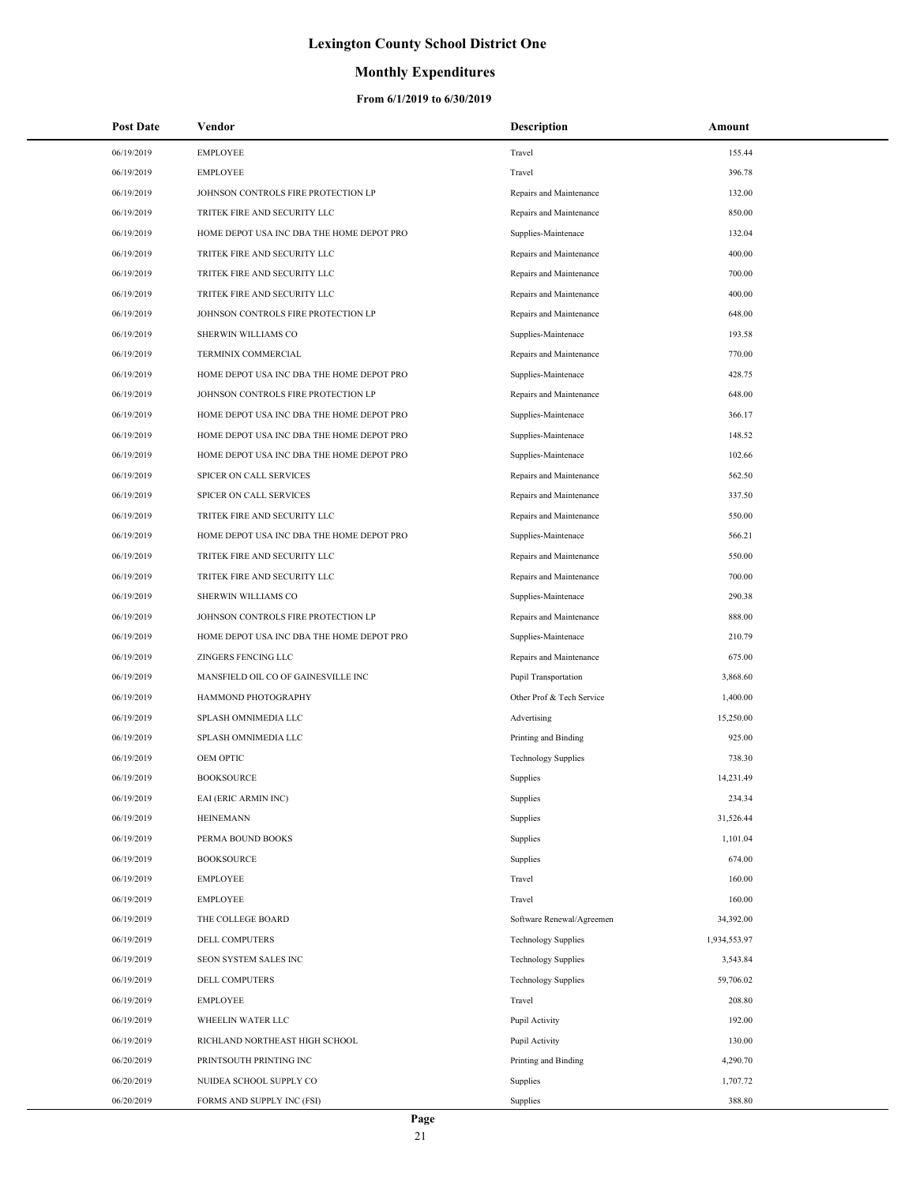# Lexington County School District One

## Monthly Expenditures

### From 6/1/2019 to 6/30/2019

| Post Date | Vendor | Description | Amount |
|---|---|---|---|
| 06/19/2019 | EMPLOYEE | Travel | 155.44 |
| 06/19/2019 | EMPLOYEE | Travel | 396.78 |
| 06/19/2019 | JOHNSON CONTROLS FIRE PROTECTION LP | Repairs and Maintenance | 132.00 |
| 06/19/2019 | TRITEK FIRE AND SECURITY LLC | Repairs and Maintenance | 850.00 |
| 06/19/2019 | HOME DEPOT USA INC DBA THE HOME DEPOT PRO | Supplies-Maintenace | 132.04 |
| 06/19/2019 | TRITEK FIRE AND SECURITY LLC | Repairs and Maintenance | 400.00 |
| 06/19/2019 | TRITEK FIRE AND SECURITY LLC | Repairs and Maintenance | 700.00 |
| 06/19/2019 | TRITEK FIRE AND SECURITY LLC | Repairs and Maintenance | 400.00 |
| 06/19/2019 | JOHNSON CONTROLS FIRE PROTECTION LP | Repairs and Maintenance | 648.00 |
| 06/19/2019 | SHERWIN WILLIAMS CO | Supplies-Maintenace | 193.58 |
| 06/19/2019 | TERMINIX COMMERCIAL | Repairs and Maintenance | 770.00 |
| 06/19/2019 | HOME DEPOT USA INC DBA THE HOME DEPOT PRO | Supplies-Maintenace | 428.75 |
| 06/19/2019 | JOHNSON CONTROLS FIRE PROTECTION LP | Repairs and Maintenance | 648.00 |
| 06/19/2019 | HOME DEPOT USA INC DBA THE HOME DEPOT PRO | Supplies-Maintenace | 366.17 |
| 06/19/2019 | HOME DEPOT USA INC DBA THE HOME DEPOT PRO | Supplies-Maintenace | 148.52 |
| 06/19/2019 | HOME DEPOT USA INC DBA THE HOME DEPOT PRO | Supplies-Maintenace | 102.66 |
| 06/19/2019 | SPICER ON CALL SERVICES | Repairs and Maintenance | 562.50 |
| 06/19/2019 | SPICER ON CALL SERVICES | Repairs and Maintenance | 337.50 |
| 06/19/2019 | TRITEK FIRE AND SECURITY LLC | Repairs and Maintenance | 550.00 |
| 06/19/2019 | HOME DEPOT USA INC DBA THE HOME DEPOT PRO | Supplies-Maintenace | 566.21 |
| 06/19/2019 | TRITEK FIRE AND SECURITY LLC | Repairs and Maintenance | 550.00 |
| 06/19/2019 | TRITEK FIRE AND SECURITY LLC | Repairs and Maintenance | 700.00 |
| 06/19/2019 | SHERWIN WILLIAMS CO | Supplies-Maintenace | 290.38 |
| 06/19/2019 | JOHNSON CONTROLS FIRE PROTECTION LP | Repairs and Maintenance | 888.00 |
| 06/19/2019 | HOME DEPOT USA INC DBA THE HOME DEPOT PRO | Supplies-Maintenace | 210.79 |
| 06/19/2019 | ZINGERS FENCING LLC | Repairs and Maintenance | 675.00 |
| 06/19/2019 | MANSFIELD OIL CO OF GAINESVILLE INC | Pupil Transportation | 3,868.60 |
| 06/19/2019 | HAMMOND PHOTOGRAPHY | Other Prof & Tech Service | 1,400.00 |
| 06/19/2019 | SPLASH OMNIMEDIA LLC | Advertising | 15,250.00 |
| 06/19/2019 | SPLASH OMNIMEDIA LLC | Printing and Binding | 925.00 |
| 06/19/2019 | OEM OPTIC | Technology Supplies | 738.30 |
| 06/19/2019 | BOOKSOURCE | Supplies | 14,231.49 |
| 06/19/2019 | EAI (ERIC ARMIN INC) | Supplies | 234.34 |
| 06/19/2019 | HEINEMANN | Supplies | 31,526.44 |
| 06/19/2019 | PERMA BOUND BOOKS | Supplies | 1,101.04 |
| 06/19/2019 | BOOKSOURCE | Supplies | 674.00 |
| 06/19/2019 | EMPLOYEE | Travel | 160.00 |
| 06/19/2019 | EMPLOYEE | Travel | 160.00 |
| 06/19/2019 | THE COLLEGE BOARD | Software Renewal/Agreemen | 34,392.00 |
| 06/19/2019 | DELL COMPUTERS | Technology Supplies | 1,934,553.97 |
| 06/19/2019 | SEON SYSTEM SALES INC | Technology Supplies | 3,543.84 |
| 06/19/2019 | DELL COMPUTERS | Technology Supplies | 59,706.02 |
| 06/19/2019 | EMPLOYEE | Travel | 208.80 |
| 06/19/2019 | WHEELIN WATER LLC | Pupil Activity | 192.00 |
| 06/19/2019 | RICHLAND NORTHEAST HIGH SCHOOL | Pupil Activity | 130.00 |
| 06/20/2019 | PRINTSOUTH PRINTING INC | Printing and Binding | 4,290.70 |
| 06/20/2019 | NUIDEA SCHOOL SUPPLY CO | Supplies | 1,707.72 |
| 06/20/2019 | FORMS AND SUPPLY INC (FSI) | Supplies | 388.80 |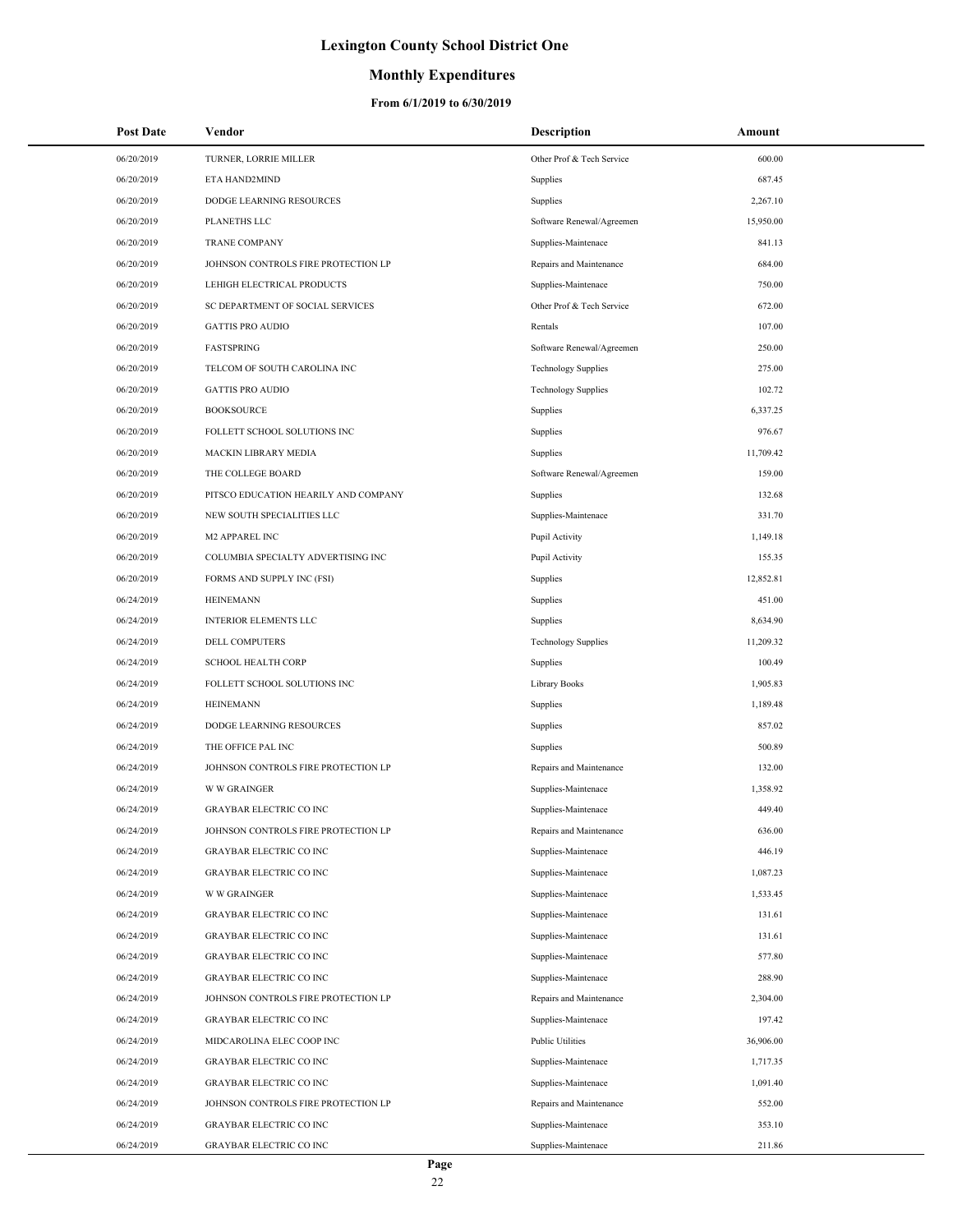# Lexington County School District One

## Monthly Expenditures

### From 6/1/2019 to 6/30/2019

| Post Date | Vendor | Description | Amount |
|---|---|---|---|
| 06/20/2019 | TURNER, LORRIE MILLER | Other Prof & Tech Service | 600.00 |
| 06/20/2019 | ETA HAND2MIND | Supplies | 687.45 |
| 06/20/2019 | DODGE LEARNING RESOURCES | Supplies | 2,267.10 |
| 06/20/2019 | PLANETHS LLC | Software Renewal/Agreemen | 15,950.00 |
| 06/20/2019 | TRANE COMPANY | Supplies-Maintenace | 841.13 |
| 06/20/2019 | JOHNSON CONTROLS FIRE PROTECTION LP | Repairs and Maintenance | 684.00 |
| 06/20/2019 | LEHIGH ELECTRICAL PRODUCTS | Supplies-Maintenace | 750.00 |
| 06/20/2019 | SC DEPARTMENT OF SOCIAL SERVICES | Other Prof & Tech Service | 672.00 |
| 06/20/2019 | GATTIS PRO AUDIO | Rentals | 107.00 |
| 06/20/2019 | FASTSPRING | Software Renewal/Agreemen | 250.00 |
| 06/20/2019 | TELCOM OF SOUTH CAROLINA INC | Technology Supplies | 275.00 |
| 06/20/2019 | GATTIS PRO AUDIO | Technology Supplies | 102.72 |
| 06/20/2019 | BOOKSOURCE | Supplies | 6,337.25 |
| 06/20/2019 | FOLLETT SCHOOL SOLUTIONS INC | Supplies | 976.67 |
| 06/20/2019 | MACKIN LIBRARY MEDIA | Supplies | 11,709.42 |
| 06/20/2019 | THE COLLEGE BOARD | Software Renewal/Agreemen | 159.00 |
| 06/20/2019 | PITSCO EDUCATION HEARILY AND COMPANY | Supplies | 132.68 |
| 06/20/2019 | NEW SOUTH SPECIALITIES LLC | Supplies-Maintenace | 331.70 |
| 06/20/2019 | M2 APPAREL INC | Pupil Activity | 1,149.18 |
| 06/20/2019 | COLUMBIA SPECIALTY ADVERTISING INC | Pupil Activity | 155.35 |
| 06/20/2019 | FORMS AND SUPPLY INC (FSI) | Supplies | 12,852.81 |
| 06/24/2019 | HEINEMANN | Supplies | 451.00 |
| 06/24/2019 | INTERIOR ELEMENTS LLC | Supplies | 8,634.90 |
| 06/24/2019 | DELL COMPUTERS | Technology Supplies | 11,209.32 |
| 06/24/2019 | SCHOOL HEALTH CORP | Supplies | 100.49 |
| 06/24/2019 | FOLLETT SCHOOL SOLUTIONS INC | Library Books | 1,905.83 |
| 06/24/2019 | HEINEMANN | Supplies | 1,189.48 |
| 06/24/2019 | DODGE LEARNING RESOURCES | Supplies | 857.02 |
| 06/24/2019 | THE OFFICE PAL INC | Supplies | 500.89 |
| 06/24/2019 | JOHNSON CONTROLS FIRE PROTECTION LP | Repairs and Maintenance | 132.00 |
| 06/24/2019 | W W GRAINGER | Supplies-Maintenace | 1,358.92 |
| 06/24/2019 | GRAYBAR ELECTRIC CO INC | Supplies-Maintenace | 449.40 |
| 06/24/2019 | JOHNSON CONTROLS FIRE PROTECTION LP | Repairs and Maintenance | 636.00 |
| 06/24/2019 | GRAYBAR ELECTRIC CO INC | Supplies-Maintenace | 446.19 |
| 06/24/2019 | GRAYBAR ELECTRIC CO INC | Supplies-Maintenace | 1,087.23 |
| 06/24/2019 | W W GRAINGER | Supplies-Maintenace | 1,533.45 |
| 06/24/2019 | GRAYBAR ELECTRIC CO INC | Supplies-Maintenace | 131.61 |
| 06/24/2019 | GRAYBAR ELECTRIC CO INC | Supplies-Maintenace | 131.61 |
| 06/24/2019 | GRAYBAR ELECTRIC CO INC | Supplies-Maintenace | 577.80 |
| 06/24/2019 | GRAYBAR ELECTRIC CO INC | Supplies-Maintenace | 288.90 |
| 06/24/2019 | JOHNSON CONTROLS FIRE PROTECTION LP | Repairs and Maintenance | 2,304.00 |
| 06/24/2019 | GRAYBAR ELECTRIC CO INC | Supplies-Maintenace | 197.42 |
| 06/24/2019 | MIDCAROLINA ELEC COOP INC | Public Utilities | 36,906.00 |
| 06/24/2019 | GRAYBAR ELECTRIC CO INC | Supplies-Maintenace | 1,717.35 |
| 06/24/2019 | GRAYBAR ELECTRIC CO INC | Supplies-Maintenace | 1,091.40 |
| 06/24/2019 | JOHNSON CONTROLS FIRE PROTECTION LP | Repairs and Maintenance | 552.00 |
| 06/24/2019 | GRAYBAR ELECTRIC CO INC | Supplies-Maintenace | 353.10 |
| 06/24/2019 | GRAYBAR ELECTRIC CO INC | Supplies-Maintenace | 211.86 |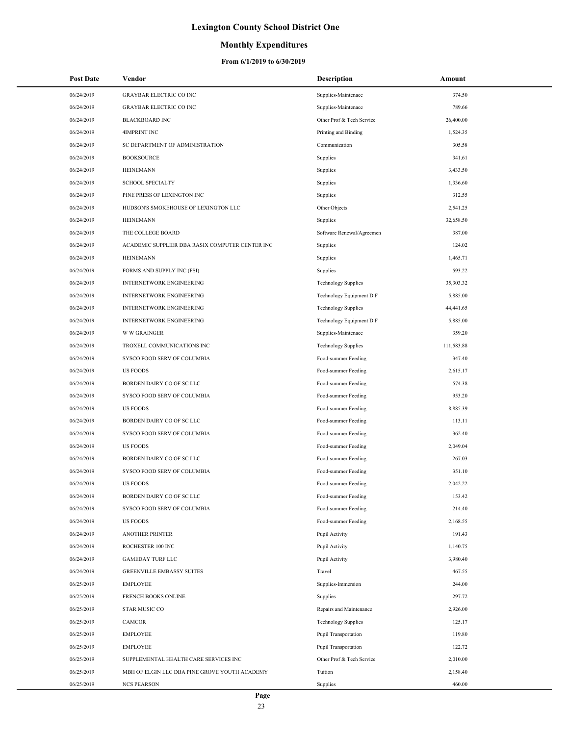# Lexington County School District One

## Monthly Expenditures

### From 6/1/2019 to 6/30/2019

| Post Date | Vendor | Description | Amount |
|---|---|---|---|
| 06/24/2019 | GRAYBAR ELECTRIC CO INC | Supplies-Maintenace | 374.50 |
| 06/24/2019 | GRAYBAR ELECTRIC CO INC | Supplies-Maintenace | 789.66 |
| 06/24/2019 | BLACKBOARD INC | Other Prof & Tech Service | 26,400.00 |
| 06/24/2019 | 4IMPRINT INC | Printing and Binding | 1,524.35 |
| 06/24/2019 | SC DEPARTMENT OF ADMINISTRATION | Communication | 305.58 |
| 06/24/2019 | BOOKSOURCE | Supplies | 341.61 |
| 06/24/2019 | HEINEMANN | Supplies | 3,433.50 |
| 06/24/2019 | SCHOOL SPECIALTY | Supplies | 1,336.60 |
| 06/24/2019 | PINE PRESS OF LEXINGTON INC | Supplies | 312.55 |
| 06/24/2019 | HUDSON'S SMOKEHOUSE OF LEXINGTON LLC | Other Objects | 2,541.25 |
| 06/24/2019 | HEINEMANN | Supplies | 32,658.50 |
| 06/24/2019 | THE COLLEGE BOARD | Software Renewal/Agreemen | 387.00 |
| 06/24/2019 | ACADEMIC SUPPLIER DBA RASIX COMPUTER CENTER INC | Supplies | 124.02 |
| 06/24/2019 | HEINEMANN | Supplies | 1,465.71 |
| 06/24/2019 | FORMS AND SUPPLY INC (FSI) | Supplies | 593.22 |
| 06/24/2019 | INTERNETWORK ENGINEERING | Technology Supplies | 35,303.32 |
| 06/24/2019 | INTERNETWORK ENGINEERING | Technology Equipment D F | 5,885.00 |
| 06/24/2019 | INTERNETWORK ENGINEERING | Technology Supplies | 44,441.65 |
| 06/24/2019 | INTERNETWORK ENGINEERING | Technology Equipment D F | 5,885.00 |
| 06/24/2019 | W W GRAINGER | Supplies-Maintenace | 359.20 |
| 06/24/2019 | TROXELL COMMUNICATIONS INC | Technology Supplies | 111,583.88 |
| 06/24/2019 | SYSCO FOOD SERV OF COLUMBIA | Food-summer Feeding | 347.40 |
| 06/24/2019 | US FOODS | Food-summer Feeding | 2,615.17 |
| 06/24/2019 | BORDEN DAIRY CO OF SC LLC | Food-summer Feeding | 574.38 |
| 06/24/2019 | SYSCO FOOD SERV OF COLUMBIA | Food-summer Feeding | 953.20 |
| 06/24/2019 | US FOODS | Food-summer Feeding | 8,885.39 |
| 06/24/2019 | BORDEN DAIRY CO OF SC LLC | Food-summer Feeding | 113.11 |
| 06/24/2019 | SYSCO FOOD SERV OF COLUMBIA | Food-summer Feeding | 362.40 |
| 06/24/2019 | US FOODS | Food-summer Feeding | 2,049.04 |
| 06/24/2019 | BORDEN DAIRY CO OF SC LLC | Food-summer Feeding | 267.03 |
| 06/24/2019 | SYSCO FOOD SERV OF COLUMBIA | Food-summer Feeding | 351.10 |
| 06/24/2019 | US FOODS | Food-summer Feeding | 2,042.22 |
| 06/24/2019 | BORDEN DAIRY CO OF SC LLC | Food-summer Feeding | 153.42 |
| 06/24/2019 | SYSCO FOOD SERV OF COLUMBIA | Food-summer Feeding | 214.40 |
| 06/24/2019 | US FOODS | Food-summer Feeding | 2,168.55 |
| 06/24/2019 | ANOTHER PRINTER | Pupil Activity | 191.43 |
| 06/24/2019 | ROCHESTER 100 INC | Pupil Activity | 1,140.75 |
| 06/24/2019 | GAMEDAY TURF LLC | Pupil Activity | 3,980.40 |
| 06/24/2019 | GREENVILLE EMBASSY SUITES | Travel | 467.55 |
| 06/25/2019 | EMPLOYEE | Supplies-Immersion | 244.00 |
| 06/25/2019 | FRENCH BOOKS ONLINE | Supplies | 297.72 |
| 06/25/2019 | STAR MUSIC CO | Repairs and Maintenance | 2,926.00 |
| 06/25/2019 | CAMCOR | Technology Supplies | 125.17 |
| 06/25/2019 | EMPLOYEE | Pupil Transportation | 119.80 |
| 06/25/2019 | EMPLOYEE | Pupil Transportation | 122.72 |
| 06/25/2019 | SUPPLEMENTAL HEALTH CARE SERVICES INC | Other Prof & Tech Service | 2,010.00 |
| 06/25/2019 | MBH OF ELGIN LLC DBA PINE GROVE YOUTH ACADEMY | Tuition | 2,158.40 |
| 06/25/2019 | NCS PEARSON | Supplies | 460.00 |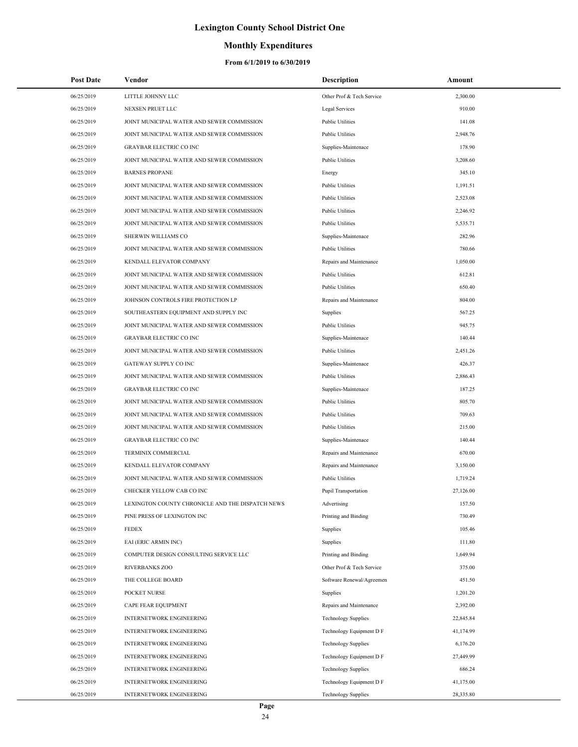# Lexington County School District One

## Monthly Expenditures

### From 6/1/2019 to 6/30/2019

| Post Date | Vendor | Description | Amount |
|---|---|---|---|
| 06/25/2019 | LITTLE JOHNNY LLC | Other Prof & Tech Service | 2,300.00 |
| 06/25/2019 | NEXSEN PRUET LLC | Legal Services | 910.00 |
| 06/25/2019 | JOINT MUNICIPAL WATER AND SEWER COMMISSION | Public Utilities | 141.08 |
| 06/25/2019 | JOINT MUNICIPAL WATER AND SEWER COMMISSION | Public Utilities | 2,948.76 |
| 06/25/2019 | GRAYBAR ELECTRIC CO INC | Supplies-Maintenace | 178.90 |
| 06/25/2019 | JOINT MUNICIPAL WATER AND SEWER COMMISSION | Public Utilities | 3,208.60 |
| 06/25/2019 | BARNES PROPANE | Energy | 345.10 |
| 06/25/2019 | JOINT MUNICIPAL WATER AND SEWER COMMISSION | Public Utilities | 1,191.51 |
| 06/25/2019 | JOINT MUNICIPAL WATER AND SEWER COMMISSION | Public Utilities | 2,523.08 |
| 06/25/2019 | JOINT MUNICIPAL WATER AND SEWER COMMISSION | Public Utilities | 2,246.92 |
| 06/25/2019 | JOINT MUNICIPAL WATER AND SEWER COMMISSION | Public Utilities | 5,535.71 |
| 06/25/2019 | SHERWIN WILLIAMS CO | Supplies-Maintenace | 282.96 |
| 06/25/2019 | JOINT MUNICIPAL WATER AND SEWER COMMISSION | Public Utilities | 780.66 |
| 06/25/2019 | KENDALL ELEVATOR COMPANY | Repairs and Maintenance | 1,050.00 |
| 06/25/2019 | JOINT MUNICIPAL WATER AND SEWER COMMISSION | Public Utilities | 612.81 |
| 06/25/2019 | JOINT MUNICIPAL WATER AND SEWER COMMISSION | Public Utilities | 650.40 |
| 06/25/2019 | JOHNSON CONTROLS FIRE PROTECTION LP | Repairs and Maintenance | 804.00 |
| 06/25/2019 | SOUTHEASTERN EQUIPMENT AND SUPPLY INC | Supplies | 567.25 |
| 06/25/2019 | JOINT MUNICIPAL WATER AND SEWER COMMISSION | Public Utilities | 945.75 |
| 06/25/2019 | GRAYBAR ELECTRIC CO INC | Supplies-Maintenace | 140.44 |
| 06/25/2019 | JOINT MUNICIPAL WATER AND SEWER COMMISSION | Public Utilities | 2,451.26 |
| 06/25/2019 | GATEWAY SUPPLY CO INC | Supplies-Maintenace | 426.37 |
| 06/25/2019 | JOINT MUNICIPAL WATER AND SEWER COMMISSION | Public Utilities | 2,886.43 |
| 06/25/2019 | GRAYBAR ELECTRIC CO INC | Supplies-Maintenace | 187.25 |
| 06/25/2019 | JOINT MUNICIPAL WATER AND SEWER COMMISSION | Public Utilities | 805.70 |
| 06/25/2019 | JOINT MUNICIPAL WATER AND SEWER COMMISSION | Public Utilities | 709.63 |
| 06/25/2019 | JOINT MUNICIPAL WATER AND SEWER COMMISSION | Public Utilities | 215.00 |
| 06/25/2019 | GRAYBAR ELECTRIC CO INC | Supplies-Maintenace | 140.44 |
| 06/25/2019 | TERMINIX COMMERCIAL | Repairs and Maintenance | 670.00 |
| 06/25/2019 | KENDALL ELEVATOR COMPANY | Repairs and Maintenance | 3,150.00 |
| 06/25/2019 | JOINT MUNICIPAL WATER AND SEWER COMMISSION | Public Utilities | 1,719.24 |
| 06/25/2019 | CHECKER YELLOW CAB CO INC | Pupil Transportation | 27,126.00 |
| 06/25/2019 | LEXINGTON COUNTY CHRONICLE AND THE DISPATCH NEWS | Advertising | 157.50 |
| 06/25/2019 | PINE PRESS OF LEXINGTON INC | Printing and Binding | 730.49 |
| 06/25/2019 | FEDEX | Supplies | 105.46 |
| 06/25/2019 | EAI (ERIC ARMIN INC) | Supplies | 111.80 |
| 06/25/2019 | COMPUTER DESIGN CONSULTING SERVICE LLC | Printing and Binding | 1,649.94 |
| 06/25/2019 | RIVERBANKS ZOO | Other Prof & Tech Service | 375.00 |
| 06/25/2019 | THE COLLEGE BOARD | Software Renewal/Agreemen | 451.50 |
| 06/25/2019 | POCKET NURSE | Supplies | 1,201.20 |
| 06/25/2019 | CAPE FEAR EQUIPMENT | Repairs and Maintenance | 2,392.00 |
| 06/25/2019 | INTERNETWORK ENGINEERING | Technology Supplies | 22,845.84 |
| 06/25/2019 | INTERNETWORK ENGINEERING | Technology Equipment D F | 41,174.99 |
| 06/25/2019 | INTERNETWORK ENGINEERING | Technology Supplies | 6,176.20 |
| 06/25/2019 | INTERNETWORK ENGINEERING | Technology Equipment D F | 27,449.99 |
| 06/25/2019 | INTERNETWORK ENGINEERING | Technology Supplies | 686.24 |
| 06/25/2019 | INTERNETWORK ENGINEERING | Technology Equipment D F | 41,175.00 |
| 06/25/2019 | INTERNETWORK ENGINEERING | Technology Supplies | 28,335.80 |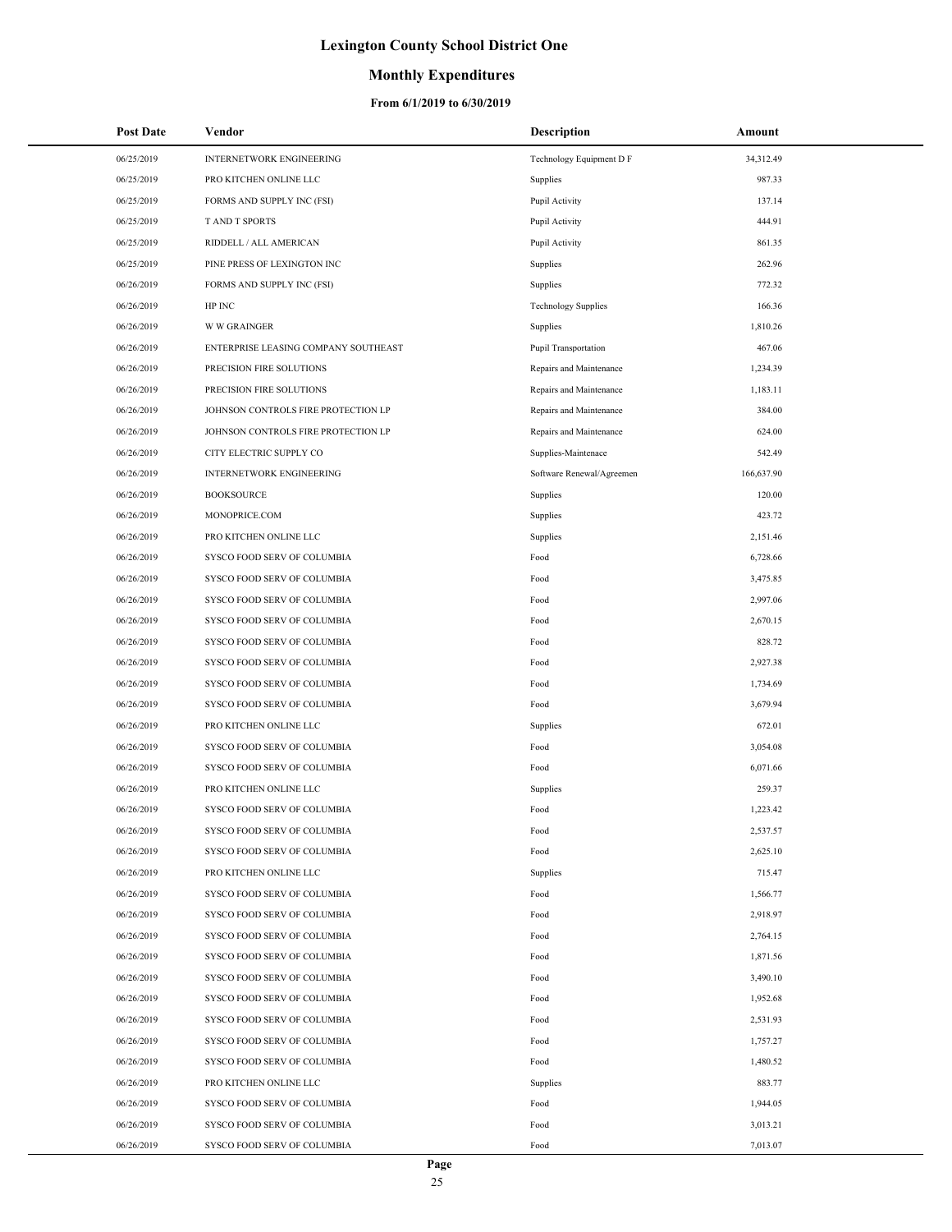# Lexington County School District One

## Monthly Expenditures

### From 6/1/2019 to 6/30/2019

| Post Date | Vendor | Description | Amount |
|---|---|---|---|
| 06/25/2019 | INTERNETWORK ENGINEERING | Technology Equipment D F | 34,312.49 |
| 06/25/2019 | PRO KITCHEN ONLINE LLC | Supplies | 987.33 |
| 06/25/2019 | FORMS AND SUPPLY INC (FSI) | Pupil Activity | 137.14 |
| 06/25/2019 | T AND T SPORTS | Pupil Activity | 444.91 |
| 06/25/2019 | RIDDELL / ALL AMERICAN | Pupil Activity | 861.35 |
| 06/25/2019 | PINE PRESS OF LEXINGTON INC | Supplies | 262.96 |
| 06/26/2019 | FORMS AND SUPPLY INC (FSI) | Supplies | 772.32 |
| 06/26/2019 | HP INC | Technology Supplies | 166.36 |
| 06/26/2019 | W W GRAINGER | Supplies | 1,810.26 |
| 06/26/2019 | ENTERPRISE LEASING COMPANY SOUTHEAST | Pupil Transportation | 467.06 |
| 06/26/2019 | PRECISION FIRE SOLUTIONS | Repairs and Maintenance | 1,234.39 |
| 06/26/2019 | PRECISION FIRE SOLUTIONS | Repairs and Maintenance | 1,183.11 |
| 06/26/2019 | JOHNSON CONTROLS FIRE PROTECTION LP | Repairs and Maintenance | 384.00 |
| 06/26/2019 | JOHNSON CONTROLS FIRE PROTECTION LP | Repairs and Maintenance | 624.00 |
| 06/26/2019 | CITY ELECTRIC SUPPLY CO | Supplies-Maintenace | 542.49 |
| 06/26/2019 | INTERNETWORK ENGINEERING | Software Renewal/Agreemen | 166,637.90 |
| 06/26/2019 | BOOKSOURCE | Supplies | 120.00 |
| 06/26/2019 | MONOPRICE.COM | Supplies | 423.72 |
| 06/26/2019 | PRO KITCHEN ONLINE LLC | Supplies | 2,151.46 |
| 06/26/2019 | SYSCO FOOD SERV OF COLUMBIA | Food | 6,728.66 |
| 06/26/2019 | SYSCO FOOD SERV OF COLUMBIA | Food | 3,475.85 |
| 06/26/2019 | SYSCO FOOD SERV OF COLUMBIA | Food | 2,997.06 |
| 06/26/2019 | SYSCO FOOD SERV OF COLUMBIA | Food | 2,670.15 |
| 06/26/2019 | SYSCO FOOD SERV OF COLUMBIA | Food | 828.72 |
| 06/26/2019 | SYSCO FOOD SERV OF COLUMBIA | Food | 2,927.38 |
| 06/26/2019 | SYSCO FOOD SERV OF COLUMBIA | Food | 1,734.69 |
| 06/26/2019 | SYSCO FOOD SERV OF COLUMBIA | Food | 3,679.94 |
| 06/26/2019 | PRO KITCHEN ONLINE LLC | Supplies | 672.01 |
| 06/26/2019 | SYSCO FOOD SERV OF COLUMBIA | Food | 3,054.08 |
| 06/26/2019 | SYSCO FOOD SERV OF COLUMBIA | Food | 6,071.66 |
| 06/26/2019 | PRO KITCHEN ONLINE LLC | Supplies | 259.37 |
| 06/26/2019 | SYSCO FOOD SERV OF COLUMBIA | Food | 1,223.42 |
| 06/26/2019 | SYSCO FOOD SERV OF COLUMBIA | Food | 2,537.57 |
| 06/26/2019 | SYSCO FOOD SERV OF COLUMBIA | Food | 2,625.10 |
| 06/26/2019 | PRO KITCHEN ONLINE LLC | Supplies | 715.47 |
| 06/26/2019 | SYSCO FOOD SERV OF COLUMBIA | Food | 1,566.77 |
| 06/26/2019 | SYSCO FOOD SERV OF COLUMBIA | Food | 2,918.97 |
| 06/26/2019 | SYSCO FOOD SERV OF COLUMBIA | Food | 2,764.15 |
| 06/26/2019 | SYSCO FOOD SERV OF COLUMBIA | Food | 1,871.56 |
| 06/26/2019 | SYSCO FOOD SERV OF COLUMBIA | Food | 3,490.10 |
| 06/26/2019 | SYSCO FOOD SERV OF COLUMBIA | Food | 1,952.68 |
| 06/26/2019 | SYSCO FOOD SERV OF COLUMBIA | Food | 2,531.93 |
| 06/26/2019 | SYSCO FOOD SERV OF COLUMBIA | Food | 1,757.27 |
| 06/26/2019 | SYSCO FOOD SERV OF COLUMBIA | Food | 1,480.52 |
| 06/26/2019 | PRO KITCHEN ONLINE LLC | Supplies | 883.77 |
| 06/26/2019 | SYSCO FOOD SERV OF COLUMBIA | Food | 1,944.05 |
| 06/26/2019 | SYSCO FOOD SERV OF COLUMBIA | Food | 3,013.21 |
| 06/26/2019 | SYSCO FOOD SERV OF COLUMBIA | Food | 7,013.07 |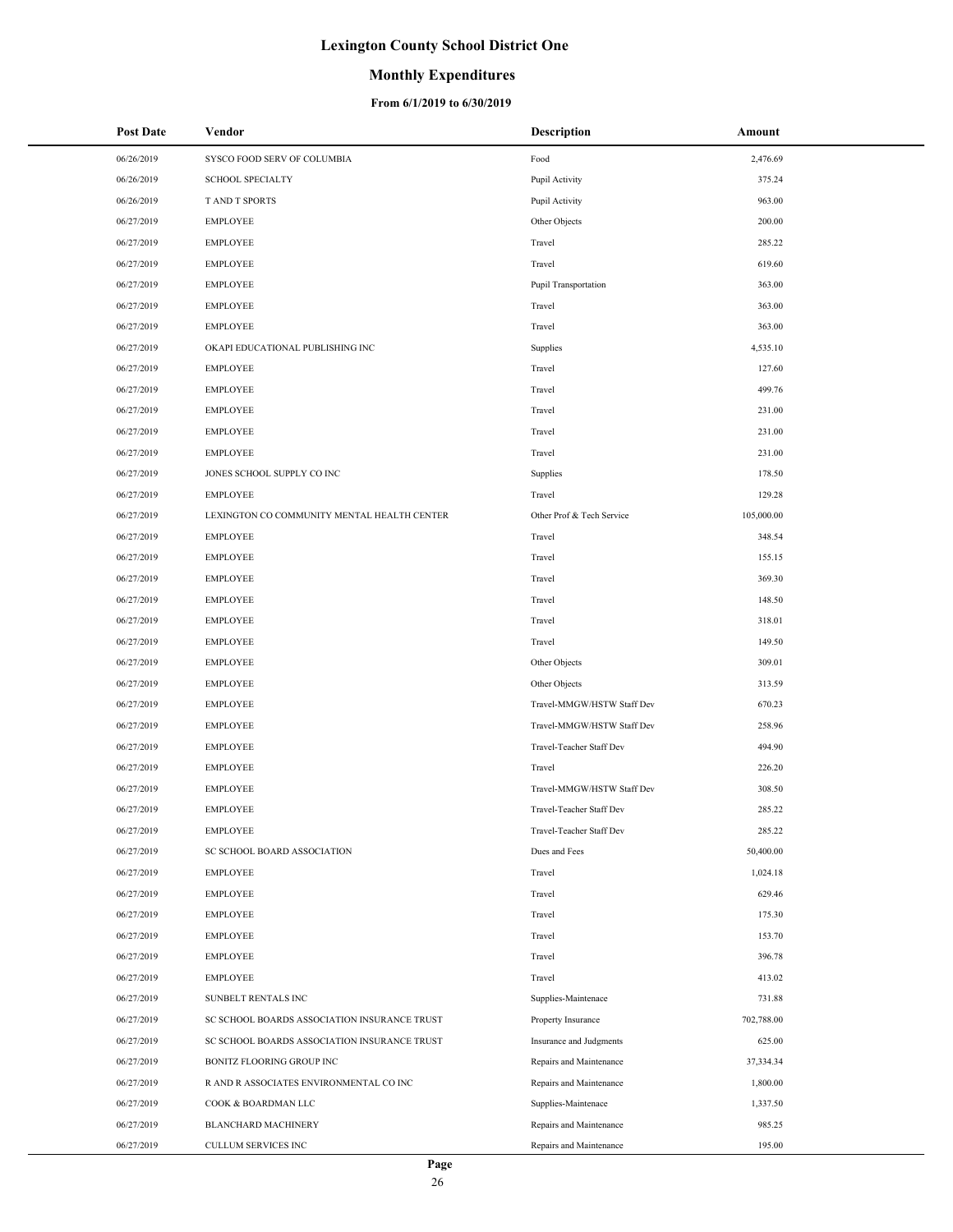# Lexington County School District One

## Monthly Expenditures

### From 6/1/2019 to 6/30/2019

| Post Date | Vendor | Description | Amount |
|---|---|---|---|
| 06/26/2019 | SYSCO FOOD SERV OF COLUMBIA | Food | 2,476.69 |
| 06/26/2019 | SCHOOL SPECIALTY | Pupil Activity | 375.24 |
| 06/26/2019 | T AND T SPORTS | Pupil Activity | 963.00 |
| 06/27/2019 | EMPLOYEE | Other Objects | 200.00 |
| 06/27/2019 | EMPLOYEE | Travel | 285.22 |
| 06/27/2019 | EMPLOYEE | Travel | 619.60 |
| 06/27/2019 | EMPLOYEE | Pupil Transportation | 363.00 |
| 06/27/2019 | EMPLOYEE | Travel | 363.00 |
| 06/27/2019 | EMPLOYEE | Travel | 363.00 |
| 06/27/2019 | OKAPI EDUCATIONAL PUBLISHING INC | Supplies | 4,535.10 |
| 06/27/2019 | EMPLOYEE | Travel | 127.60 |
| 06/27/2019 | EMPLOYEE | Travel | 499.76 |
| 06/27/2019 | EMPLOYEE | Travel | 231.00 |
| 06/27/2019 | EMPLOYEE | Travel | 231.00 |
| 06/27/2019 | EMPLOYEE | Travel | 231.00 |
| 06/27/2019 | JONES SCHOOL SUPPLY CO INC | Supplies | 178.50 |
| 06/27/2019 | EMPLOYEE | Travel | 129.28 |
| 06/27/2019 | LEXINGTON CO COMMUNITY MENTAL HEALTH CENTER | Other Prof & Tech Service | 105,000.00 |
| 06/27/2019 | EMPLOYEE | Travel | 348.54 |
| 06/27/2019 | EMPLOYEE | Travel | 155.15 |
| 06/27/2019 | EMPLOYEE | Travel | 369.30 |
| 06/27/2019 | EMPLOYEE | Travel | 148.50 |
| 06/27/2019 | EMPLOYEE | Travel | 318.01 |
| 06/27/2019 | EMPLOYEE | Travel | 149.50 |
| 06/27/2019 | EMPLOYEE | Other Objects | 309.01 |
| 06/27/2019 | EMPLOYEE | Other Objects | 313.59 |
| 06/27/2019 | EMPLOYEE | Travel-MMGW/HSTW Staff Dev | 670.23 |
| 06/27/2019 | EMPLOYEE | Travel-MMGW/HSTW Staff Dev | 258.96 |
| 06/27/2019 | EMPLOYEE | Travel-Teacher Staff Dev | 494.90 |
| 06/27/2019 | EMPLOYEE | Travel | 226.20 |
| 06/27/2019 | EMPLOYEE | Travel-MMGW/HSTW Staff Dev | 308.50 |
| 06/27/2019 | EMPLOYEE | Travel-Teacher Staff Dev | 285.22 |
| 06/27/2019 | EMPLOYEE | Travel-Teacher Staff Dev | 285.22 |
| 06/27/2019 | SC SCHOOL BOARD ASSOCIATION | Dues and Fees | 50,400.00 |
| 06/27/2019 | EMPLOYEE | Travel | 1,024.18 |
| 06/27/2019 | EMPLOYEE | Travel | 629.46 |
| 06/27/2019 | EMPLOYEE | Travel | 175.30 |
| 06/27/2019 | EMPLOYEE | Travel | 153.70 |
| 06/27/2019 | EMPLOYEE | Travel | 396.78 |
| 06/27/2019 | EMPLOYEE | Travel | 413.02 |
| 06/27/2019 | SUNBELT RENTALS INC | Supplies-Maintenace | 731.88 |
| 06/27/2019 | SC SCHOOL BOARDS ASSOCIATION INSURANCE TRUST | Property Insurance | 702,788.00 |
| 06/27/2019 | SC SCHOOL BOARDS ASSOCIATION INSURANCE TRUST | Insurance and Judgments | 625.00 |
| 06/27/2019 | BONITZ FLOORING GROUP INC | Repairs and Maintenance | 37,334.34 |
| 06/27/2019 | R AND R ASSOCIATES ENVIRONMENTAL CO INC | Repairs and Maintenance | 1,800.00 |
| 06/27/2019 | COOK & BOARDMAN LLC | Supplies-Maintenace | 1,337.50 |
| 06/27/2019 | BLANCHARD MACHINERY | Repairs and Maintenance | 985.25 |
| 06/27/2019 | CULLUM SERVICES INC | Repairs and Maintenance | 195.00 |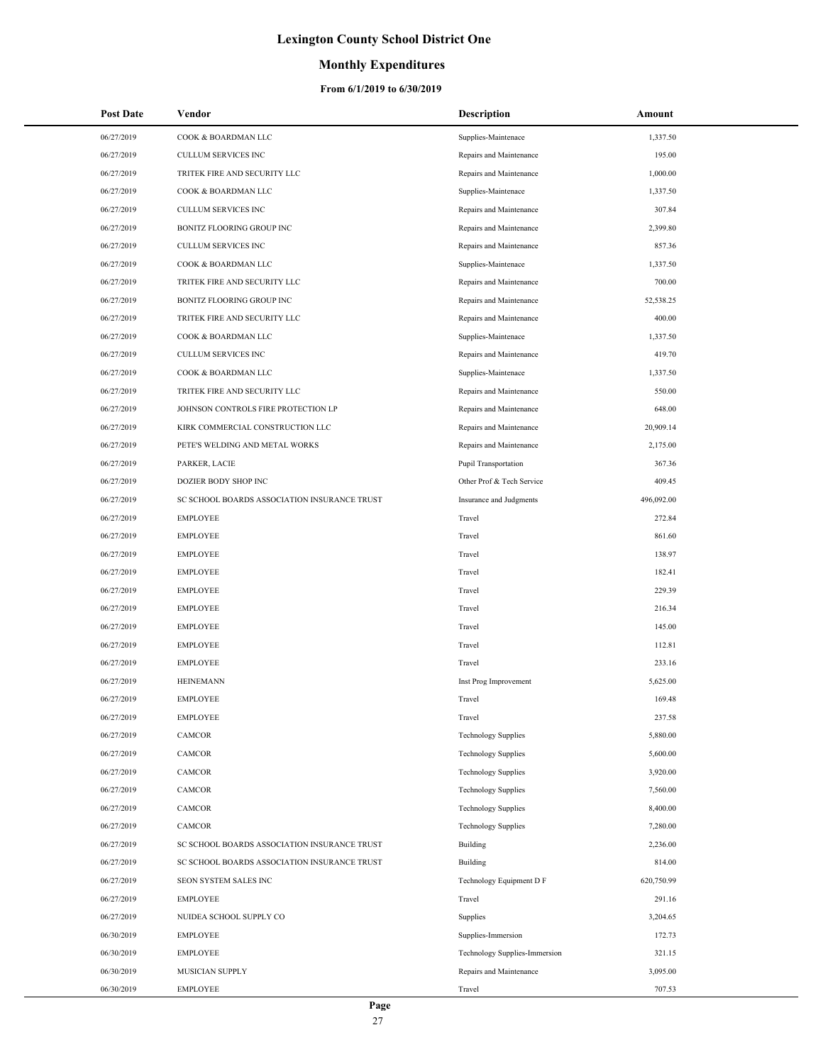# Lexington County School District One

## Monthly Expenditures

### From 6/1/2019 to 6/30/2019

| Post Date | Vendor | Description | Amount |
|---|---|---|---|
| 06/27/2019 | COOK & BOARDMAN LLC | Supplies-Maintenace | 1,337.50 |
| 06/27/2019 | CULLUM SERVICES INC | Repairs and Maintenance | 195.00 |
| 06/27/2019 | TRITEK FIRE AND SECURITY LLC | Repairs and Maintenance | 1,000.00 |
| 06/27/2019 | COOK & BOARDMAN LLC | Supplies-Maintenace | 1,337.50 |
| 06/27/2019 | CULLUM SERVICES INC | Repairs and Maintenance | 307.84 |
| 06/27/2019 | BONITZ FLOORING GROUP INC | Repairs and Maintenance | 2,399.80 |
| 06/27/2019 | CULLUM SERVICES INC | Repairs and Maintenance | 857.36 |
| 06/27/2019 | COOK & BOARDMAN LLC | Supplies-Maintenace | 1,337.50 |
| 06/27/2019 | TRITEK FIRE AND SECURITY LLC | Repairs and Maintenance | 700.00 |
| 06/27/2019 | BONITZ FLOORING GROUP INC | Repairs and Maintenance | 52,538.25 |
| 06/27/2019 | TRITEK FIRE AND SECURITY LLC | Repairs and Maintenance | 400.00 |
| 06/27/2019 | COOK & BOARDMAN LLC | Supplies-Maintenace | 1,337.50 |
| 06/27/2019 | CULLUM SERVICES INC | Repairs and Maintenance | 419.70 |
| 06/27/2019 | COOK & BOARDMAN LLC | Supplies-Maintenace | 1,337.50 |
| 06/27/2019 | TRITEK FIRE AND SECURITY LLC | Repairs and Maintenance | 550.00 |
| 06/27/2019 | JOHNSON CONTROLS FIRE PROTECTION LP | Repairs and Maintenance | 648.00 |
| 06/27/2019 | KIRK COMMERCIAL CONSTRUCTION LLC | Repairs and Maintenance | 20,909.14 |
| 06/27/2019 | PETE'S WELDING AND METAL WORKS | Repairs and Maintenance | 2,175.00 |
| 06/27/2019 | PARKER, LACIE | Pupil Transportation | 367.36 |
| 06/27/2019 | DOZIER BODY SHOP INC | Other Prof & Tech Service | 409.45 |
| 06/27/2019 | SC SCHOOL BOARDS ASSOCIATION INSURANCE TRUST | Insurance and Judgments | 496,092.00 |
| 06/27/2019 | EMPLOYEE | Travel | 272.84 |
| 06/27/2019 | EMPLOYEE | Travel | 861.60 |
| 06/27/2019 | EMPLOYEE | Travel | 138.97 |
| 06/27/2019 | EMPLOYEE | Travel | 182.41 |
| 06/27/2019 | EMPLOYEE | Travel | 229.39 |
| 06/27/2019 | EMPLOYEE | Travel | 216.34 |
| 06/27/2019 | EMPLOYEE | Travel | 145.00 |
| 06/27/2019 | EMPLOYEE | Travel | 112.81 |
| 06/27/2019 | EMPLOYEE | Travel | 233.16 |
| 06/27/2019 | HEINEMANN | Inst Prog Improvement | 5,625.00 |
| 06/27/2019 | EMPLOYEE | Travel | 169.48 |
| 06/27/2019 | EMPLOYEE | Travel | 237.58 |
| 06/27/2019 | CAMCOR | Technology Supplies | 5,880.00 |
| 06/27/2019 | CAMCOR | Technology Supplies | 5,600.00 |
| 06/27/2019 | CAMCOR | Technology Supplies | 3,920.00 |
| 06/27/2019 | CAMCOR | Technology Supplies | 7,560.00 |
| 06/27/2019 | CAMCOR | Technology Supplies | 8,400.00 |
| 06/27/2019 | CAMCOR | Technology Supplies | 7,280.00 |
| 06/27/2019 | SC SCHOOL BOARDS ASSOCIATION INSURANCE TRUST | Building | 2,236.00 |
| 06/27/2019 | SC SCHOOL BOARDS ASSOCIATION INSURANCE TRUST | Building | 814.00 |
| 06/27/2019 | SEON SYSTEM SALES INC | Technology Equipment D F | 620,750.99 |
| 06/27/2019 | EMPLOYEE | Travel | 291.16 |
| 06/27/2019 | NUIDEA SCHOOL SUPPLY CO | Supplies | 3,204.65 |
| 06/30/2019 | EMPLOYEE | Supplies-Immersion | 172.73 |
| 06/30/2019 | EMPLOYEE | Technology Supplies-Immersion | 321.15 |
| 06/30/2019 | MUSICIAN SUPPLY | Repairs and Maintenance | 3,095.00 |
| 06/30/2019 | EMPLOYEE | Travel | 707.53 |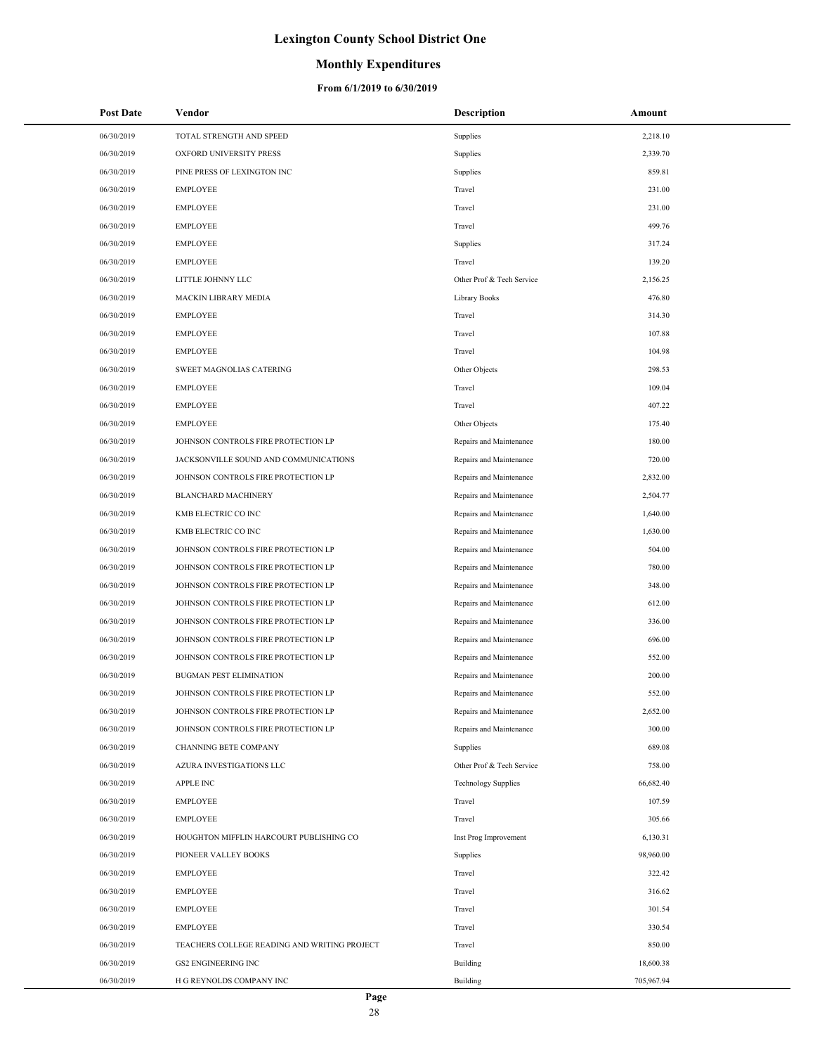# Lexington County School District One

## Monthly Expenditures

### From 6/1/2019 to 6/30/2019

| Post Date | Vendor | Description | Amount |
|---|---|---|---|
| 06/30/2019 | TOTAL STRENGTH AND SPEED | Supplies | 2,218.10 |
| 06/30/2019 | OXFORD UNIVERSITY PRESS | Supplies | 2,339.70 |
| 06/30/2019 | PINE PRESS OF LEXINGTON INC | Supplies | 859.81 |
| 06/30/2019 | EMPLOYEE | Travel | 231.00 |
| 06/30/2019 | EMPLOYEE | Travel | 231.00 |
| 06/30/2019 | EMPLOYEE | Travel | 499.76 |
| 06/30/2019 | EMPLOYEE | Supplies | 317.24 |
| 06/30/2019 | EMPLOYEE | Travel | 139.20 |
| 06/30/2019 | LITTLE JOHNNY LLC | Other Prof & Tech Service | 2,156.25 |
| 06/30/2019 | MACKIN LIBRARY MEDIA | Library Books | 476.80 |
| 06/30/2019 | EMPLOYEE | Travel | 314.30 |
| 06/30/2019 | EMPLOYEE | Travel | 107.88 |
| 06/30/2019 | EMPLOYEE | Travel | 104.98 |
| 06/30/2019 | SWEET MAGNOLIAS CATERING | Other Objects | 298.53 |
| 06/30/2019 | EMPLOYEE | Travel | 109.04 |
| 06/30/2019 | EMPLOYEE | Travel | 407.22 |
| 06/30/2019 | EMPLOYEE | Other Objects | 175.40 |
| 06/30/2019 | JOHNSON CONTROLS FIRE PROTECTION LP | Repairs and Maintenance | 180.00 |
| 06/30/2019 | JACKSONVILLE SOUND AND COMMUNICATIONS | Repairs and Maintenance | 720.00 |
| 06/30/2019 | JOHNSON CONTROLS FIRE PROTECTION LP | Repairs and Maintenance | 2,832.00 |
| 06/30/2019 | BLANCHARD MACHINERY | Repairs and Maintenance | 2,504.77 |
| 06/30/2019 | KMB ELECTRIC CO INC | Repairs and Maintenance | 1,640.00 |
| 06/30/2019 | KMB ELECTRIC CO INC | Repairs and Maintenance | 1,630.00 |
| 06/30/2019 | JOHNSON CONTROLS FIRE PROTECTION LP | Repairs and Maintenance | 504.00 |
| 06/30/2019 | JOHNSON CONTROLS FIRE PROTECTION LP | Repairs and Maintenance | 780.00 |
| 06/30/2019 | JOHNSON CONTROLS FIRE PROTECTION LP | Repairs and Maintenance | 348.00 |
| 06/30/2019 | JOHNSON CONTROLS FIRE PROTECTION LP | Repairs and Maintenance | 612.00 |
| 06/30/2019 | JOHNSON CONTROLS FIRE PROTECTION LP | Repairs and Maintenance | 336.00 |
| 06/30/2019 | JOHNSON CONTROLS FIRE PROTECTION LP | Repairs and Maintenance | 696.00 |
| 06/30/2019 | JOHNSON CONTROLS FIRE PROTECTION LP | Repairs and Maintenance | 552.00 |
| 06/30/2019 | BUGMAN PEST ELIMINATION | Repairs and Maintenance | 200.00 |
| 06/30/2019 | JOHNSON CONTROLS FIRE PROTECTION LP | Repairs and Maintenance | 552.00 |
| 06/30/2019 | JOHNSON CONTROLS FIRE PROTECTION LP | Repairs and Maintenance | 2,652.00 |
| 06/30/2019 | JOHNSON CONTROLS FIRE PROTECTION LP | Repairs and Maintenance | 300.00 |
| 06/30/2019 | CHANNING BETE COMPANY | Supplies | 689.08 |
| 06/30/2019 | AZURA INVESTIGATIONS LLC | Other Prof & Tech Service | 758.00 |
| 06/30/2019 | APPLE INC | Technology Supplies | 66,682.40 |
| 06/30/2019 | EMPLOYEE | Travel | 107.59 |
| 06/30/2019 | EMPLOYEE | Travel | 305.66 |
| 06/30/2019 | HOUGHTON MIFFLIN HARCOURT PUBLISHING CO | Inst Prog Improvement | 6,130.31 |
| 06/30/2019 | PIONEER VALLEY BOOKS | Supplies | 98,960.00 |
| 06/30/2019 | EMPLOYEE | Travel | 322.42 |
| 06/30/2019 | EMPLOYEE | Travel | 316.62 |
| 06/30/2019 | EMPLOYEE | Travel | 301.54 |
| 06/30/2019 | EMPLOYEE | Travel | 330.54 |
| 06/30/2019 | TEACHERS COLLEGE READING AND WRITING PROJECT | Travel | 850.00 |
| 06/30/2019 | GS2 ENGINEERING INC | Building | 18,600.38 |
| 06/30/2019 | H G REYNOLDS COMPANY INC | Building | 705,967.94 |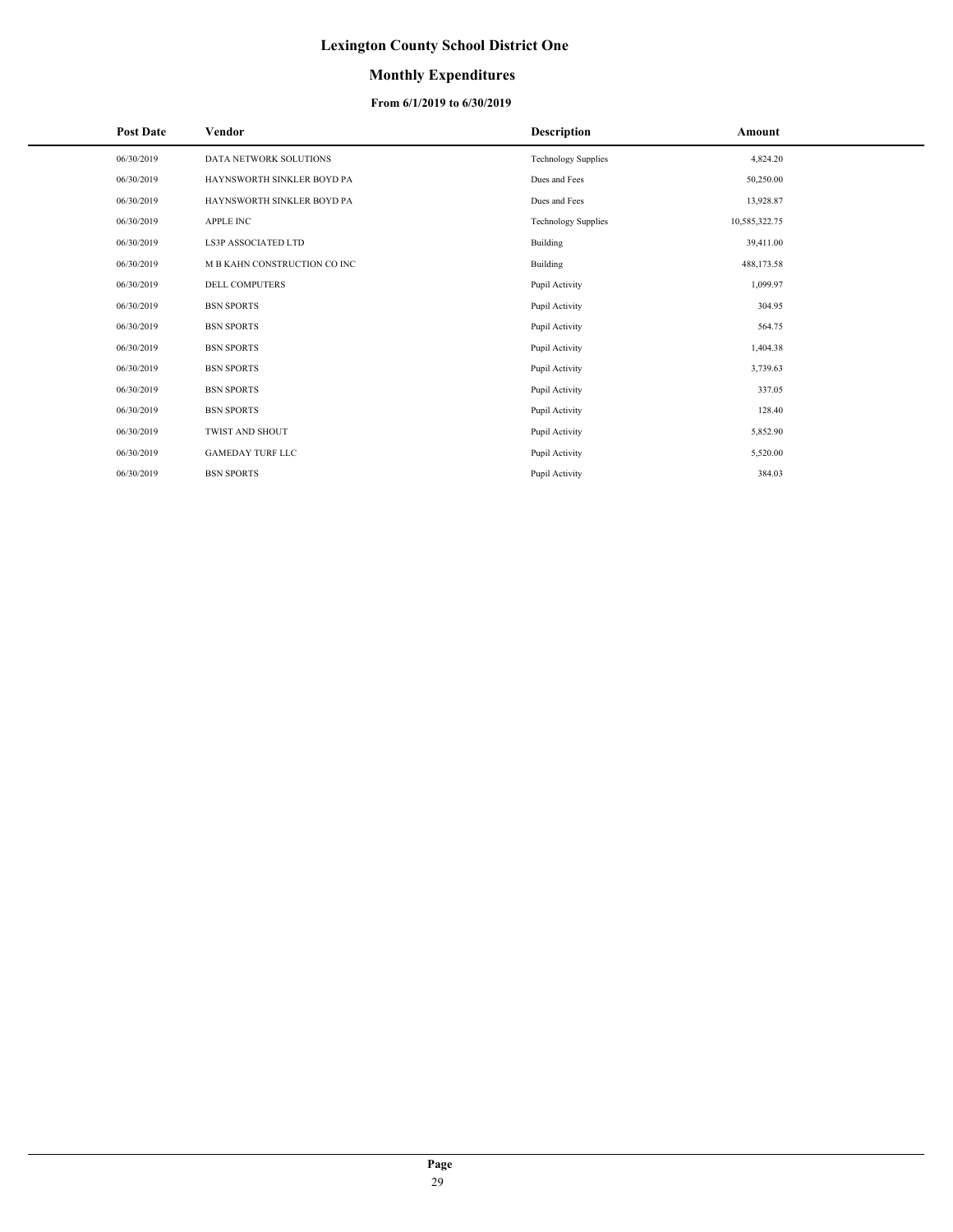# Lexington County School District One

## Monthly Expenditures

### From 6/1/2019 to 6/30/2019

| Post Date | Vendor | Description | Amount |
|---|---|---|---|
| 06/30/2019 | DATA NETWORK SOLUTIONS | Technology Supplies | 4,824.20 |
| 06/30/2019 | HAYNSWORTH SINKLER BOYD PA | Dues and Fees | 50,250.00 |
| 06/30/2019 | HAYNSWORTH SINKLER BOYD PA | Dues and Fees | 13,928.87 |
| 06/30/2019 | APPLE INC | Technology Supplies | 10,585,322.75 |
| 06/30/2019 | LS3P ASSOCIATED LTD | Building | 39,411.00 |
| 06/30/2019 | M B KAHN CONSTRUCTION CO INC | Building | 488,173.58 |
| 06/30/2019 | DELL COMPUTERS | Pupil Activity | 1,099.97 |
| 06/30/2019 | BSN SPORTS | Pupil Activity | 304.95 |
| 06/30/2019 | BSN SPORTS | Pupil Activity | 564.75 |
| 06/30/2019 | BSN SPORTS | Pupil Activity | 1,404.38 |
| 06/30/2019 | BSN SPORTS | Pupil Activity | 3,739.63 |
| 06/30/2019 | BSN SPORTS | Pupil Activity | 337.05 |
| 06/30/2019 | BSN SPORTS | Pupil Activity | 128.40 |
| 06/30/2019 | TWIST AND SHOUT | Pupil Activity | 5,852.90 |
| 06/30/2019 | GAMEDAY TURF LLC | Pupil Activity | 5,520.00 |
| 06/30/2019 | BSN SPORTS | Pupil Activity | 384.03 |